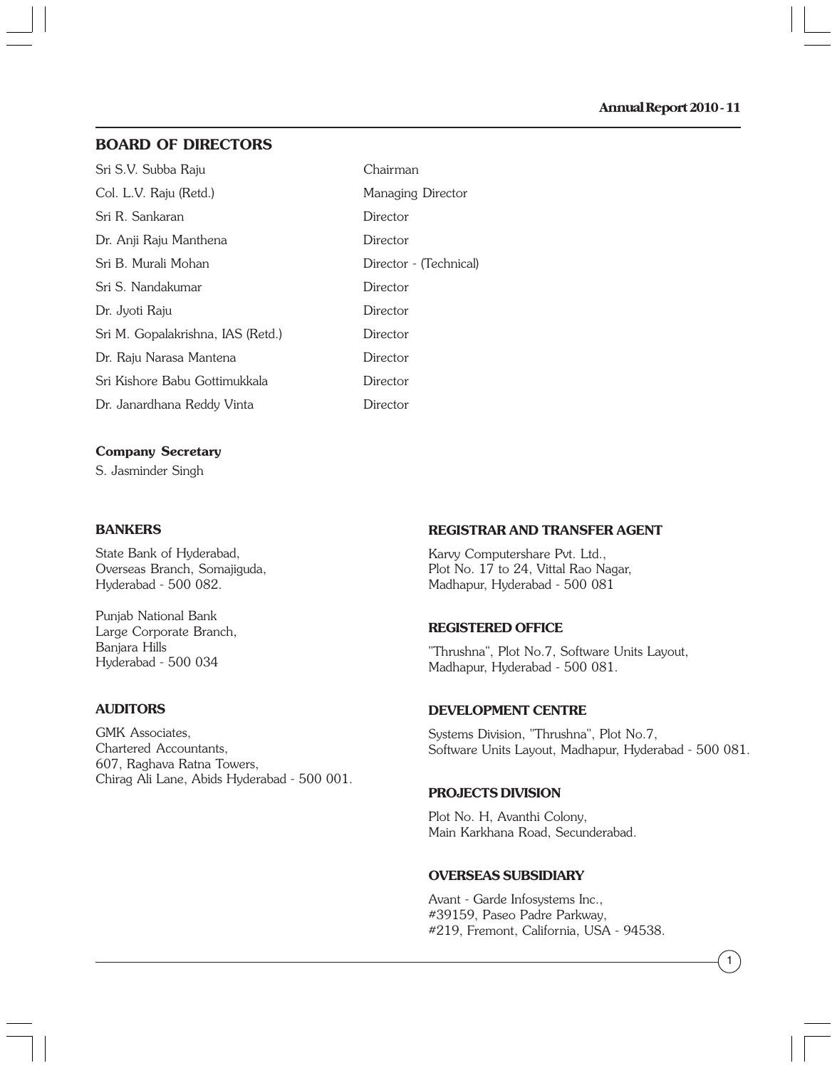## BOARD OF DIRECTORS

| | |
|---|---|
| Sri S.V. Subba Raju | Chairman |
| Col. L.V. Raju (Retd.) | Managing Director |
| Sri R. Sankaran | Director |
| Dr. Anji Raju Manthena | Director |
| Sri B. Murali Mohan | Director - (Technical) |
| Sri S. Nandakumar | Director |
| Dr. Jyoti Raju | Director |
| Sri M. Gopalakrishna, IAS (Retd.) | Director |
| Dr. Raju Narasa Mantena | Director |
| Sri Kishore Babu Gottimukkala | Director |
| Dr. Janardhana Reddy Vinta | Director |

**Company Secretary**

S. Jasminder Singh

### BANKERS

State Bank of Hyderabad,
Overseas Branch, Somajiguda,
Hyderabad - 500 082.

Punjab National Bank
Large Corporate Branch,
Banjara Hills
Hyderabad - 500 034

### AUDITORS

GMK Associates,
Chartered Accountants,
607, Raghava Ratna Towers,
Chirag Ali Lane, Abids Hyderabad - 500 001.

### REGISTRAR AND TRANSFER AGENT

Karvy Computershare Pvt. Ltd.,
Plot No. 17 to 24, Vittal Rao Nagar,
Madhapur, Hyderabad - 500 081

### REGISTERED OFFICE

"Thrushna", Plot No.7, Software Units Layout,
Madhapur, Hyderabad - 500 081.

### DEVELOPMENT CENTRE

Systems Division, "Thrushna", Plot No.7,
Software Units Layout, Madhapur, Hyderabad - 500 081.

### PROJECTS DIVISION

Plot No. H, Avanthi Colony,
Main Karkhana Road, Secunderabad.

### OVERSEAS SUBSIDIARY

Avant - Garde Infosystems Inc.,
#39159, Paseo Padre Parkway,
#219, Fremont, California, USA - 94538.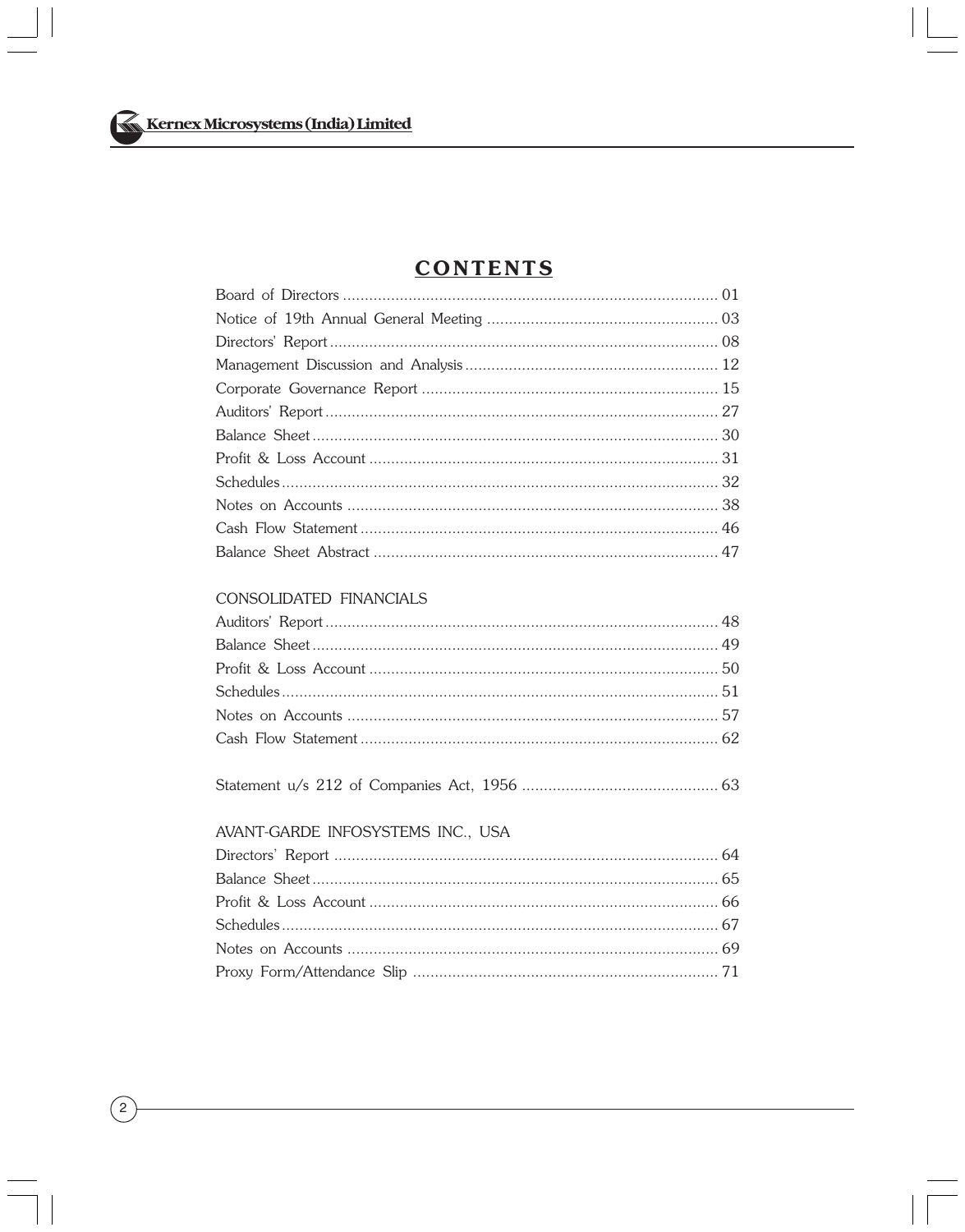# CONTENTS

| | |
|---|---|
| Board of Directors | 01 |
| Notice of 19th Annual General Meeting | 03 |
| Directors' Report | 08 |
| Management Discussion and Analysis | 12 |
| Corporate Governance Report | 15 |
| Auditors' Report | 27 |
| Balance Sheet | 30 |
| Profit & Loss Account | 31 |
| Schedules | 32 |
| Notes on Accounts | 38 |
| Cash Flow Statement | 46 |
| Balance Sheet Abstract | 47 |

## CONSOLIDATED FINANCIALS

| | |
|---|---|
| Auditors' Report | 48 |
| Balance Sheet | 49 |
| Profit & Loss Account | 50 |
| Schedules | 51 |
| Notes on Accounts | 57 |
| Cash Flow Statement | 62 |

| | |
|---|---|
| Statement u/s 212 of Companies Act, 1956 | 63 |

## AVANT-GARDE INFOSYSTEMS INC., USA

| | |
|---|---|
| Directors' Report | 64 |
| Balance Sheet | 65 |
| Profit & Loss Account | 66 |
| Schedules | 67 |
| Notes on Accounts | 69 |
| Proxy Form/Attendance Slip | 71 |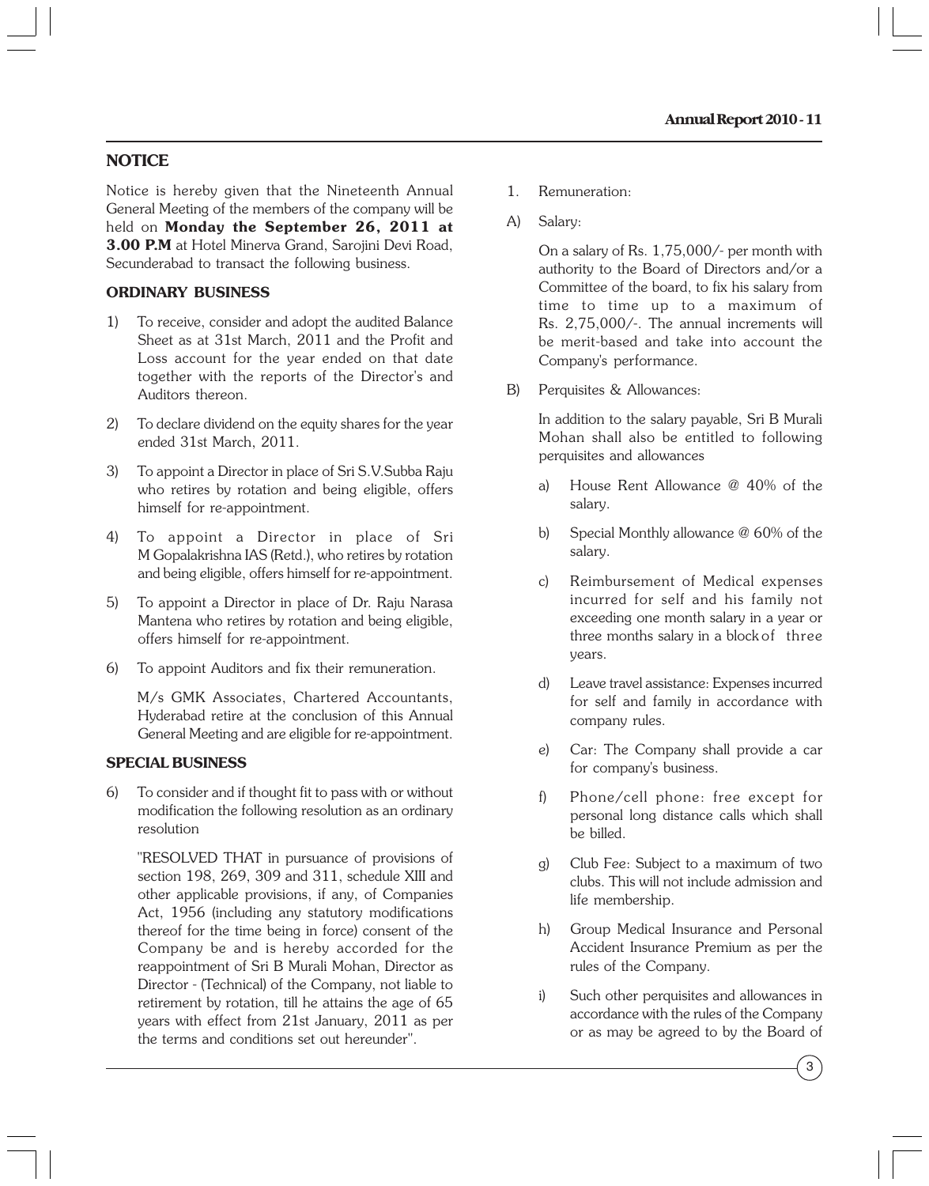## NOTICE

Notice is hereby given that the Nineteenth Annual General Meeting of the members of the company will be held on **Monday the September 26, 2011 at 3.00 P.M** at Hotel Minerva Grand, Sarojini Devi Road, Secunderabad to transact the following business.

### ORDINARY BUSINESS

1) To receive, consider and adopt the audited Balance Sheet as at 31st March, 2011 and the Profit and Loss account for the year ended on that date together with the reports of the Director's and Auditors thereon.

2) To declare dividend on the equity shares for the year ended 31st March, 2011.

3) To appoint a Director in place of Sri S.V.Subba Raju who retires by rotation and being eligible, offers himself for re-appointment.

4) To appoint a Director in place of Sri M Gopalakrishna IAS (Retd.), who retires by rotation and being eligible, offers himself for re-appointment.

5) To appoint a Director in place of Dr. Raju Narasa Mantena who retires by rotation and being eligible, offers himself for re-appointment.

6) To appoint Auditors and fix their remuneration.

   M/s GMK Associates, Chartered Accountants, Hyderabad retire at the conclusion of this Annual General Meeting and are eligible for re-appointment.

### SPECIAL BUSINESS

6) To consider and if thought fit to pass with or without modification the following resolution as an ordinary resolution

   "RESOLVED THAT in pursuance of provisions of section 198, 269, 309 and 311, schedule XIII and other applicable provisions, if any, of Companies Act, 1956 (including any statutory modifications thereof for the time being in force) consent of the Company be and is hereby accorded for the reappointment of Sri B Murali Mohan, Director as Director - (Technical) of the Company, not liable to retirement by rotation, till he attains the age of 65 years with effect from 21st January, 2011 as per the terms and conditions set out hereunder".

1. Remuneration:

A) Salary:

   On a salary of Rs. 1,75,000/- per month with authority to the Board of Directors and/or a Committee of the board, to fix his salary from time to time up to a maximum of Rs. 2,75,000/-. The annual increments will be merit-based and take into account the Company's performance.

B) Perquisites & Allowances:

   In addition to the salary payable, Sri B Murali Mohan shall also be entitled to following perquisites and allowances

   a) House Rent Allowance @ 40% of the salary.

   b) Special Monthly allowance @ 60% of the salary.

   c) Reimbursement of Medical expenses incurred for self and his family not exceeding one month salary in a year or three months salary in a block of three years.

   d) Leave travel assistance: Expenses incurred for self and family in accordance with company rules.

   e) Car: The Company shall provide a car for company's business.

   f) Phone/cell phone: free except for personal long distance calls which shall be billed.

   g) Club Fee: Subject to a maximum of two clubs. This will not include admission and life membership.

   h) Group Medical Insurance and Personal Accident Insurance Premium as per the rules of the Company.

   i) Such other perquisites and allowances in accordance with the rules of the Company or as may be agreed to by the Board of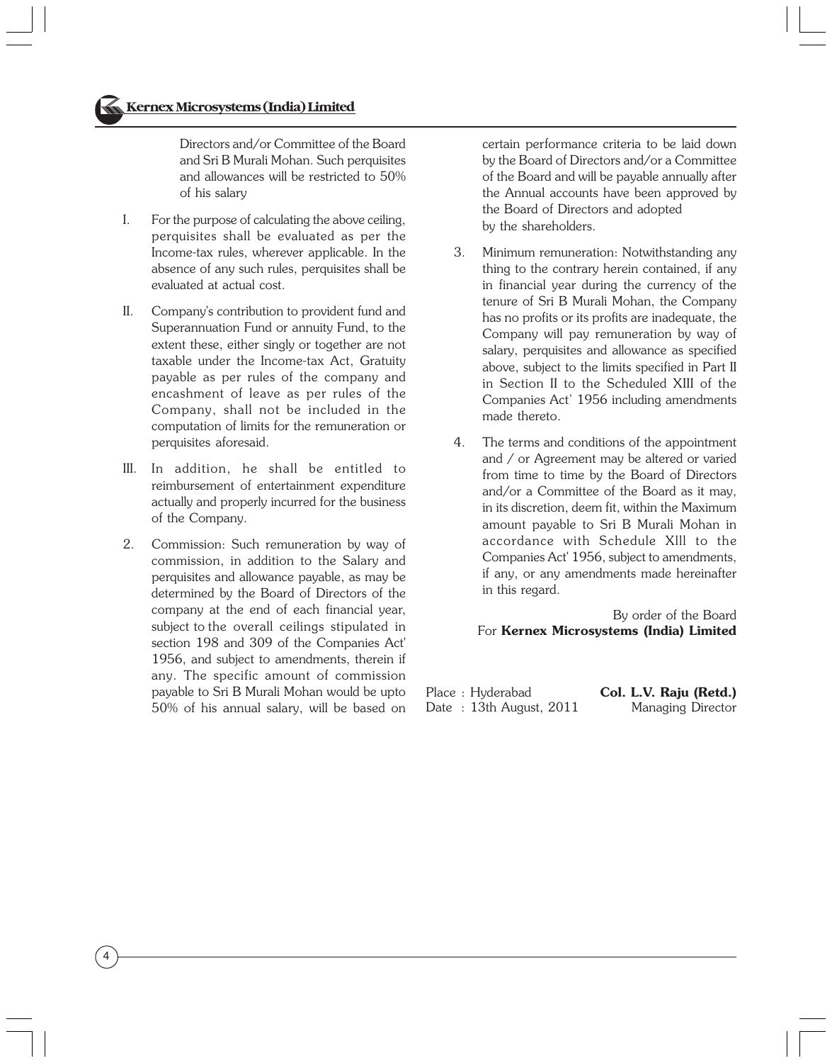Directors and/or Committee of the Board and Sri B Murali Mohan. Such perquisites and allowances will be restricted to 50% of his salary

I. For the purpose of calculating the above ceiling, perquisites shall be evaluated as per the Income-tax rules, wherever applicable. In the absence of any such rules, perquisites shall be evaluated at actual cost.

II. Company's contribution to provident fund and Superannuation Fund or annuity Fund, to the extent these, either singly or together are not taxable under the Income-tax Act, Gratuity payable as per rules of the company and encashment of leave as per rules of the Company, shall not be included in the computation of limits for the remuneration or perquisites aforesaid.

III. In addition, he shall be entitled to reimbursement of entertainment expenditure actually and properly incurred for the business of the Company.

2. Commission: Such remuneration by way of commission, in addition to the Salary and perquisites and allowance payable, as may be determined by the Board of Directors of the company at the end of each financial year, subject to the overall ceilings stipulated in section 198 and 309 of the Companies Act' 1956, and subject to amendments, therein if any. The specific amount of commission payable to Sri B Murali Mohan would be upto 50% of his annual salary, will be based on certain performance criteria to be laid down by the Board of Directors and/or a Committee of the Board and will be payable annually after the Annual accounts have been approved by the Board of Directors and adopted by the shareholders.

3. Minimum remuneration: Notwithstanding any thing to the contrary herein contained, if any in financial year during the currency of the tenure of Sri B Murali Mohan, the Company has no profits or its profits are inadequate, the Company will pay remuneration by way of salary, perquisites and allowance as specified above, subject to the limits specified in Part II in Section II to the Scheduled XIII of the Companies Act' 1956 including amendments made thereto.

4. The terms and conditions of the appointment and / or Agreement may be altered or varied from time to time by the Board of Directors and/or a Committee of the Board as it may, in its discretion, deem fit, within the Maximum amount payable to Sri B Murali Mohan in accordance with Schedule XIII to the Companies Act' 1956, subject to amendments, if any, or any amendments made hereinafter in this regard.

By order of the Board
For **Kernex Microsystems (India) Limited**

Place : Hyderabad
Date : 13th August, 2011

**Col. L.V. Raju (Retd.)**
Managing Director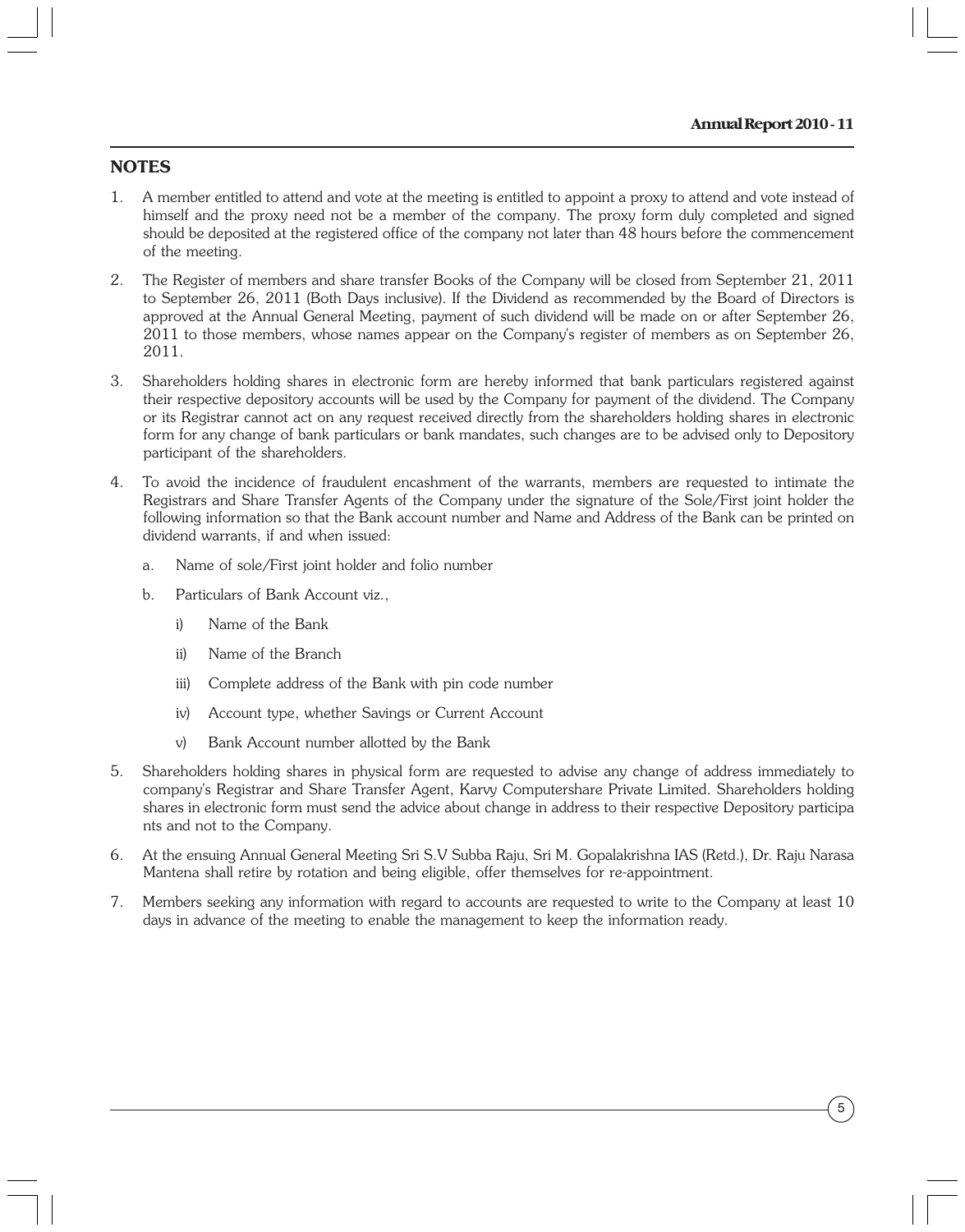## NOTES

1. A member entitled to attend and vote at the meeting is entitled to appoint a proxy to attend and vote instead of himself and the proxy need not be a member of the company. The proxy form duly completed and signed should be deposited at the registered office of the company not later than 48 hours before the commencement of the meeting.

2. The Register of members and share transfer Books of the Company will be closed from September 21, 2011 to September 26, 2011 (Both Days inclusive). If the Dividend as recommended by the Board of Directors is approved at the Annual General Meeting, payment of such dividend will be made on or after September 26, 2011 to those members, whose names appear on the Company's register of members as on September 26, 2011.

3. Shareholders holding shares in electronic form are hereby informed that bank particulars registered against their respective depository accounts will be used by the Company for payment of the dividend. The Company or its Registrar cannot act on any request received directly from the shareholders holding shares in electronic form for any change of bank particulars or bank mandates, such changes are to be advised only to Depository participant of the shareholders.

4. To avoid the incidence of fraudulent encashment of the warrants, members are requested to intimate the Registrars and Share Transfer Agents of the Company under the signature of the Sole/First joint holder the following information so that the Bank account number and Name and Address of the Bank can be printed on dividend warrants, if and when issued:

   a. Name of sole/First joint holder and folio number

   b. Particulars of Bank Account viz.,

      i) Name of the Bank

      ii) Name of the Branch

      iii) Complete address of the Bank with pin code number

      iv) Account type, whether Savings or Current Account

      v) Bank Account number allotted by the Bank

5. Shareholders holding shares in physical form are requested to advise any change of address immediately to company's Registrar and Share Transfer Agent, Karvy Computershare Private Limited. Shareholders holding shares in electronic form must send the advice about change in address to their respective Depository participa nts and not to the Company.

6. At the ensuing Annual General Meeting Sri S.V Subba Raju, Sri M. Gopalakrishna IAS (Retd.), Dr. Raju Narasa Mantena shall retire by rotation and being eligible, offer themselves for re-appointment.

7. Members seeking any information with regard to accounts are requested to write to the Company at least 10 days in advance of the meeting to enable the management to keep the information ready.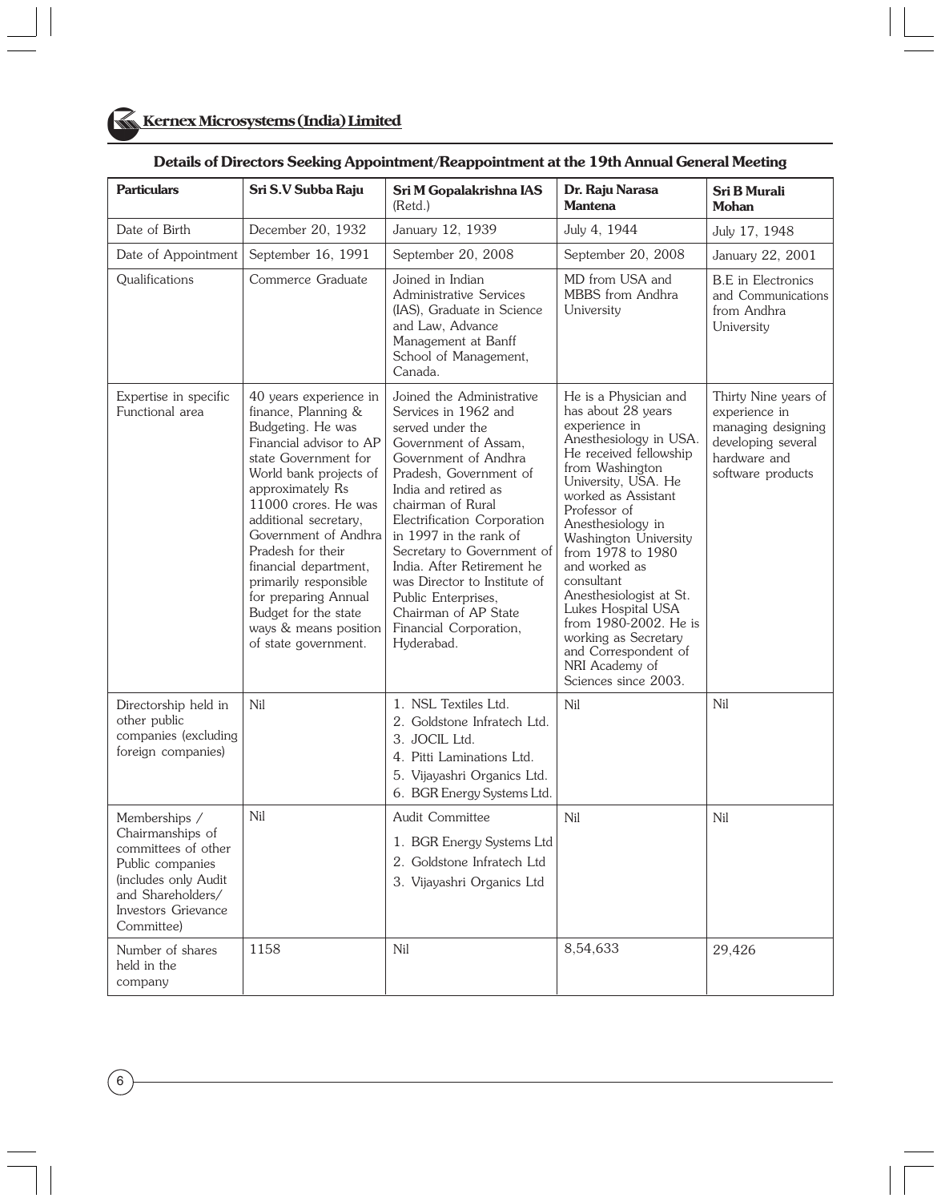## Details of Directors Seeking Appointment/Reappointment at the 19th Annual General Meeting

| Particulars | Sri S.V Subba Raju | Sri M Gopalakrishna IAS (Retd.) | Dr. Raju Narasa Mantena | Sri B Murali Mohan |
|---|---|---|---|---|
| Date of Birth | December 20, 1932 | January 12, 1939 | July 4, 1944 | July 17, 1948 |
| Date of Appointment | September 16, 1991 | September 20, 2008 | September 20, 2008 | January 22, 2001 |
| Qualifications | Commerce Graduate | Joined in Indian Administrative Services (IAS), Graduate in Science and Law, Advance Management at Banff School of Management, Canada. | MD from USA and MBBS from Andhra University | B.E in Electronics and Communications from Andhra University |
| Expertise in specific Functional area | 40 years experience in finance, Planning & Budgeting. He was Financial advisor to AP state Government for World bank projects of approximately Rs 11000 crores. He was additional secretary, Government of Andhra Pradesh for their financial department, primarily responsible for preparing Annual Budget for the state ways & means position of state government. | Joined the Administrative Services in 1962 and served under the Government of Assam, Government of Andhra Pradesh, Government of India and retired as chairman of Rural Electrification Corporation in 1997 in the rank of Secretary to Government of India. After Retirement he was Director to Institute of Public Enterprises, Chairman of AP State Financial Corporation, Hyderabad. | He is a Physician and has about 28 years experience in Anesthesiology in USA. He received fellowship from Washington University, USA. He worked as Assistant Professor of Anesthesiology in Washington University from 1978 to 1980 and worked as consultant Anesthesiologist at St. Lukes Hospital USA from 1980-2002. He is working as Secretary and Correspondent of NRI Academy of Sciences since 2003. | Thirty Nine years of experience in managing designing developing several hardware and software products |
| Directorship held in other public companies (excluding foreign companies) | Nil | 1. NSL Textiles Ltd.<br>2. Goldstone Infratech Ltd.<br>3. JOCIL Ltd.<br>4. Pitti Laminations Ltd.<br>5. Vijayashri Organics Ltd.<br>6. BGR Energy Systems Ltd. | Nil | Nil |
| Memberships / Chairmanships of committees of other Public companies (includes only Audit and Shareholders/ Investors Grievance Committee) | Nil | Audit Committee<br>1. BGR Energy Systems Ltd<br>2. Goldstone Infratech Ltd<br>3. Vijayashri Organics Ltd | Nil | Nil |
| Number of shares held in the company | 1158 | Nil | 8,54,633 | 29,426 |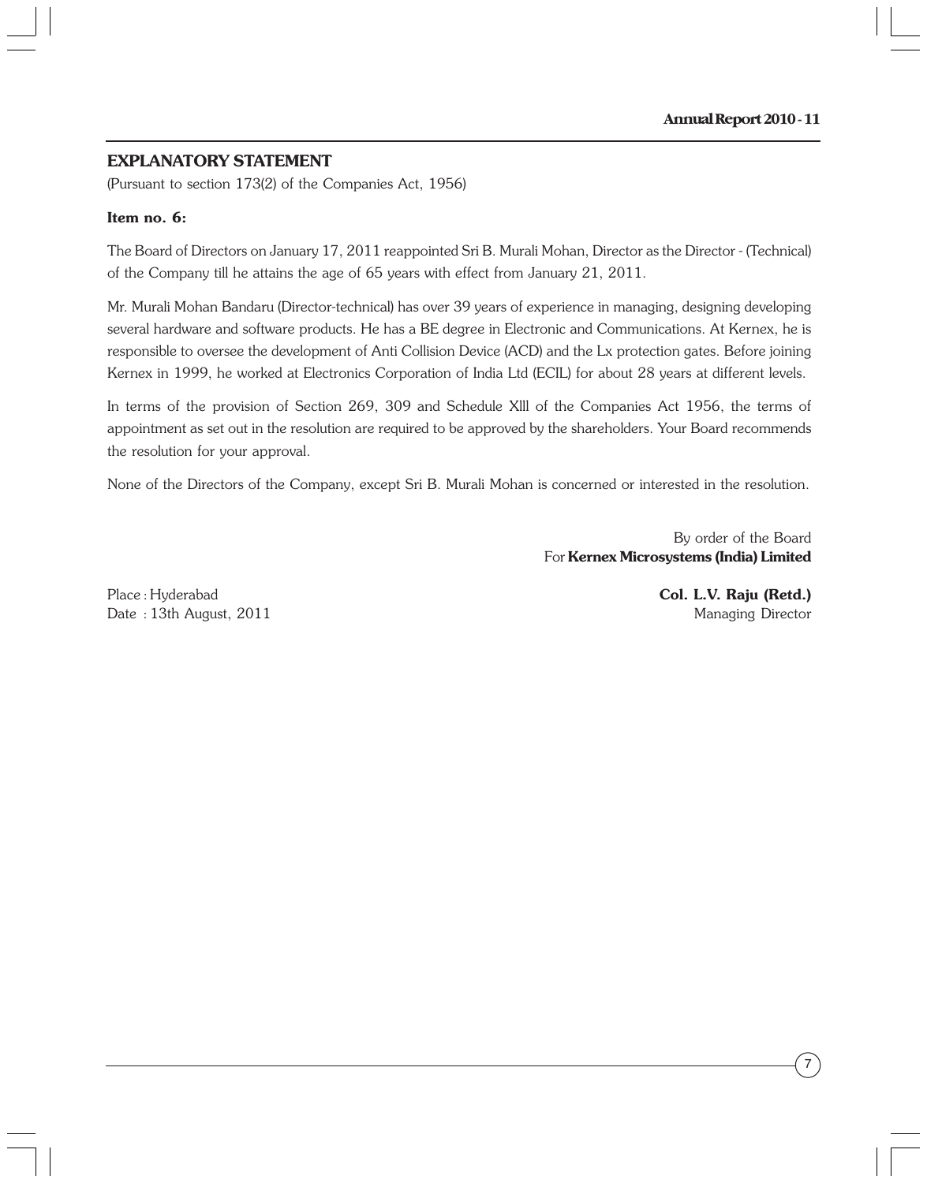## EXPLANATORY STATEMENT

(Pursuant to section 173(2) of the Companies Act, 1956)

**Item no. 6:**

The Board of Directors on January 17, 2011 reappointed Sri B. Murali Mohan, Director as the Director - (Technical) of the Company till he attains the age of 65 years with effect from January 21, 2011.

Mr. Murali Mohan Bandaru (Director-technical) has over 39 years of experience in managing, designing developing several hardware and software products. He has a BE degree in Electronic and Communications. At Kernex, he is responsible to oversee the development of Anti Collision Device (ACD) and the Lx protection gates. Before joining Kernex in 1999, he worked at Electronics Corporation of India Ltd (ECIL) for about 28 years at different levels.

In terms of the provision of Section 269, 309 and Schedule XIII of the Companies Act 1956, the terms of appointment as set out in the resolution are required to be approved by the shareholders. Your Board recommends the resolution for your approval.

None of the Directors of the Company, except Sri B. Murali Mohan is concerned or interested in the resolution.

By order of the Board
For **Kernex Microsystems (India) Limited**

Place : Hyderabad
Date : 13th August, 2011

**Col. L.V. Raju (Retd.)**
Managing Director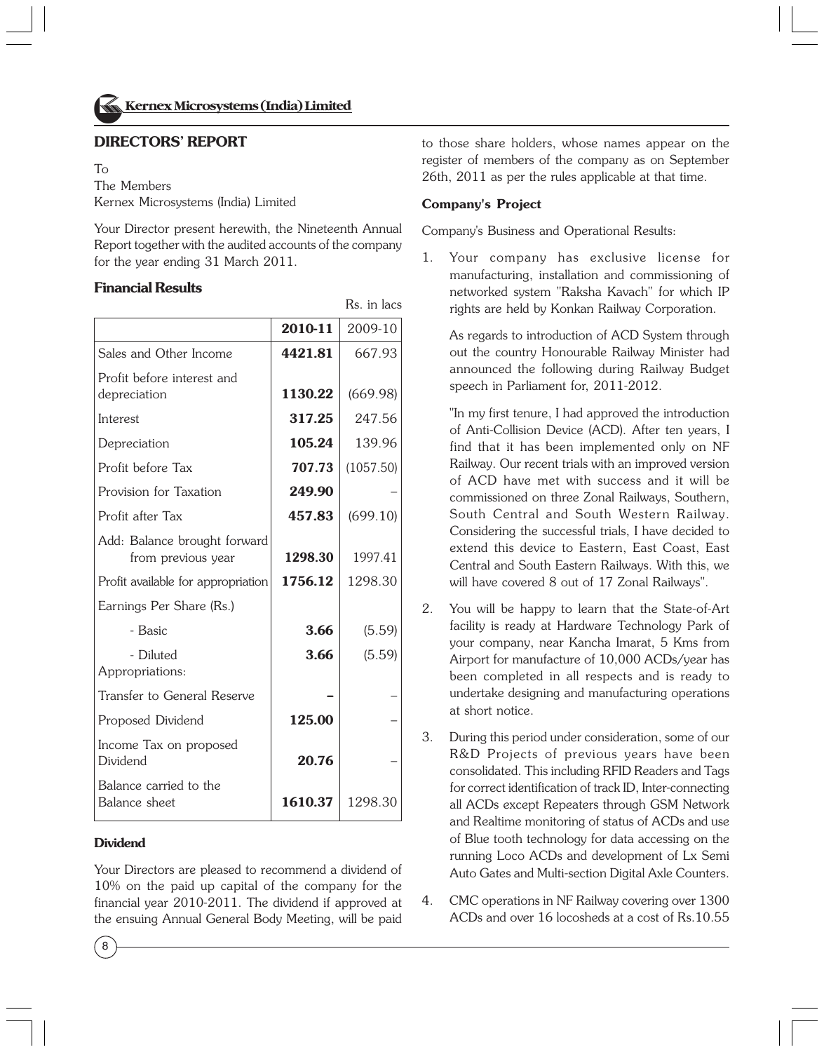## DIRECTORS' REPORT

To
The Members
Kernex Microsystems (India) Limited

Your Director present herewith, the Nineteenth Annual Report together with the audited accounts of the company for the year ending 31 March 2011.

### Financial Results

Rs. in lacs

| | 2010-11 | 2009-10 |
|---|---|---|
| Sales and Other Income | **4421.81** | 667.93 |
| Profit before interest and depreciation | **1130.22** | (669.98) |
| Interest | **317.25** | 247.56 |
| Depreciation | **105.24** | 139.96 |
| Profit before Tax | **707.73** | (1057.50) |
| Provision for Taxation | **249.90** | – |
| Profit after Tax | **457.83** | (699.10) |
| Add: Balance brought forward from previous year | **1298.30** | 1997.41 |
| Profit available for appropriation | **1756.12** | 1298.30 |
| Earnings Per Share (Rs.) | | |
| - Basic | **3.66** | (5.59) |
| - Diluted | **3.66** | (5.59) |
| Appropriations: | | |
| Transfer to General Reserve | **–** | – |
| Proposed Dividend | **125.00** | – |
| Income Tax on proposed Dividend | **20.76** | – |
| Balance carried to the Balance sheet | **1610.37** | 1298.30 |

### Dividend

Your Directors are pleased to recommend a dividend of 10% on the paid up capital of the company for the financial year 2010-2011. The dividend if approved at the ensuing Annual General Body Meeting, will be paid to those share holders, whose names appear on the register of members of the company as on September 26th, 2011 as per the rules applicable at that time.

### Company's Project

Company's Business and Operational Results:

1. Your company has exclusive license for manufacturing, installation and commissioning of networked system "Raksha Kavach" for which IP rights are held by Konkan Railway Corporation.

   As regards to introduction of ACD System through out the country Honourable Railway Minister had announced the following during Railway Budget speech in Parliament for, 2011-2012.

   "In my first tenure, I had approved the introduction of Anti-Collision Device (ACD). After ten years, I find that it has been implemented only on NF Railway. Our recent trials with an improved version of ACD have met with success and it will be commissioned on three Zonal Railways, Southern, South Central and South Western Railway. Considering the successful trials, I have decided to extend this device to Eastern, East Coast, East Central and South Eastern Railways. With this, we will have covered 8 out of 17 Zonal Railways".

2. You will be happy to learn that the State-of-Art facility is ready at Hardware Technology Park of your company, near Kancha Imarat, 5 Kms from Airport for manufacture of 10,000 ACDs/year has been completed in all respects and is ready to undertake designing and manufacturing operations at short notice.

3. During this period under consideration, some of our R&D Projects of previous years have been consolidated. This including RFID Readers and Tags for correct identification of track ID, Inter-connecting all ACDs except Repeaters through GSM Network and Realtime monitoring of status of ACDs and use of Blue tooth technology for data accessing on the running Loco ACDs and development of Lx Semi Auto Gates and Multi-section Digital Axle Counters.

4. CMC operations in NF Railway covering over 1300 ACDs and over 16 locosheds at a cost of Rs.10.55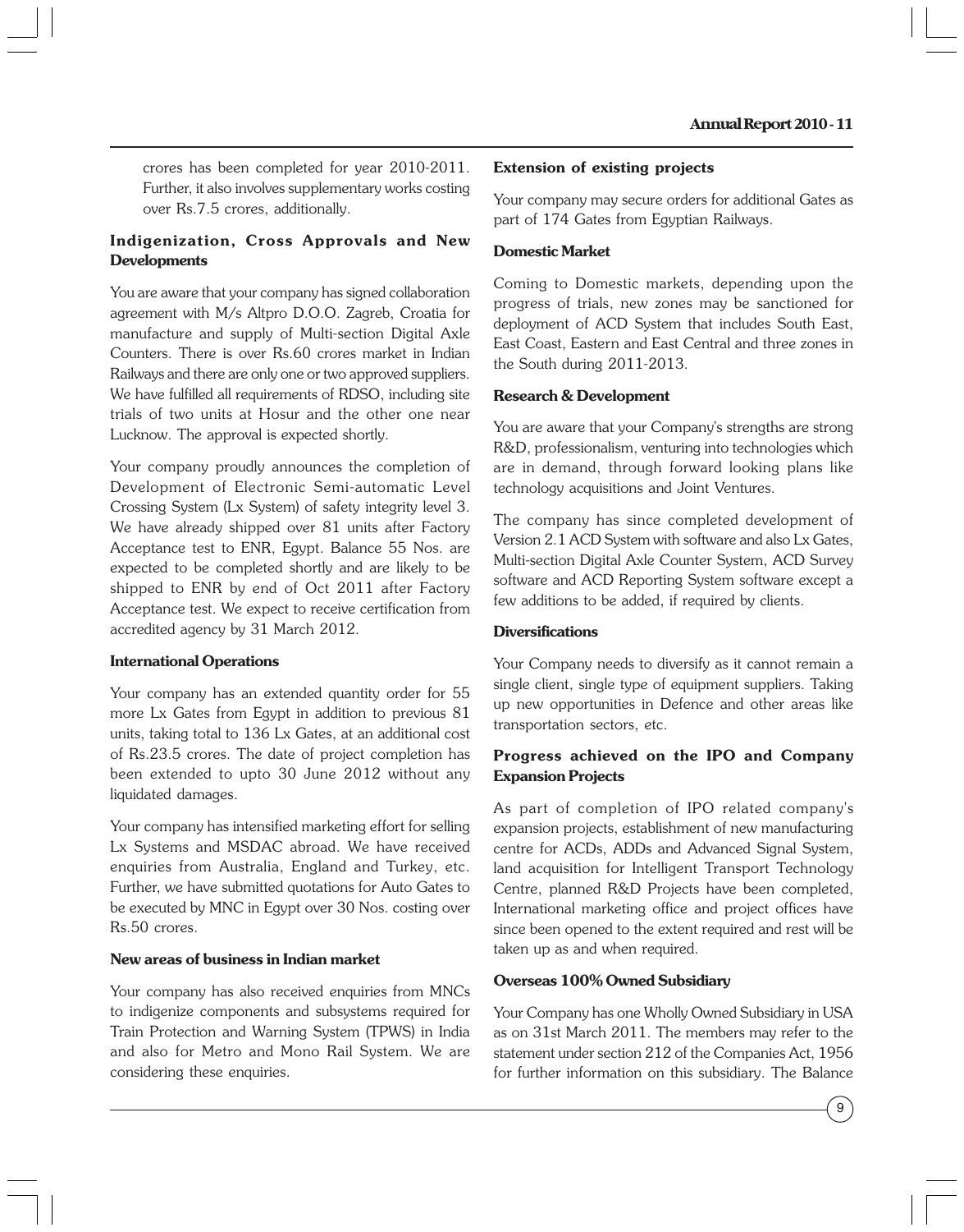crores has been completed for year 2010-2011. Further, it also involves supplementary works costing over Rs.7.5 crores, additionally.

### Indigenization, Cross Approvals and New Developments

You are aware that your company has signed collaboration agreement with M/s Altpro D.O.O. Zagreb, Croatia for manufacture and supply of Multi-section Digital Axle Counters. There is over Rs.60 crores market in Indian Railways and there are only one or two approved suppliers. We have fulfilled all requirements of RDSO, including site trials of two units at Hosur and the other one near Lucknow. The approval is expected shortly.

Your company proudly announces the completion of Development of Electronic Semi-automatic Level Crossing System (Lx System) of safety integrity level 3. We have already shipped over 81 units after Factory Acceptance test to ENR, Egypt. Balance 55 Nos. are expected to be completed shortly and are likely to be shipped to ENR by end of Oct 2011 after Factory Acceptance test. We expect to receive certification from accredited agency by 31 March 2012.

### International Operations

Your company has an extended quantity order for 55 more Lx Gates from Egypt in addition to previous 81 units, taking total to 136 Lx Gates, at an additional cost of Rs.23.5 crores. The date of project completion has been extended to upto 30 June 2012 without any liquidated damages.

Your company has intensified marketing effort for selling Lx Systems and MSDAC abroad. We have received enquiries from Australia, England and Turkey, etc. Further, we have submitted quotations for Auto Gates to be executed by MNC in Egypt over 30 Nos. costing over Rs.50 crores.

### New areas of business in Indian market

Your company has also received enquiries from MNCs to indigenize components and subsystems required for Train Protection and Warning System (TPWS) in India and also for Metro and Mono Rail System. We are considering these enquiries.

### Extension of existing projects

Your company may secure orders for additional Gates as part of 174 Gates from Egyptian Railways.

### Domestic Market

Coming to Domestic markets, depending upon the progress of trials, new zones may be sanctioned for deployment of ACD System that includes South East, East Coast, Eastern and East Central and three zones in the South during 2011-2013.

### Research & Development

You are aware that your Company's strengths are strong R&D, professionalism, venturing into technologies which are in demand, through forward looking plans like technology acquisitions and Joint Ventures.

The company has since completed development of Version 2.1 ACD System with software and also Lx Gates, Multi-section Digital Axle Counter System, ACD Survey software and ACD Reporting System software except a few additions to be added, if required by clients.

### Diversifications

Your Company needs to diversify as it cannot remain a single client, single type of equipment suppliers. Taking up new opportunities in Defence and other areas like transportation sectors, etc.

### Progress achieved on the IPO and Company Expansion Projects

As part of completion of IPO related company's expansion projects, establishment of new manufacturing centre for ACDs, ADDs and Advanced Signal System, land acquisition for Intelligent Transport Technology Centre, planned R&D Projects have been completed, International marketing office and project offices have since been opened to the extent required and rest will be taken up as and when required.

### Overseas 100% Owned Subsidiary

Your Company has one Wholly Owned Subsidiary in USA as on 31st March 2011. The members may refer to the statement under section 212 of the Companies Act, 1956 for further information on this subsidiary. The Balance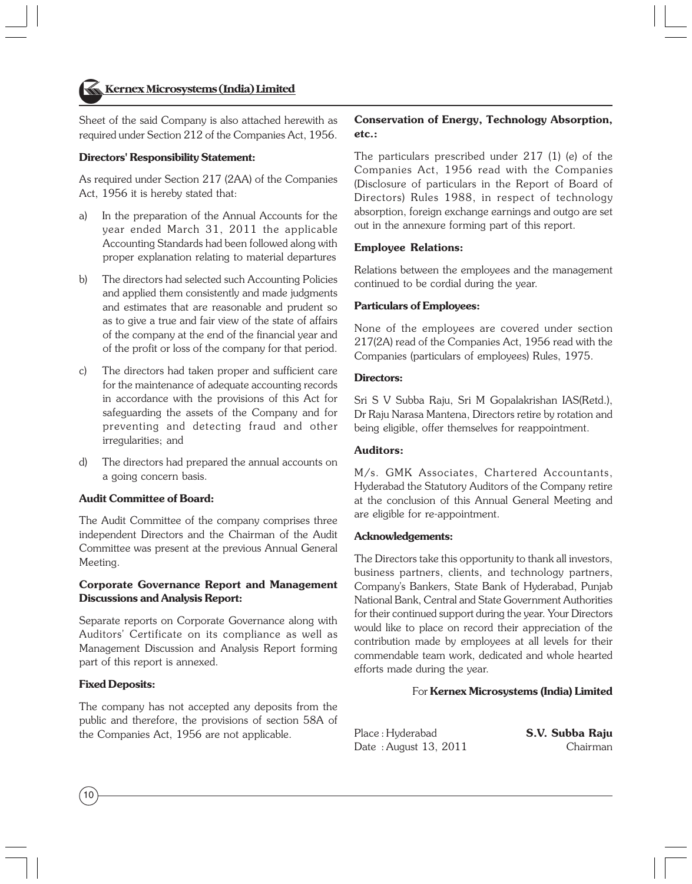Sheet of the said Company is also attached herewith as required under Section 212 of the Companies Act, 1956.

**Directors' Responsibility Statement:**

As required under Section 217 (2AA) of the Companies Act, 1956 it is hereby stated that:

a) In the preparation of the Annual Accounts for the year ended March 31, 2011 the applicable Accounting Standards had been followed along with proper explanation relating to material departures

b) The directors had selected such Accounting Policies and applied them consistently and made judgments and estimates that are reasonable and prudent so as to give a true and fair view of the state of affairs of the company at the end of the financial year and of the profit or loss of the company for that period.

c) The directors had taken proper and sufficient care for the maintenance of adequate accounting records in accordance with the provisions of this Act for safeguarding the assets of the Company and for preventing and detecting fraud and other irregularities; and

d) The directors had prepared the annual accounts on a going concern basis.

**Audit Committee of Board:**

The Audit Committee of the company comprises three independent Directors and the Chairman of the Audit Committee was present at the previous Annual General Meeting.

**Corporate Governance Report and Management Discussions and Analysis Report:**

Separate reports on Corporate Governance along with Auditors' Certificate on its compliance as well as Management Discussion and Analysis Report forming part of this report is annexed.

**Fixed Deposits:**

The company has not accepted any deposits from the public and therefore, the provisions of section 58A of the Companies Act, 1956 are not applicable.

**Conservation of Energy, Technology Absorption, etc.:**

The particulars prescribed under 217 (1) (e) of the Companies Act, 1956 read with the Companies (Disclosure of particulars in the Report of Board of Directors) Rules 1988, in respect of technology absorption, foreign exchange earnings and outgo are set out in the annexure forming part of this report.

**Employee Relations:**

Relations between the employees and the management continued to be cordial during the year.

**Particulars of Employees:**

None of the employees are covered under section 217(2A) read of the Companies Act, 1956 read with the Companies (particulars of employees) Rules, 1975.

**Directors:**

Sri S V Subba Raju, Sri M Gopalakrishan IAS(Retd.), Dr Raju Narasa Mantena, Directors retire by rotation and being eligible, offer themselves for reappointment.

**Auditors:**

M/s. GMK Associates, Chartered Accountants, Hyderabad the Statutory Auditors of the Company retire at the conclusion of this Annual General Meeting and are eligible for re-appointment.

**Acknowledgements:**

The Directors take this opportunity to thank all investors, business partners, clients, and technology partners, Company's Bankers, State Bank of Hyderabad, Punjab National Bank, Central and State Government Authorities for their continued support during the year. Your Directors would like to place on record their appreciation of the contribution made by employees at all levels for their commendable team work, dedicated and whole hearted efforts made during the year.

For **Kernex Microsystems (India) Limited**

Place : Hyderabad
Date : August 13, 2011

**S.V. Subba Raju**
Chairman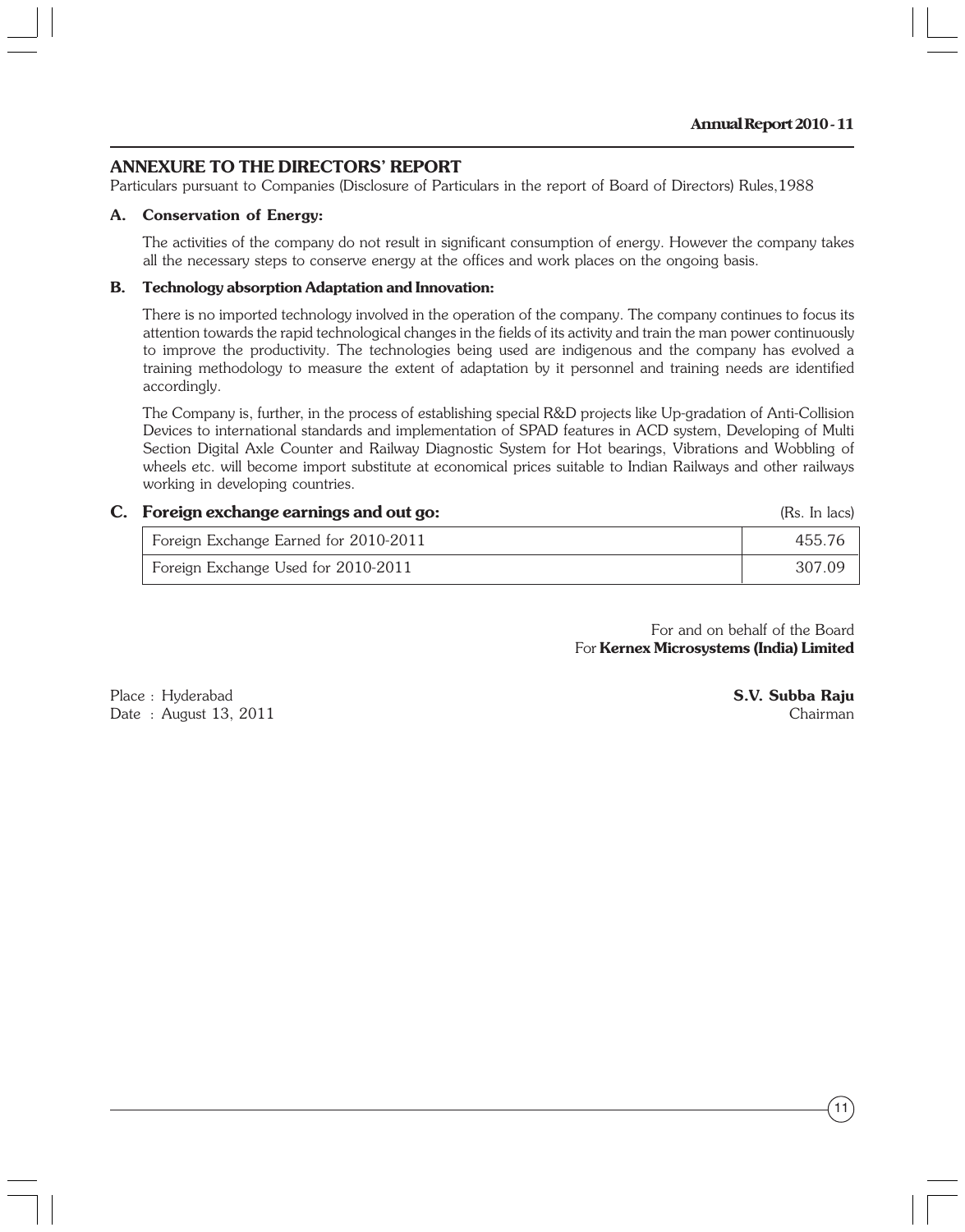## ANNEXURE TO THE DIRECTORS' REPORT

Particulars pursuant to Companies (Disclosure of Particulars in the report of Board of Directors) Rules,1988

### A. Conservation of Energy:

The activities of the company do not result in significant consumption of energy. However the company takes all the necessary steps to conserve energy at the offices and work places on the ongoing basis.

### B. Technology absorption Adaptation and Innovation:

There is no imported technology involved in the operation of the company. The company continues to focus its attention towards the rapid technological changes in the fields of its activity and train the man power continuously to improve the productivity. The technologies being used are indigenous and the company has evolved a training methodology to measure the extent of adaptation by it personnel and training needs are identified accordingly.

The Company is, further, in the process of establishing special R&D projects like Up-gradation of Anti-Collision Devices to international standards and implementation of SPAD features in ACD system, Developing of Multi Section Digital Axle Counter and Railway Diagnostic System for Hot bearings, Vibrations and Wobbling of wheels etc. will become import substitute at economical prices suitable to Indian Railways and other railways working in developing countries.

### C. Foreign exchange earnings and out go:

(Rs. In lacs)

| | |
|---|---|
| Foreign Exchange Earned for 2010-2011 | 455.76 |
| Foreign Exchange Used for 2010-2011 | 307.09 |

For and on behalf of the Board
For **Kernex Microsystems (India) Limited**

Place : Hyderabad
Date : August 13, 2011

**S.V. Subba Raju**
Chairman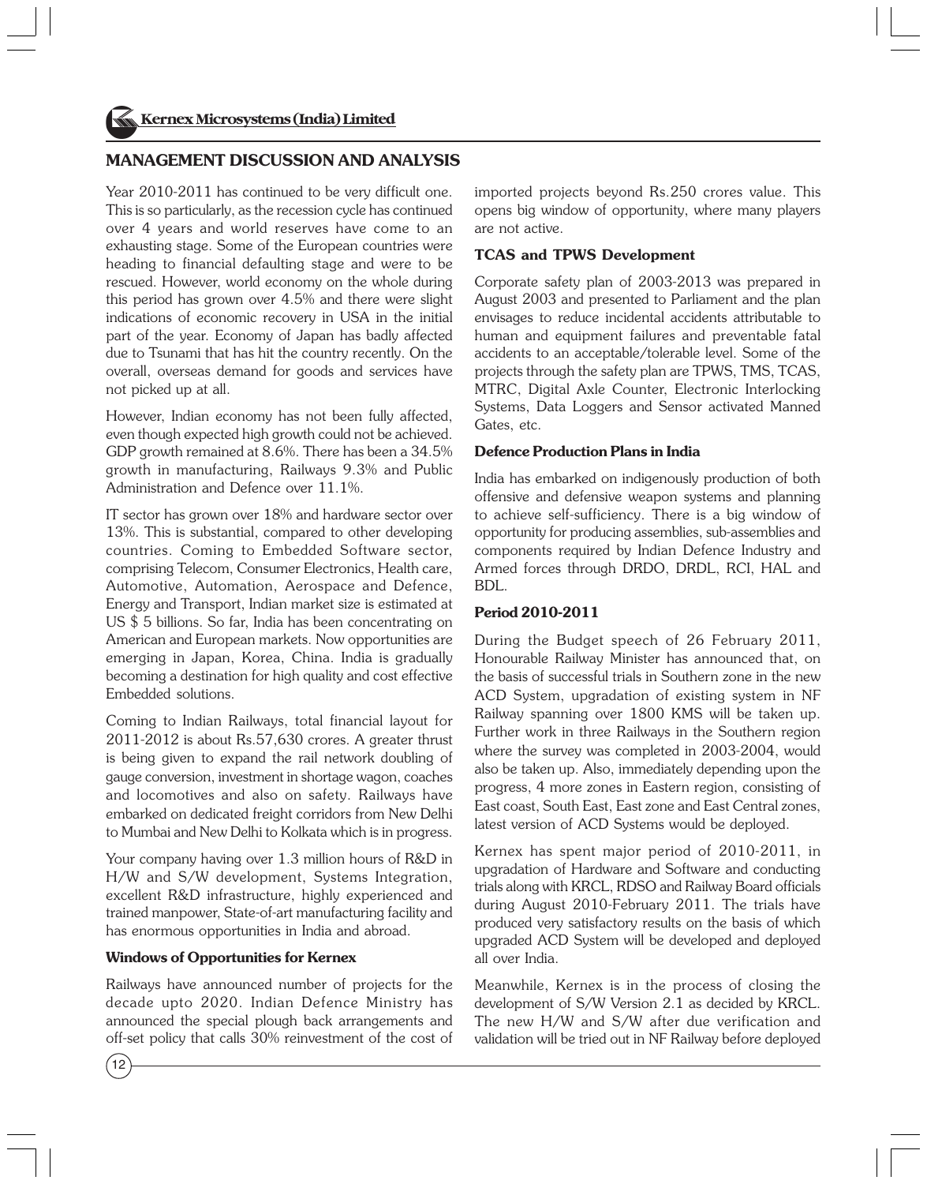## MANAGEMENT DISCUSSION AND ANALYSIS

Year 2010-2011 has continued to be very difficult one. This is so particularly, as the recession cycle has continued over 4 years and world reserves have come to an exhausting stage. Some of the European countries were heading to financial defaulting stage and were to be rescued. However, world economy on the whole during this period has grown over 4.5% and there were slight indications of economic recovery in USA in the initial part of the year. Economy of Japan has badly affected due to Tsunami that has hit the country recently. On the overall, overseas demand for goods and services have not picked up at all.

However, Indian economy has not been fully affected, even though expected high growth could not be achieved. GDP growth remained at 8.6%. There has been a 34.5% growth in manufacturing, Railways 9.3% and Public Administration and Defence over 11.1%.

IT sector has grown over 18% and hardware sector over 13%. This is substantial, compared to other developing countries. Coming to Embedded Software sector, comprising Telecom, Consumer Electronics, Health care, Automotive, Automation, Aerospace and Defence, Energy and Transport, Indian market size is estimated at US $ 5 billions. So far, India has been concentrating on American and European markets. Now opportunities are emerging in Japan, Korea, China. India is gradually becoming a destination for high quality and cost effective Embedded solutions.

Coming to Indian Railways, total financial layout for 2011-2012 is about Rs.57,630 crores. A greater thrust is being given to expand the rail network doubling of gauge conversion, investment in shortage wagon, coaches and locomotives and also on safety. Railways have embarked on dedicated freight corridors from New Delhi to Mumbai and New Delhi to Kolkata which is in progress.

Your company having over 1.3 million hours of R&D in H/W and S/W development, Systems Integration, excellent R&D infrastructure, highly experienced and trained manpower, State-of-art manufacturing facility and has enormous opportunities in India and abroad.

### Windows of Opportunities for Kernex

Railways have announced number of projects for the decade upto 2020. Indian Defence Ministry has announced the special plough back arrangements and off-set policy that calls 30% reinvestment of the cost of imported projects beyond Rs.250 crores value. This opens big window of opportunity, where many players are not active.

### TCAS and TPWS Development

Corporate safety plan of 2003-2013 was prepared in August 2003 and presented to Parliament and the plan envisages to reduce incidental accidents attributable to human and equipment failures and preventable fatal accidents to an acceptable/tolerable level. Some of the projects through the safety plan are TPWS, TMS, TCAS, MTRC, Digital Axle Counter, Electronic Interlocking Systems, Data Loggers and Sensor activated Manned Gates, etc.

### Defence Production Plans in India

India has embarked on indigenously production of both offensive and defensive weapon systems and planning to achieve self-sufficiency. There is a big window of opportunity for producing assemblies, sub-assemblies and components required by Indian Defence Industry and Armed forces through DRDO, DRDL, RCI, HAL and BDL.

### Period 2010-2011

During the Budget speech of 26 February 2011, Honourable Railway Minister has announced that, on the basis of successful trials in Southern zone in the new ACD System, upgradation of existing system in NF Railway spanning over 1800 KMS will be taken up. Further work in three Railways in the Southern region where the survey was completed in 2003-2004, would also be taken up. Also, immediately depending upon the progress, 4 more zones in Eastern region, consisting of East coast, South East, East zone and East Central zones, latest version of ACD Systems would be deployed.

Kernex has spent major period of 2010-2011, in upgradation of Hardware and Software and conducting trials along with KRCL, RDSO and Railway Board officials during August 2010-February 2011. The trials have produced very satisfactory results on the basis of which upgraded ACD System will be developed and deployed all over India.

Meanwhile, Kernex is in the process of closing the development of S/W Version 2.1 as decided by KRCL. The new H/W and S/W after due verification and validation will be tried out in NF Railway before deployed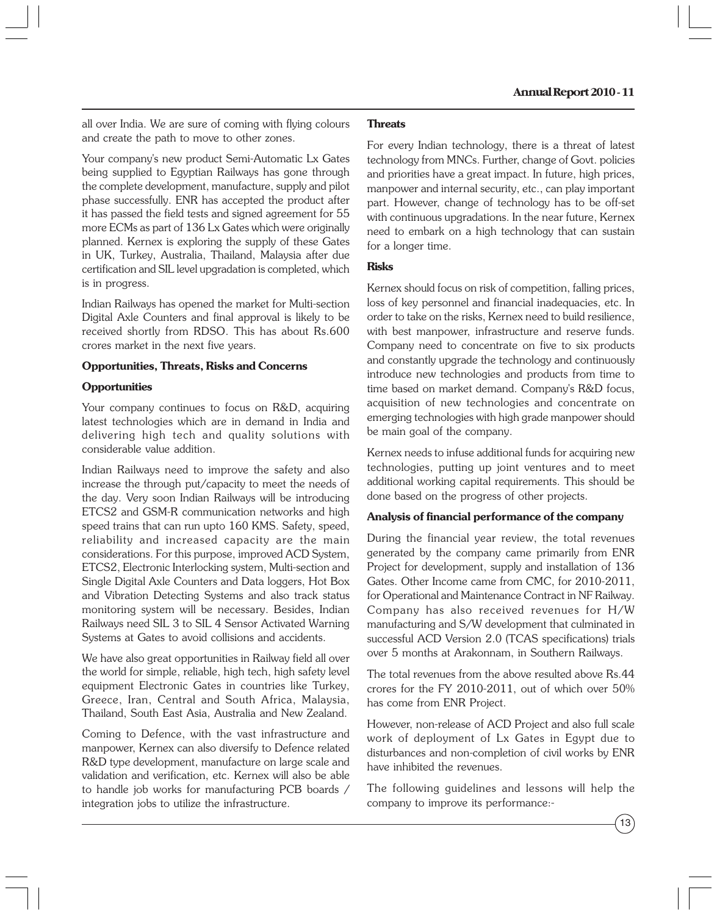all over India. We are sure of coming with flying colours and create the path to move to other zones.

Your company's new product Semi-Automatic Lx Gates being supplied to Egyptian Railways has gone through the complete development, manufacture, supply and pilot phase successfully. ENR has accepted the product after it has passed the field tests and signed agreement for 55 more ECMs as part of 136 Lx Gates which were originally planned. Kernex is exploring the supply of these Gates in UK, Turkey, Australia, Thailand, Malaysia after due certification and SIL level upgradation is completed, which is in progress.

Indian Railways has opened the market for Multi-section Digital Axle Counters and final approval is likely to be received shortly from RDSO. This has about Rs.600 crores market in the next five years.

**Opportunities, Threats, Risks and Concerns**

**Opportunities**

Your company continues to focus on R&D, acquiring latest technologies which are in demand in India and delivering high tech and quality solutions with considerable value addition.

Indian Railways need to improve the safety and also increase the through put/capacity to meet the needs of the day. Very soon Indian Railways will be introducing ETCS2 and GSM-R communication networks and high speed trains that can run upto 160 KMS. Safety, speed, reliability and increased capacity are the main considerations. For this purpose, improved ACD System, ETCS2, Electronic Interlocking system, Multi-section and Single Digital Axle Counters and Data loggers, Hot Box and Vibration Detecting Systems and also track status monitoring system will be necessary. Besides, Indian Railways need SIL 3 to SIL 4 Sensor Activated Warning Systems at Gates to avoid collisions and accidents.

We have also great opportunities in Railway field all over the world for simple, reliable, high tech, high safety level equipment Electronic Gates in countries like Turkey, Greece, Iran, Central and South Africa, Malaysia, Thailand, South East Asia, Australia and New Zealand.

Coming to Defence, with the vast infrastructure and manpower, Kernex can also diversify to Defence related R&D type development, manufacture on large scale and validation and verification, etc. Kernex will also be able to handle job works for manufacturing PCB boards / integration jobs to utilize the infrastructure.

**Threats**

For every Indian technology, there is a threat of latest technology from MNCs. Further, change of Govt. policies and priorities have a great impact. In future, high prices, manpower and internal security, etc., can play important part. However, change of technology has to be off-set with continuous upgradations. In the near future, Kernex need to embark on a high technology that can sustain for a longer time.

**Risks**

Kernex should focus on risk of competition, falling prices, loss of key personnel and financial inadequacies, etc. In order to take on the risks, Kernex need to build resilience, with best manpower, infrastructure and reserve funds. Company need to concentrate on five to six products and constantly upgrade the technology and continuously introduce new technologies and products from time to time based on market demand. Company's R&D focus, acquisition of new technologies and concentrate on emerging technologies with high grade manpower should be main goal of the company.

Kernex needs to infuse additional funds for acquiring new technologies, putting up joint ventures and to meet additional working capital requirements. This should be done based on the progress of other projects.

**Analysis of financial performance of the company**

During the financial year review, the total revenues generated by the company came primarily from ENR Project for development, supply and installation of 136 Gates. Other Income came from CMC, for 2010-2011, for Operational and Maintenance Contract in NF Railway. Company has also received revenues for H/W manufacturing and S/W development that culminated in successful ACD Version 2.0 (TCAS specifications) trials over 5 months at Arakonnam, in Southern Railways.

The total revenues from the above resulted above Rs.44 crores for the FY 2010-2011, out of which over 50% has come from ENR Project.

However, non-release of ACD Project and also full scale work of deployment of Lx Gates in Egypt due to disturbances and non-completion of civil works by ENR have inhibited the revenues.

The following guidelines and lessons will help the company to improve its performance:-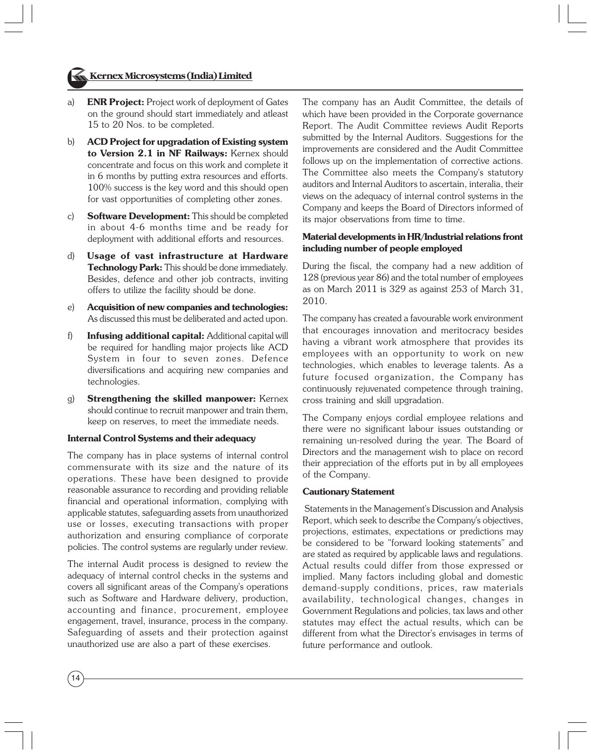a) **ENR Project:** Project work of deployment of Gates on the ground should start immediately and atleast 15 to 20 Nos. to be completed.

b) **ACD Project for upgradation of Existing system to Version 2.1 in NF Railways:** Kernex should concentrate and focus on this work and complete it in 6 months by putting extra resources and efforts. 100% success is the key word and this should open for vast opportunities of completing other zones.

c) **Software Development:** This should be completed in about 4-6 months time and be ready for deployment with additional efforts and resources.

d) **Usage of vast infrastructure at Hardware Technology Park:** This should be done immediately. Besides, defence and other job contracts, inviting offers to utilize the facility should be done.

e) **Acquisition of new companies and technologies:** As discussed this must be deliberated and acted upon.

f) **Infusing additional capital:** Additional capital will be required for handling major projects like ACD System in four to seven zones. Defence diversifications and acquiring new companies and technologies.

g) **Strengthening the skilled manpower:** Kernex should continue to recruit manpower and train them, keep on reserves, to meet the immediate needs.

**Internal Control Systems and their adequacy**

The company has in place systems of internal control commensurate with its size and the nature of its operations. These have been designed to provide reasonable assurance to recording and providing reliable financial and operational information, complying with applicable statutes, safeguarding assets from unauthorized use or losses, executing transactions with proper authorization and ensuring compliance of corporate policies. The control systems are regularly under review.

The internal Audit process is designed to review the adequacy of internal control checks in the systems and covers all significant areas of the Company's operations such as Software and Hardware delivery, production, accounting and finance, procurement, employee engagement, travel, insurance, process in the company. Safeguarding of assets and their protection against unauthorized use are also a part of these exercises.

The company has an Audit Committee, the details of which have been provided in the Corporate governance Report. The Audit Committee reviews Audit Reports submitted by the Internal Auditors. Suggestions for the improvements are considered and the Audit Committee follows up on the implementation of corrective actions. The Committee also meets the Company's statutory auditors and Internal Auditors to ascertain, interalia, their views on the adequacy of internal control systems in the Company and keeps the Board of Directors informed of its major observations from time to time.

**Material developments in HR/Industrial relations front including number of people employed**

During the fiscal, the company had a new addition of 128 (previous year 86) and the total number of employees as on March 2011 is 329 as against 253 of March 31, 2010.

The company has created a favourable work environment that encourages innovation and meritocracy besides having a vibrant work atmosphere that provides its employees with an opportunity to work on new technologies, which enables to leverage talents. As a future focused organization, the Company has continuously rejuvenated competence through training, cross training and skill upgradation.

The Company enjoys cordial employee relations and there were no significant labour issues outstanding or remaining un-resolved during the year. The Board of Directors and the management wish to place on record their appreciation of the efforts put in by all employees of the Company.

**Cautionary Statement**

Statements in the Management's Discussion and Analysis Report, which seek to describe the Company's objectives, projections, estimates, expectations or predictions may be considered to be "forward looking statements" and are stated as required by applicable laws and regulations. Actual results could differ from those expressed or implied. Many factors including global and domestic demand-supply conditions, prices, raw materials availability, technological changes, changes in Government Regulations and policies, tax laws and other statutes may effect the actual results, which can be different from what the Director's envisages in terms of future performance and outlook.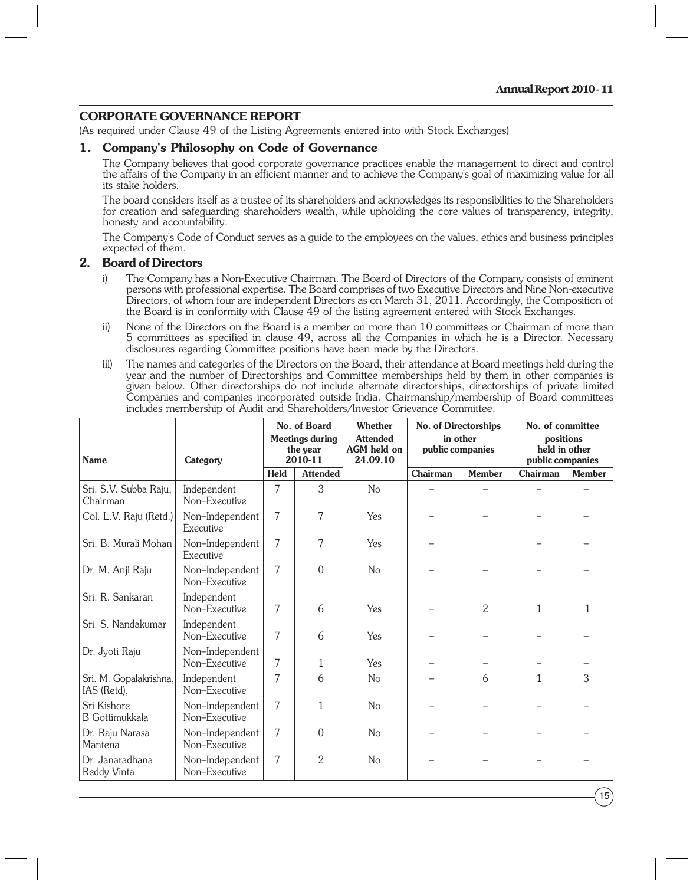## CORPORATE GOVERNANCE REPORT

(As required under Clause 49 of the Listing Agreements entered into with Stock Exchanges)

### 1. Company's Philosophy on Code of Governance

The Company believes that good corporate governance practices enable the management to direct and control the affairs of the Company in an efficient manner and to achieve the Company's goal of maximizing value for all its stake holders.

The board considers itself as a trustee of its shareholders and acknowledges its responsibilities to the Shareholders for creation and safeguarding shareholders wealth, while upholding the core values of transparency, integrity, honesty and accountability.

The Company's Code of Conduct serves as a guide to the employees on the values, ethics and business principles expected of them.

### 2. Board of Directors

i) The Company has a Non-Executive Chairman. The Board of Directors of the Company consists of eminent persons with professional expertise. The Board comprises of two Executive Directors and Nine Non-executive Directors, of whom four are independent Directors as on March 31, 2011. Accordingly, the Composition of the Board is in conformity with Clause 49 of the listing agreement entered with Stock Exchanges.

ii) None of the Directors on the Board is a member on more than 10 committees or Chairman of more than 5 committees as specified in clause 49, across all the Companies in which he is a Director. Necessary disclosures regarding Committee positions have been made by the Directors.

iii) The names and categories of the Directors on the Board, their attendance at Board meetings held during the year and the number of Directorships and Committee memberships held by them in other companies is given below. Other directorships do not include alternate directorships, directorships of private limited Companies and companies incorporated outside India. Chairmanship/membership of Board committees includes membership of Audit and Shareholders/Investor Grievance Committee.

| Name | Category | No. of Board Meetings during the year 2010-11 | | Whether Attended AGM held on 24.09.10 | No. of Directorships in other public companies | | No. of committee positions held in other public companies | |
|---|---|---|---|---|---|---|---|---|
| | | Held | Attended | | Chairman | Member | Chairman | Member |
| Sri. S.V. Subba Raju, Chairman | Independent Non–Executive | 7 | 3 | No | – | – | – | – |
| Col. L.V. Raju (Retd.) | Non–Independent Executive | 7 | 7 | Yes | – | – | – | – |
| Sri. B. Murali Mohan | Non–Independent Executive | 7 | 7 | Yes | – | | – | – |
| Dr. M. Anji Raju | Non–Independent Non–Executive | 7 | 0 | No | – | – | – | – |
| Sri. R. Sankaran | Independent Non–Executive | 7 | 6 | Yes | – | 2 | 1 | 1 |
| Sri. S. Nandakumar | Independent Non–Executive | 7 | 6 | Yes | – | – | – | – |
| Dr. Jyoti Raju | Non–Independent Non–Executive | 7 | 1 | Yes | – | – | – | – |
| Sri. M. Gopalakrishna, IAS (Retd), | Independent Non–Executive | 7 | 6 | No | – | 6 | 1 | 3 |
| Sri Kishore B Gottimukkala | Non–Independent Non–Executive | 7 | 1 | No | – | – | – | – |
| Dr. Raju Narasa Mantena | Non–Independent Non–Executive | 7 | 0 | No | – | – | – | – |
| Dr. Janaradhana Reddy Vinta. | Non–Independent Non–Executive | 7 | 2 | No | – | – | – | – |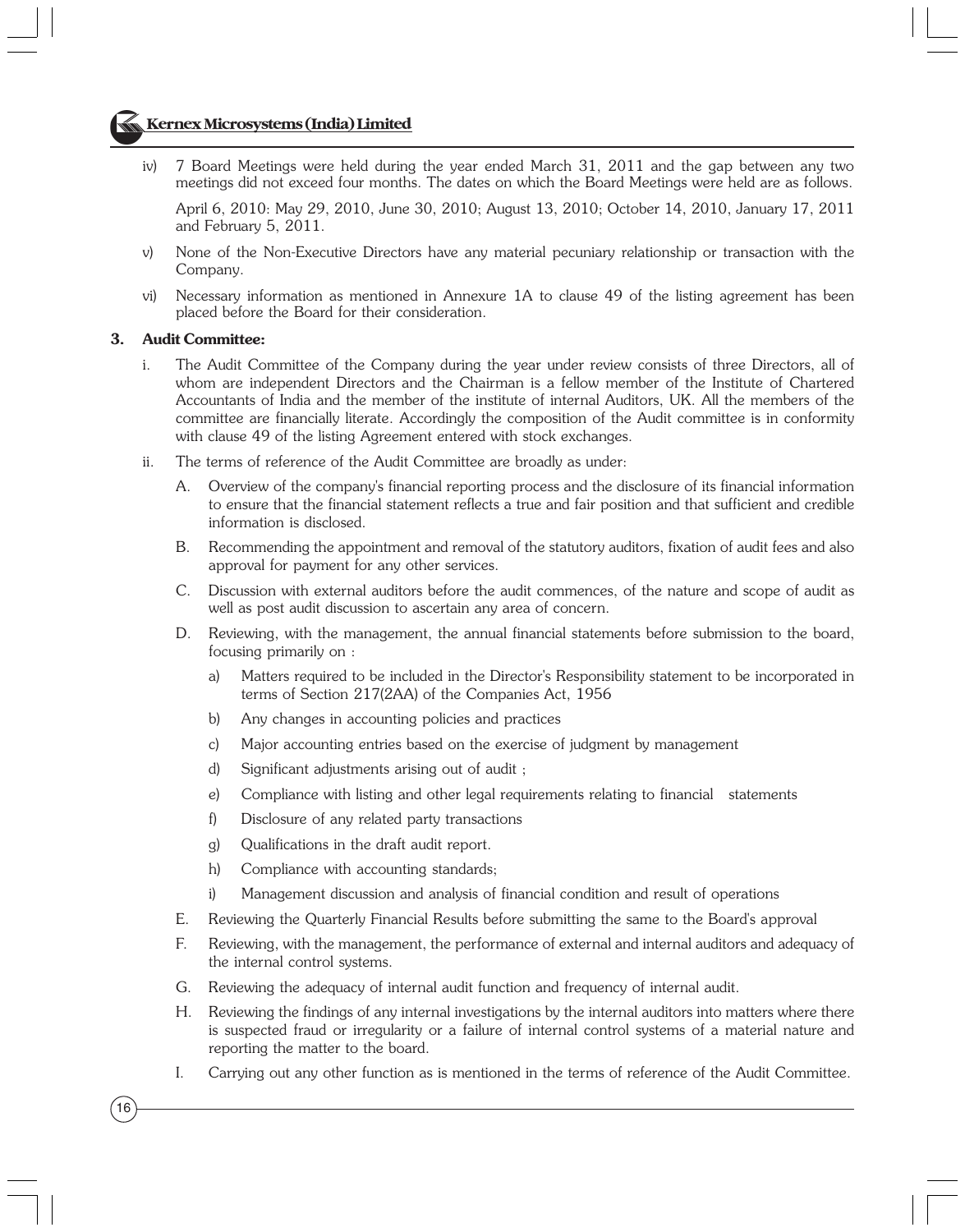iv) 7 Board Meetings were held during the year ended March 31, 2011 and the gap between any two meetings did not exceed four months. The dates on which the Board Meetings were held are as follows.

April 6, 2010: May 29, 2010, June 30, 2010; August 13, 2010; October 14, 2010, January 17, 2011 and February 5, 2011.

v) None of the Non-Executive Directors have any material pecuniary relationship or transaction with the Company.

vi) Necessary information as mentioned in Annexure 1A to clause 49 of the listing agreement has been placed before the Board for their consideration.

**3. Audit Committee:**

i. The Audit Committee of the Company during the year under review consists of three Directors, all of whom are independent Directors and the Chairman is a fellow member of the Institute of Chartered Accountants of India and the member of the institute of internal Auditors, UK. All the members of the committee are financially literate. Accordingly the composition of the Audit committee is in conformity with clause 49 of the listing Agreement entered with stock exchanges.

ii. The terms of reference of the Audit Committee are broadly as under:

A. Overview of the company's financial reporting process and the disclosure of its financial information to ensure that the financial statement reflects a true and fair position and that sufficient and credible information is disclosed.

B. Recommending the appointment and removal of the statutory auditors, fixation of audit fees and also approval for payment for any other services.

C. Discussion with external auditors before the audit commences, of the nature and scope of audit as well as post audit discussion to ascertain any area of concern.

D. Reviewing, with the management, the annual financial statements before submission to the board, focusing primarily on :

a) Matters required to be included in the Director's Responsibility statement to be incorporated in terms of Section 217(2AA) of the Companies Act, 1956

b) Any changes in accounting policies and practices

c) Major accounting entries based on the exercise of judgment by management

d) Significant adjustments arising out of audit ;

e) Compliance with listing and other legal requirements relating to financial statements

f) Disclosure of any related party transactions

g) Qualifications in the draft audit report.

h) Compliance with accounting standards;

i) Management discussion and analysis of financial condition and result of operations

E. Reviewing the Quarterly Financial Results before submitting the same to the Board's approval

F. Reviewing, with the management, the performance of external and internal auditors and adequacy of the internal control systems.

G. Reviewing the adequacy of internal audit function and frequency of internal audit.

H. Reviewing the findings of any internal investigations by the internal auditors into matters where there is suspected fraud or irregularity or a failure of internal control systems of a material nature and reporting the matter to the board.

I. Carrying out any other function as is mentioned in the terms of reference of the Audit Committee.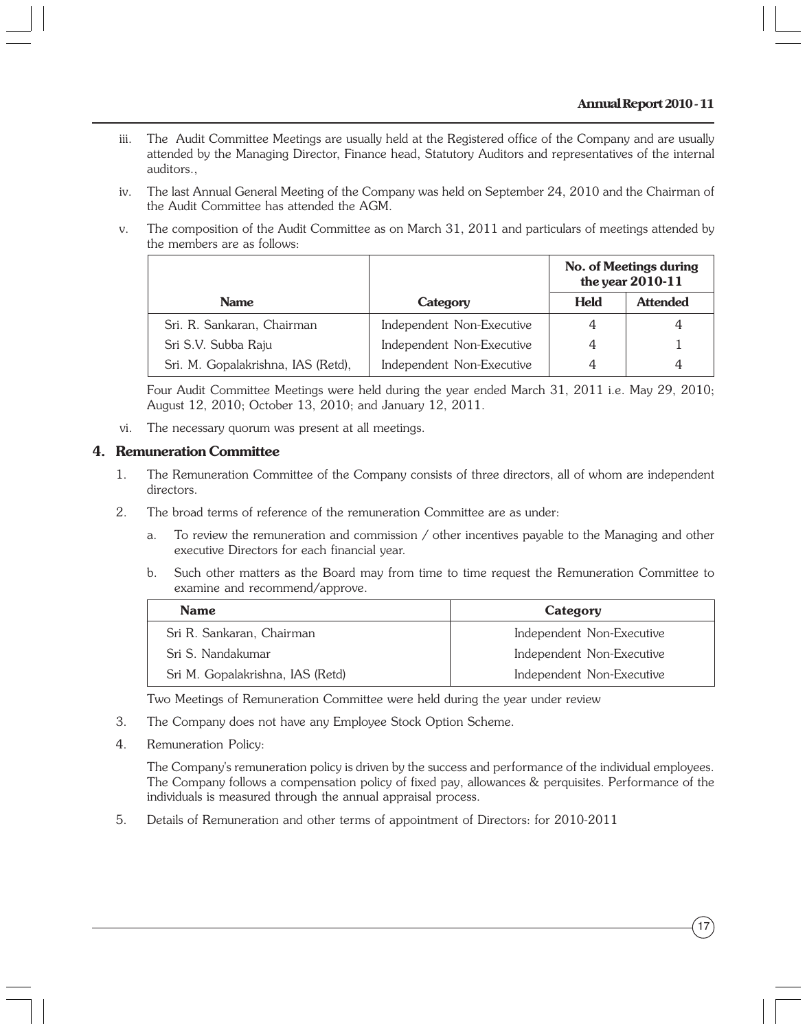iii. The Audit Committee Meetings are usually held at the Registered office of the Company and are usually attended by the Managing Director, Finance head, Statutory Auditors and representatives of the internal auditors.,

iv. The last Annual General Meeting of the Company was held on September 24, 2010 and the Chairman of the Audit Committee has attended the AGM.

v. The composition of the Audit Committee as on March 31, 2011 and particulars of meetings attended by the members are as follows:

| Name | Category | No. of Meetings during the year 2010-11 | |
|---|---|---|---|
| | | **Held** | **Attended** |
| Sri. R. Sankaran, Chairman | Independent Non-Executive | 4 | 4 |
| Sri S.V. Subba Raju | Independent Non-Executive | 4 | 1 |
| Sri. M. Gopalakrishna, IAS (Retd), | Independent Non-Executive | 4 | 4 |

Four Audit Committee Meetings were held during the year ended March 31, 2011 i.e. May 29, 2010; August 12, 2010; October 13, 2010; and January 12, 2011.

vi. The necessary quorum was present at all meetings.

## 4. Remuneration Committee

1. The Remuneration Committee of the Company consists of three directors, all of whom are independent directors.

2. The broad terms of reference of the remuneration Committee are as under:

   a. To review the remuneration and commission / other incentives payable to the Managing and other executive Directors for each financial year.

   b. Such other matters as the Board may from time to time request the Remuneration Committee to examine and recommend/approve.

| Name | Category |
|---|---|
| Sri R. Sankaran, Chairman | Independent Non-Executive |
| Sri S. Nandakumar | Independent Non-Executive |
| Sri M. Gopalakrishna, IAS (Retd) | Independent Non-Executive |

Two Meetings of Remuneration Committee were held during the year under review

3. The Company does not have any Employee Stock Option Scheme.

4. Remuneration Policy:

   The Company's remuneration policy is driven by the success and performance of the individual employees. The Company follows a compensation policy of fixed pay, allowances & perquisites. Performance of the individuals is measured through the annual appraisal process.

5. Details of Remuneration and other terms of appointment of Directors: for 2010-2011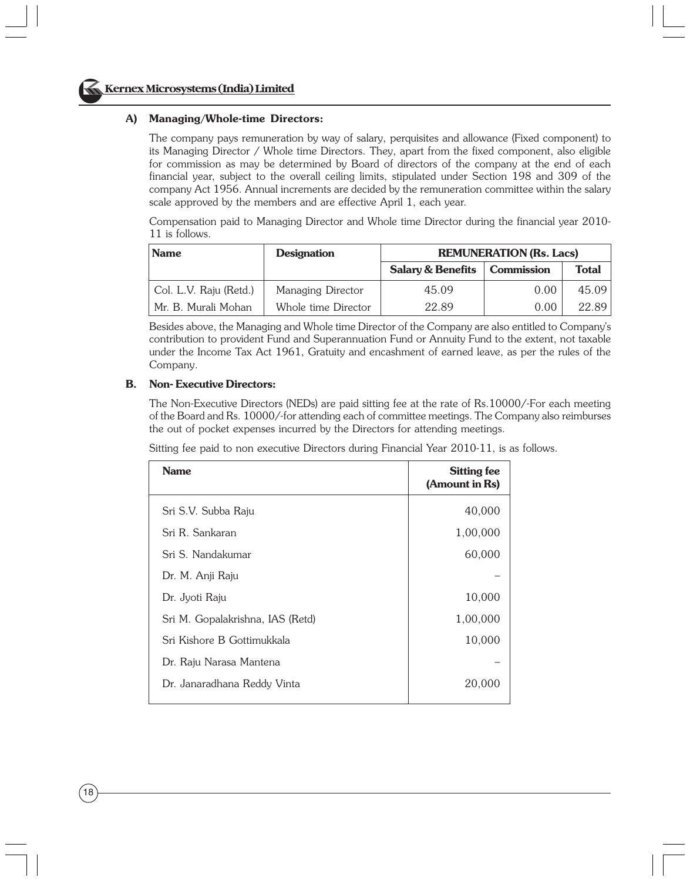### A) Managing/Whole-time Directors:

The company pays remuneration by way of salary, perquisites and allowance (Fixed component) to its Managing Director / Whole time Directors. They, apart from the fixed component, also eligible for commission as may be determined by Board of directors of the company at the end of each financial year, subject to the overall ceiling limits, stipulated under Section 198 and 309 of the company Act 1956. Annual increments are decided by the remuneration committee within the salary scale approved by the members and are effective April 1, each year.

Compensation paid to Managing Director and Whole time Director during the financial year 2010-11 is follows.

| Name | Designation | REMUNERATION (Rs. Lacs) | | |
|---|---|---|---|---|
| | | Salary & Benefits | Commission | Total |
| Col. L.V. Raju (Retd.) | Managing Director | 45.09 | 0.00 | 45.09 |
| Mr. B. Murali Mohan | Whole time Director | 22.89 | 0.00 | 22.89 |

Besides above, the Managing and Whole time Director of the Company are also entitled to Company's contribution to provident Fund and Superannuation Fund or Annuity Fund to the extent, not taxable under the Income Tax Act 1961, Gratuity and encashment of earned leave, as per the rules of the Company.

### B. Non- Executive Directors:

The Non-Executive Directors (NEDs) are paid sitting fee at the rate of Rs.10000/-For each meeting of the Board and Rs. 10000/-for attending each of committee meetings. The Company also reimburses the out of pocket expenses incurred by the Directors for attending meetings.

Sitting fee paid to non executive Directors during Financial Year 2010-11, is as follows.

| Name | Sitting fee (Amount in Rs) |
|---|---|
| Sri S.V. Subba Raju | 40,000 |
| Sri R. Sankaran | 1,00,000 |
| Sri S. Nandakumar | 60,000 |
| Dr. M. Anji Raju | – |
| Dr. Jyoti Raju | 10,000 |
| Sri M. Gopalakrishna, IAS (Retd) | 1,00,000 |
| Sri Kishore B Gottimukkala | 10,000 |
| Dr. Raju Narasa Mantena | – |
| Dr. Janaradhana Reddy Vinta | 20,000 |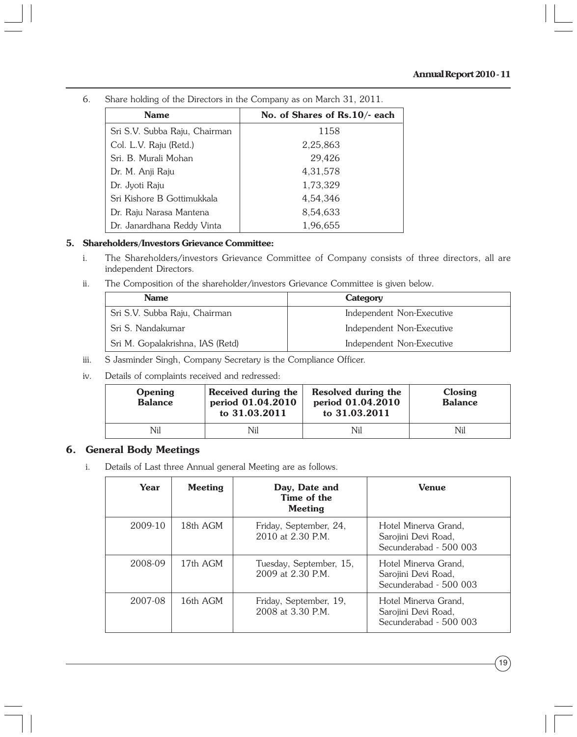6. Share holding of the Directors in the Company as on March 31, 2011.

| Name | No. of Shares of Rs.10/- each |
|---|---|
| Sri S.V. Subba Raju, Chairman | 1158 |
| Col. L.V. Raju (Retd.) | 2,25,863 |
| Sri. B. Murali Mohan | 29,426 |
| Dr. M. Anji Raju | 4,31,578 |
| Dr. Jyoti Raju | 1,73,329 |
| Sri Kishore B Gottimukkala | 4,54,346 |
| Dr. Raju Narasa Mantena | 8,54,633 |
| Dr. Janardhana Reddy Vinta | 1,96,655 |

## 5. Shareholders/Investors Grievance Committee:

i. The Shareholders/investors Grievance Committee of Company consists of three directors, all are independent Directors.

ii. The Composition of the shareholder/investors Grievance Committee is given below.

| Name | Category |
|---|---|
| Sri S.V. Subba Raju, Chairman | Independent Non-Executive |
| Sri S. Nandakumar | Independent Non-Executive |
| Sri M. Gopalakrishna, IAS (Retd) | Independent Non-Executive |

iii. S Jasminder Singh, Company Secretary is the Compliance Officer.

iv. Details of complaints received and redressed:

| Opening Balance | Received during the period 01.04.2010 to 31.03.2011 | Resolved during the period 01.04.2010 to 31.03.2011 | Closing Balance |
|---|---|---|---|
| Nil | Nil | Nil | Nil |

## 6. General Body Meetings

i. Details of Last three Annual general Meeting are as follows.

| Year | Meeting | Day, Date and Time of the Meeting | Venue |
|---|---|---|---|
| 2009-10 | 18th AGM | Friday, September, 24, 2010 at 2.30 P.M. | Hotel Minerva Grand, Sarojini Devi Road, Secunderabad - 500 003 |
| 2008-09 | 17th AGM | Tuesday, September, 15, 2009 at 2.30 P.M. | Hotel Minerva Grand, Sarojini Devi Road, Secunderabad - 500 003 |
| 2007-08 | 16th AGM | Friday, September, 19, 2008 at 3.30 P.M. | Hotel Minerva Grand, Sarojini Devi Road, Secunderabad - 500 003 |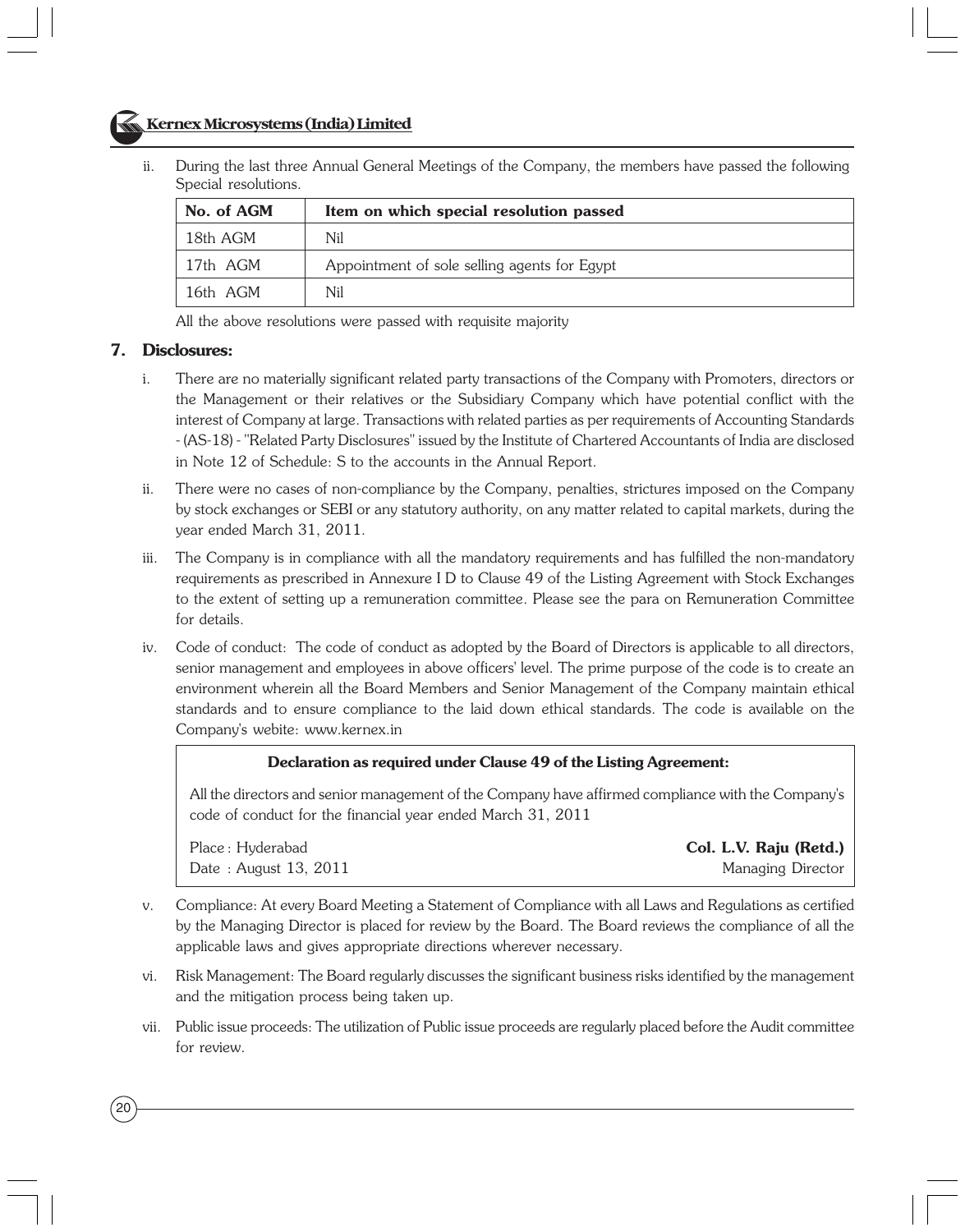ii. During the last three Annual General Meetings of the Company, the members have passed the following Special resolutions.

| No. of AGM | Item on which special resolution passed |
|---|---|
| 18th AGM | Nil |
| 17th AGM | Appointment of sole selling agents for Egypt |
| 16th AGM | Nil |

All the above resolutions were passed with requisite majority

## 7. Disclosures:

i. There are no materially significant related party transactions of the Company with Promoters, directors or the Management or their relatives or the Subsidiary Company which have potential conflict with the interest of Company at large. Transactions with related parties as per requirements of Accounting Standards - (AS-18) - "Related Party Disclosures" issued by the Institute of Chartered Accountants of India are disclosed in Note 12 of Schedule: S to the accounts in the Annual Report.

ii. There were no cases of non-compliance by the Company, penalties, strictures imposed on the Company by stock exchanges or SEBI or any statutory authority, on any matter related to capital markets, during the year ended March 31, 2011.

iii. The Company is in compliance with all the mandatory requirements and has fulfilled the non-mandatory requirements as prescribed in Annexure I D to Clause 49 of the Listing Agreement with Stock Exchanges to the extent of setting up a remuneration committee. Please see the para on Remuneration Committee for details.

iv. Code of conduct: The code of conduct as adopted by the Board of Directors is applicable to all directors, senior management and employees in above officers' level. The prime purpose of the code is to create an environment wherein all the Board Members and Senior Management of the Company maintain ethical standards and to ensure compliance to the laid down ethical standards. The code is available on the Company's webite: www.kernex.in

**Declaration as required under Clause 49 of the Listing Agreement:**

All the directors and senior management of the Company have affirmed compliance with the Company's code of conduct for the financial year ended March 31, 2011

Place : Hyderabad
Date : August 13, 2011

**Col. L.V. Raju (Retd.)**
Managing Director

v. Compliance: At every Board Meeting a Statement of Compliance with all Laws and Regulations as certified by the Managing Director is placed for review by the Board. The Board reviews the compliance of all the applicable laws and gives appropriate directions wherever necessary.

vi. Risk Management: The Board regularly discusses the significant business risks identified by the management and the mitigation process being taken up.

vii. Public issue proceeds: The utilization of Public issue proceeds are regularly placed before the Audit committee for review.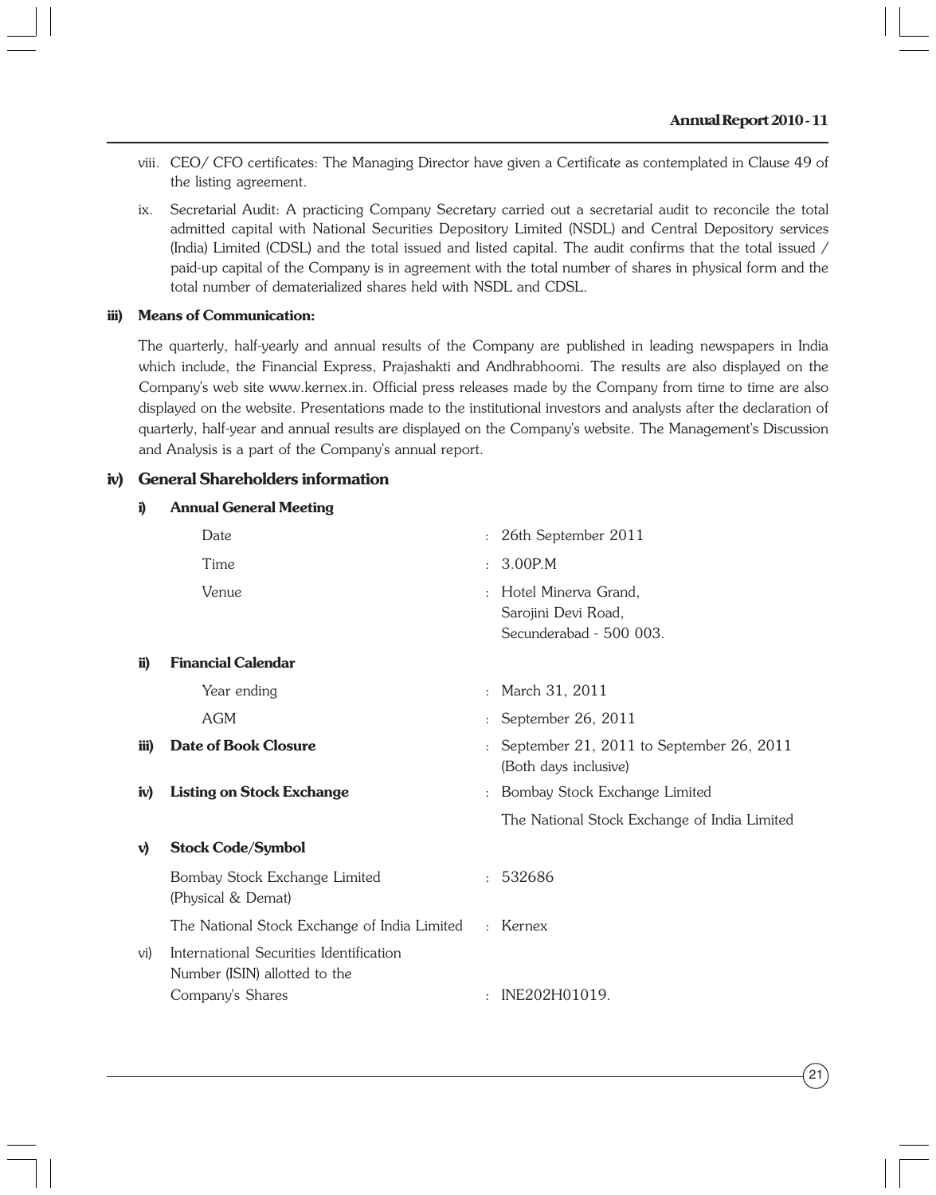viii. CEO/ CFO certificates: The Managing Director have given a Certificate as contemplated in Clause 49 of the listing agreement.

ix. Secretarial Audit: A practicing Company Secretary carried out a secretarial audit to reconcile the total admitted capital with National Securities Depository Limited (NSDL) and Central Depository services (India) Limited (CDSL) and the total issued and listed capital. The audit confirms that the total issued / paid-up capital of the Company is in agreement with the total number of shares in physical form and the total number of dematerialized shares held with NSDL and CDSL.

**iii) Means of Communication:**

The quarterly, half-yearly and annual results of the Company are published in leading newspapers in India which include, the Financial Express, Prajashakti and Andhrabhoomi. The results are also displayed on the Company's web site www.kernex.in. Official press releases made by the Company from time to time are also displayed on the website. Presentations made to the institutional investors and analysts after the declaration of quarterly, half-year and annual results are displayed on the Company's website. The Management's Discussion and Analysis is a part of the Company's annual report.

## iv) General Shareholders information

**i) Annual General Meeting**

| | |
|---|---|
| Date | : 26th September 2011 |
| Time | : 3.00P.M |
| Venue | : Hotel Minerva Grand, Sarojini Devi Road, Secunderabad - 500 003. |

**ii) Financial Calendar**

| | |
|---|---|
| Year ending | : March 31, 2011 |
| AGM | : September 26, 2011 |

**iii) Date of Book Closure** : September 21, 2011 to September 26, 2011 (Both days inclusive)

**iv) Listing on Stock Exchange** : Bombay Stock Exchange Limited

The National Stock Exchange of India Limited

**v) Stock Code/Symbol**

| | |
|---|---|
| Bombay Stock Exchange Limited (Physical & Demat) | : 532686 |
| The National Stock Exchange of India Limited | : Kernex |

vi) International Securities Identification Number (ISIN) allotted to the Company's Shares : INE202H01019.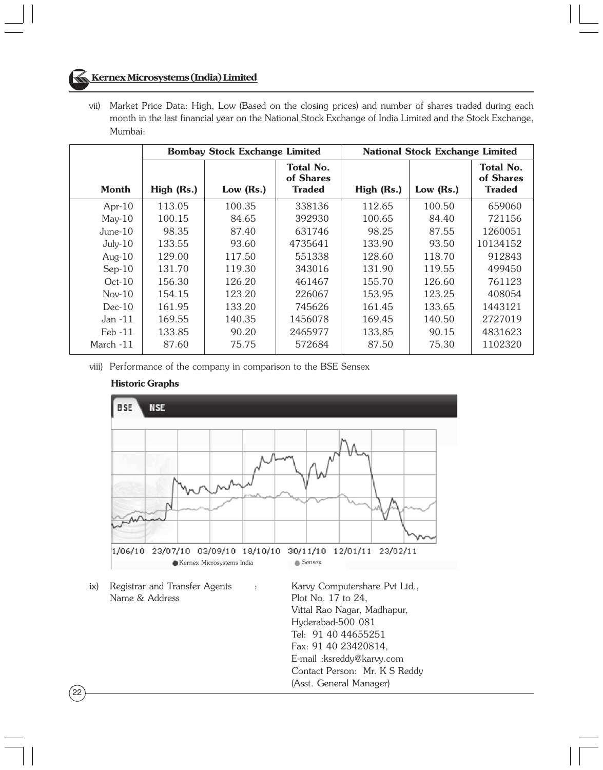vii) Market Price Data: High, Low (Based on the closing prices) and number of shares traded during each month in the last financial year on the National Stock Exchange of India Limited and the Stock Exchange, Mumbai:

| | Bombay Stock Exchange Limited | | | National Stock Exchange Limited | | |
|---|---|---|---|---|---|---|
| Month | High (Rs.) | Low (Rs.) | Total No. of Shares Traded | High (Rs.) | Low (Rs.) | Total No. of Shares Traded |
| Apr-10 | 113.05 | 100.35 | 338136 | 112.65 | 100.50 | 659060 |
| May-10 | 100.15 | 84.65 | 392930 | 100.65 | 84.40 | 721156 |
| June-10 | 98.35 | 87.40 | 631746 | 98.25 | 87.55 | 1260051 |
| July-10 | 133.55 | 93.60 | 4735641 | 133.90 | 93.50 | 10134152 |
| Aug-10 | 129.00 | 117.50 | 551338 | 128.60 | 118.70 | 912843 |
| Sep-10 | 131.70 | 119.30 | 343016 | 131.90 | 119.55 | 499450 |
| Oct-10 | 156.30 | 126.20 | 461467 | 155.70 | 126.60 | 761123 |
| Nov-10 | 154.15 | 123.20 | 226067 | 153.95 | 123.25 | 408054 |
| Dec-10 | 161.95 | 133.20 | 745626 | 161.45 | 133.65 | 1443121 |
| Jan -11 | 169.55 | 140.35 | 1456078 | 169.45 | 140.50 | 2727019 |
| Feb -11 | 133.85 | 90.20 | 2465977 | 133.85 | 90.15 | 4831623 |
| March -11 | 87.60 | 75.75 | 572684 | 87.50 | 75.30 | 1102320 |

viii) Performance of the company in comparison to the BSE Sensex

**Historic Graphs**

BSE NSE

1/06/10 23/07/10 03/09/10 18/10/10 30/11/10 12/01/11 23/02/11

Kernex Microsystems India   Sensex

ix) Registrar and Transfer Agents Name & Address : Karvy Computershare Pvt Ltd., Plot No. 17 to 24, Vittal Rao Nagar, Madhapur, Hyderabad-500 081
Tel: 91 40 44655251
Fax: 91 40 23420814,
E-mail :ksreddy@karvy.com
Contact Person: Mr. K S Reddy (Asst. General Manager)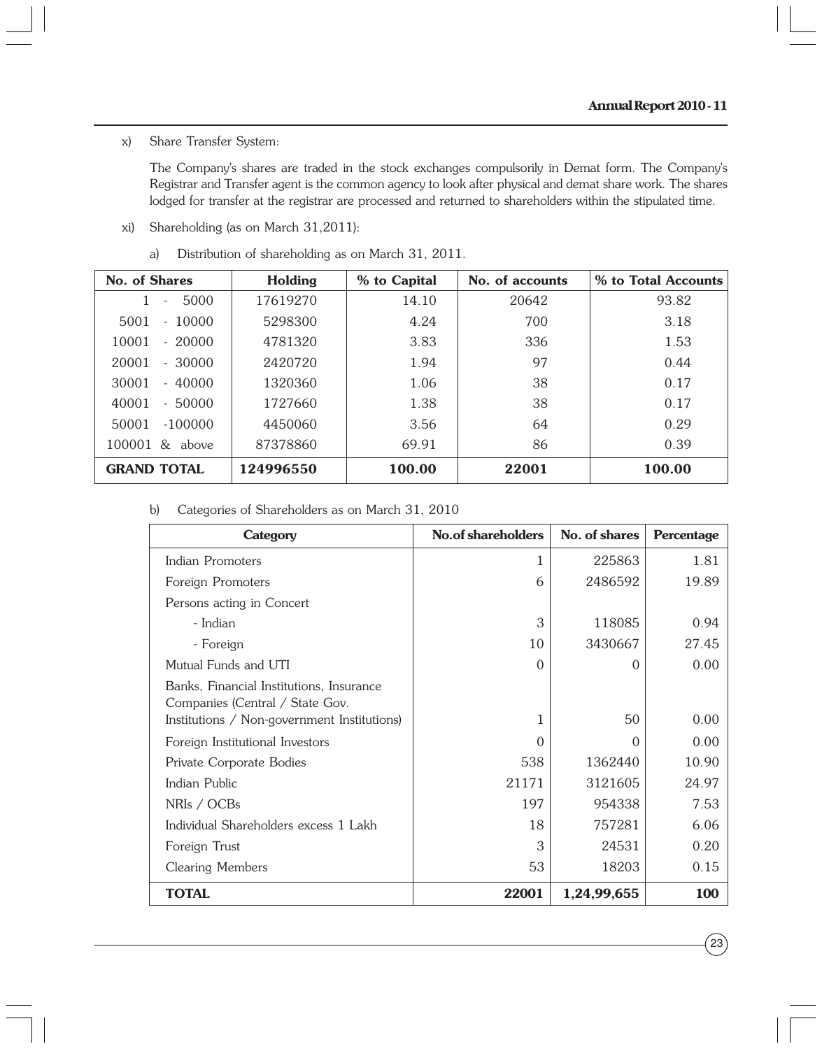x) Share Transfer System:

The Company's shares are traded in the stock exchanges compulsorily in Demat form. The Company's Registrar and Transfer agent is the common agency to look after physical and demat share work. The shares lodged for transfer at the registrar are processed and returned to shareholders within the stipulated time.

xi) Shareholding (as on March 31,2011):

a) Distribution of shareholding as on March 31, 2011.

| No. of Shares | Holding | % to Capital | No. of accounts | % to Total Accounts |
|---|---|---|---|---|
| 1 - 5000 | 17619270 | 14.10 | 20642 | 93.82 |
| 5001 - 10000 | 5298300 | 4.24 | 700 | 3.18 |
| 10001 - 20000 | 4781320 | 3.83 | 336 | 1.53 |
| 20001 - 30000 | 2420720 | 1.94 | 97 | 0.44 |
| 30001 - 40000 | 1320360 | 1.06 | 38 | 0.17 |
| 40001 - 50000 | 1727660 | 1.38 | 38 | 0.17 |
| 50001 -100000 | 4450060 | 3.56 | 64 | 0.29 |
| 100001 & above | 87378860 | 69.91 | 86 | 0.39 |
| **GRAND TOTAL** | **124996550** | **100.00** | **22001** | **100.00** |

b) Categories of Shareholders as on March 31, 2010

| Category | No.of shareholders | No. of shares | Percentage |
|---|---|---|---|
| Indian Promoters | 1 | 225863 | 1.81 |
| Foreign Promoters | 6 | 2486592 | 19.89 |
| Persons acting in Concert | | | |
| - Indian | 3 | 118085 | 0.94 |
| - Foreign | 10 | 3430667 | 27.45 |
| Mutual Funds and UTI | 0 | 0 | 0.00 |
| Banks, Financial Institutions, Insurance Companies (Central / State Gov. Institutions / Non-government Institutions) | 1 | 50 | 0.00 |
| Foreign Institutional Investors | 0 | 0 | 0.00 |
| Private Corporate Bodies | 538 | 1362440 | 10.90 |
| Indian Public | 21171 | 3121605 | 24.97 |
| NRIs / OCBs | 197 | 954338 | 7.53 |
| Individual Shareholders excess 1 Lakh | 18 | 757281 | 6.06 |
| Foreign Trust | 3 | 24531 | 0.20 |
| Clearing Members | 53 | 18203 | 0.15 |
| **TOTAL** | **22001** | **1,24,99,655** | **100** |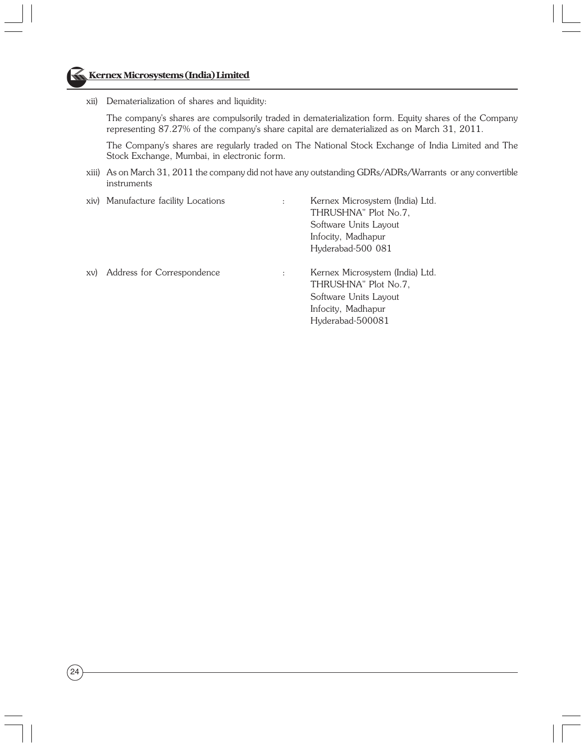xii) Dematerialization of shares and liquidity:

The company's shares are compulsorily traded in dematerialization form. Equity shares of the Company representing 87.27% of the company's share capital are dematerialized as on March 31, 2011.

The Company's shares are regularly traded on The National Stock Exchange of India Limited and The Stock Exchange, Mumbai, in electronic form.

xiii) As on March 31, 2011 the company did not have any outstanding GDRs/ADRs/Warrants or any convertible instruments

xiv) Manufacture facility Locations : Kernex Microsystem (India) Ltd.
THRUSHNA" Plot No.7,
Software Units Layout
Infocity, Madhapur
Hyderabad-500 081

xv) Address for Correspondence : Kernex Microsystem (India) Ltd.
THRUSHNA" Plot No.7,
Software Units Layout
Infocity, Madhapur
Hyderabad-500081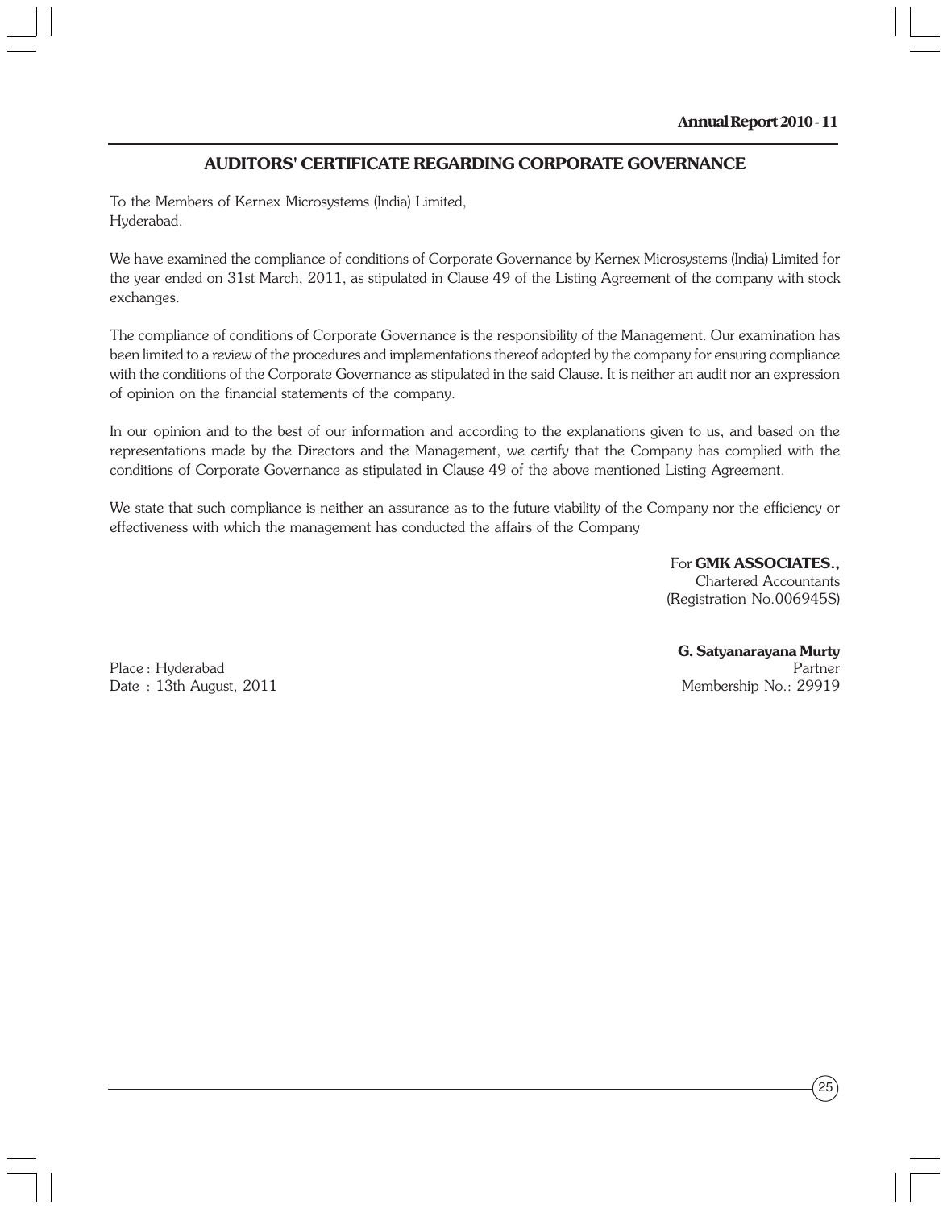## AUDITORS' CERTIFICATE REGARDING CORPORATE GOVERNANCE

To the Members of Kernex Microsystems (India) Limited,
Hyderabad.

We have examined the compliance of conditions of Corporate Governance by Kernex Microsystems (India) Limited for the year ended on 31st March, 2011, as stipulated in Clause 49 of the Listing Agreement of the company with stock exchanges.

The compliance of conditions of Corporate Governance is the responsibility of the Management. Our examination has been limited to a review of the procedures and implementations thereof adopted by the company for ensuring compliance with the conditions of the Corporate Governance as stipulated in the said Clause. It is neither an audit nor an expression of opinion on the financial statements of the company.

In our opinion and to the best of our information and according to the explanations given to us, and based on the representations made by the Directors and the Management, we certify that the Company has complied with the conditions of Corporate Governance as stipulated in Clause 49 of the above mentioned Listing Agreement.

We state that such compliance is neither an assurance as to the future viability of the Company nor the efficiency or effectiveness with which the management has conducted the affairs of the Company

For **GMK ASSOCIATES.,**
Chartered Accountants
(Registration No.006945S)

**G. Satyanarayana Murty**
Partner
Membership No.: 29919

Place : Hyderabad
Date : 13th August, 2011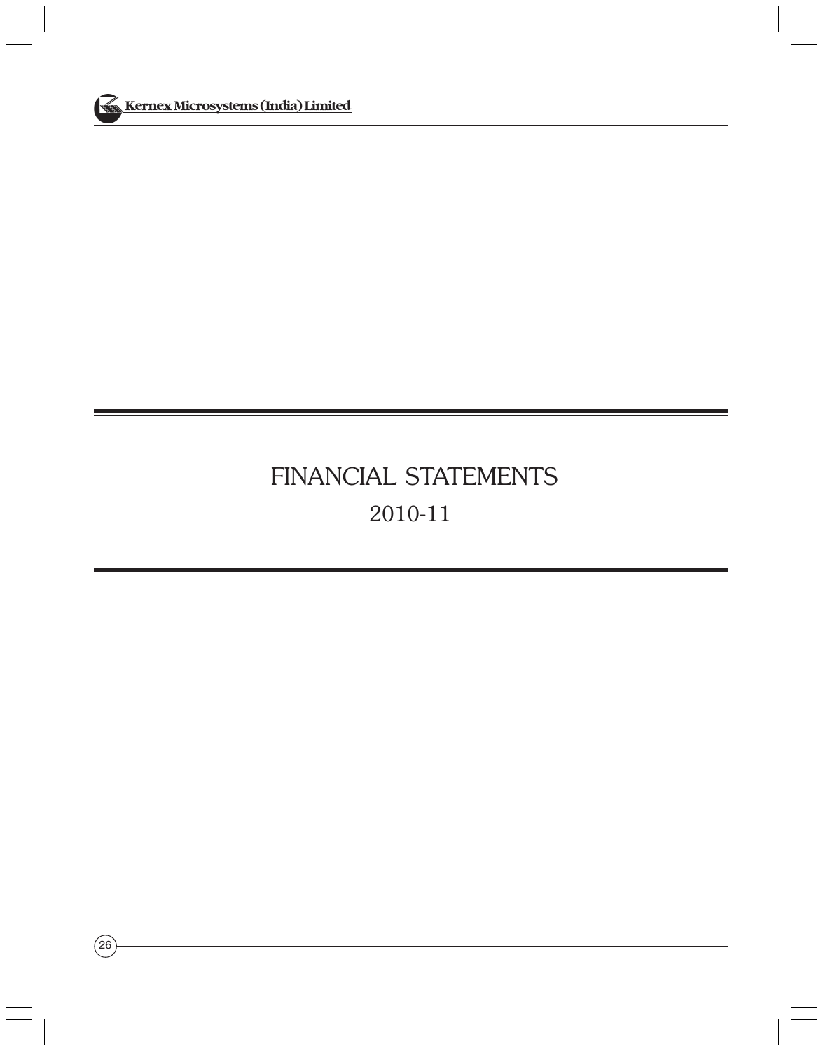# FINANCIAL STATEMENTS

## 2010-11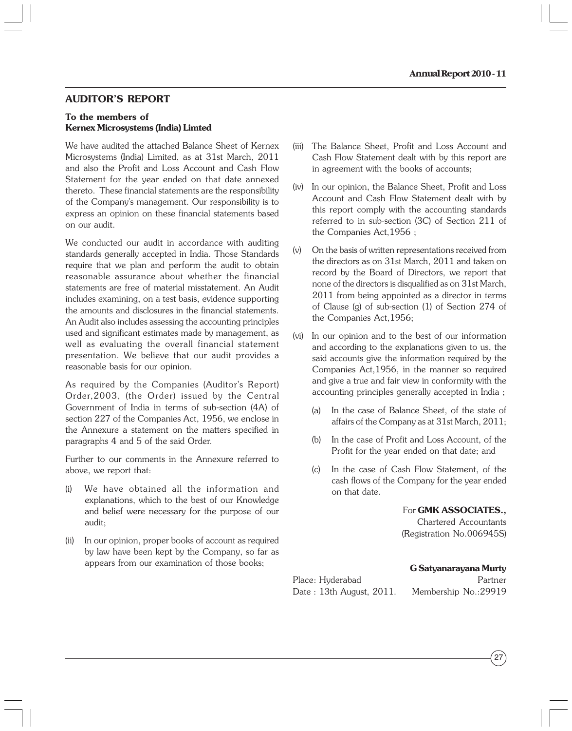## AUDITOR'S REPORT

**To the members of**
**Kernex Microsystems (India) Limted**

We have audited the attached Balance Sheet of Kernex Microsystems (India) Limited, as at 31st March, 2011 and also the Profit and Loss Account and Cash Flow Statement for the year ended on that date annexed thereto. These financial statements are the responsibility of the Company's management. Our responsibility is to express an opinion on these financial statements based on our audit.

We conducted our audit in accordance with auditing standards generally accepted in India. Those Standards require that we plan and perform the audit to obtain reasonable assurance about whether the financial statements are free of material misstatement. An Audit includes examining, on a test basis, evidence supporting the amounts and disclosures in the financial statements. An Audit also includes assessing the accounting principles used and significant estimates made by management, as well as evaluating the overall financial statement presentation. We believe that our audit provides a reasonable basis for our opinion.

As required by the Companies (Auditor's Report) Order,2003, (the Order) issued by the Central Government of India in terms of sub-section (4A) of section 227 of the Companies Act, 1956, we enclose in the Annexure a statement on the matters specified in paragraphs 4 and 5 of the said Order.

Further to our comments in the Annexure referred to above, we report that:

(i) We have obtained all the information and explanations, which to the best of our Knowledge and belief were necessary for the purpose of our audit;

(ii) In our opinion, proper books of account as required by law have been kept by the Company, so far as appears from our examination of those books;

(iii) The Balance Sheet, Profit and Loss Account and Cash Flow Statement dealt with by this report are in agreement with the books of accounts;

(iv) In our opinion, the Balance Sheet, Profit and Loss Account and Cash Flow Statement dealt with by this report comply with the accounting standards referred to in sub-section (3C) of Section 211 of the Companies Act,1956 ;

(v) On the basis of written representations received from the directors as on 31st March, 2011 and taken on record by the Board of Directors, we report that none of the directors is disqualified as on 31st March, 2011 from being appointed as a director in terms of Clause (g) of sub-section (1) of Section 274 of the Companies Act,1956;

(vi) In our opinion and to the best of our information and according to the explanations given to us, the said accounts give the information required by the Companies Act,1956, in the manner so required and give a true and fair view in conformity with the accounting principles generally accepted in India ;

   (a) In the case of Balance Sheet, of the state of affairs of the Company as at 31st March, 2011;

   (b) In the case of Profit and Loss Account, of the Profit for the year ended on that date; and

   (c) In the case of Cash Flow Statement, of the cash flows of the Company for the year ended on that date.

For **GMK ASSOCIATES.,**
Chartered Accountants
(Registration No.006945S)

**G Satyanarayana Murty**
Partner
Membership No.:29919

Place: Hyderabad
Date : 13th August, 2011.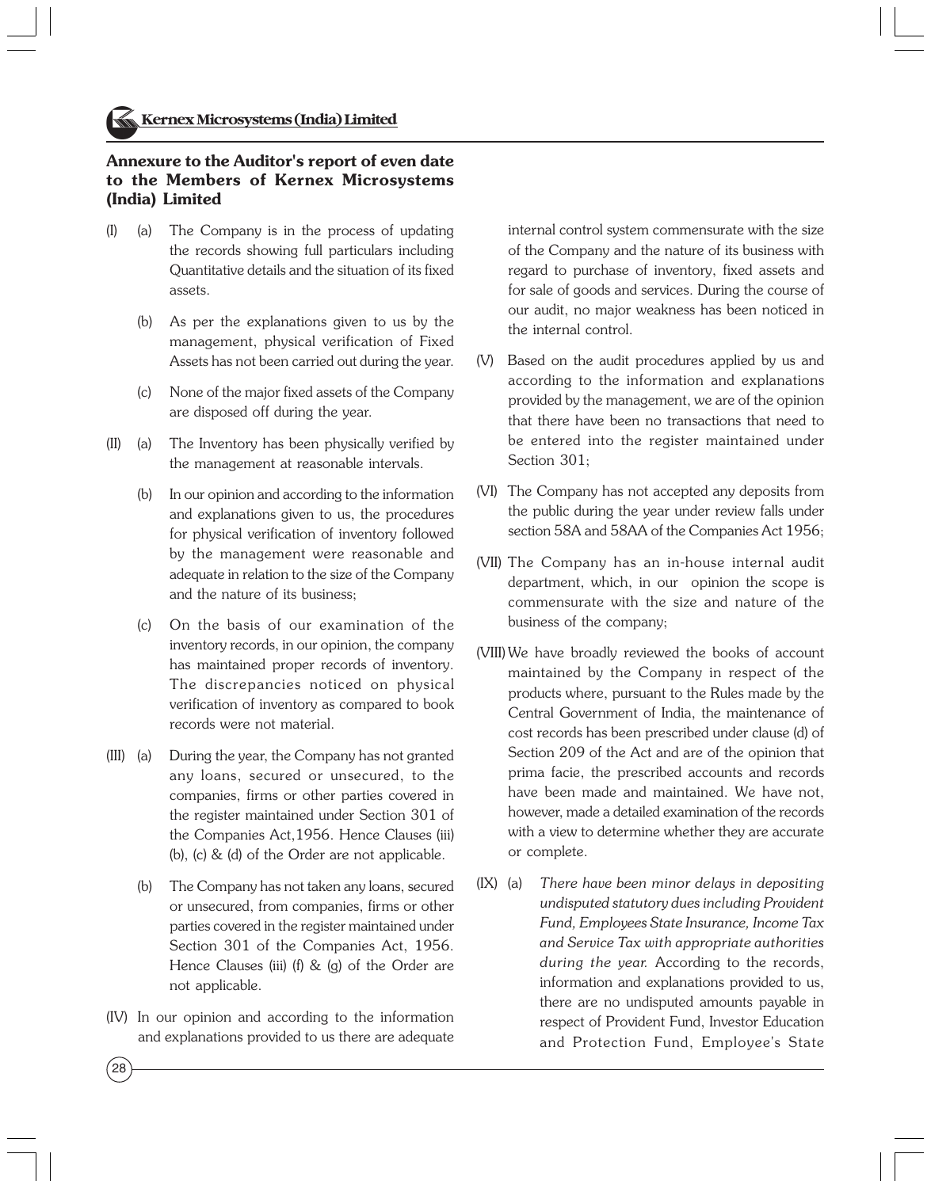## Annexure to the Auditor's report of even date to the Members of Kernex Microsystems (India) Limited

(I) (a) The Company is in the process of updating the records showing full particulars including Quantitative details and the situation of its fixed assets.

(b) As per the explanations given to us by the management, physical verification of Fixed Assets has not been carried out during the year.

(c) None of the major fixed assets of the Company are disposed off during the year.

(II) (a) The Inventory has been physically verified by the management at reasonable intervals.

(b) In our opinion and according to the information and explanations given to us, the procedures for physical verification of inventory followed by the management were reasonable and adequate in relation to the size of the Company and the nature of its business;

(c) On the basis of our examination of the inventory records, in our opinion, the company has maintained proper records of inventory. The discrepancies noticed on physical verification of inventory as compared to book records were not material.

(III) (a) During the year, the Company has not granted any loans, secured or unsecured, to the companies, firms or other parties covered in the register maintained under Section 301 of the Companies Act,1956. Hence Clauses (iii) (b), (c) & (d) of the Order are not applicable.

(b) The Company has not taken any loans, secured or unsecured, from companies, firms or other parties covered in the register maintained under Section 301 of the Companies Act, 1956. Hence Clauses (iii) (f) & (g) of the Order are not applicable.

(IV) In our opinion and according to the information and explanations provided to us there are adequate internal control system commensurate with the size of the Company and the nature of its business with regard to purchase of inventory, fixed assets and for sale of goods and services. During the course of our audit, no major weakness has been noticed in the internal control.

(V) Based on the audit procedures applied by us and according to the information and explanations provided by the management, we are of the opinion that there have been no transactions that need to be entered into the register maintained under Section 301;

(VI) The Company has not accepted any deposits from the public during the year under review falls under section 58A and 58AA of the Companies Act 1956;

(VII) The Company has an in-house internal audit department, which, in our opinion the scope is commensurate with the size and nature of the business of the company;

(VIII) We have broadly reviewed the books of account maintained by the Company in respect of the products where, pursuant to the Rules made by the Central Government of India, the maintenance of cost records has been prescribed under clause (d) of Section 209 of the Act and are of the opinion that prima facie, the prescribed accounts and records have been made and maintained. We have not, however, made a detailed examination of the records with a view to determine whether they are accurate or complete.

(IX) (a) *There have been minor delays in depositing undisputed statutory dues including Provident Fund, Employees State Insurance, Income Tax and Service Tax with appropriate authorities during the year.* According to the records, information and explanations provided to us, there are no undisputed amounts payable in respect of Provident Fund, Investor Education and Protection Fund, Employee's State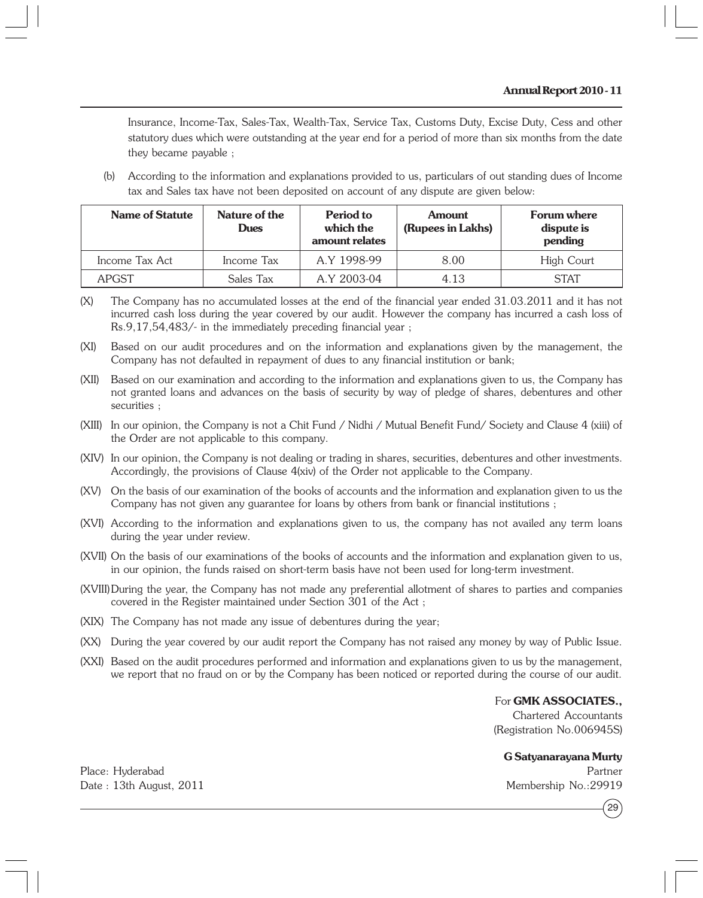Insurance, Income-Tax, Sales-Tax, Wealth-Tax, Service Tax, Customs Duty, Excise Duty, Cess and other statutory dues which were outstanding at the year end for a period of more than six months from the date they became payable ;

(b) According to the information and explanations provided to us, particulars of out standing dues of Income tax and Sales tax have not been deposited on account of any dispute are given below:

| Name of Statute | Nature of the Dues | Period to which the amount relates | Amount (Rupees in Lakhs) | Forum where dispute is pending |
|---|---|---|---|---|
| Income Tax Act | Income Tax | A.Y 1998-99 | 8.00 | High Court |
| APGST | Sales Tax | A.Y 2003-04 | 4.13 | STAT |

(X) The Company has no accumulated losses at the end of the financial year ended 31.03.2011 and it has not incurred cash loss during the year covered by our audit. However the company has incurred a cash loss of Rs.9,17,54,483/- in the immediately preceding financial year ;

(XI) Based on our audit procedures and on the information and explanations given by the management, the Company has not defaulted in repayment of dues to any financial institution or bank;

(XII) Based on our examination and according to the information and explanations given to us, the Company has not granted loans and advances on the basis of security by way of pledge of shares, debentures and other securities ;

(XIII) In our opinion, the Company is not a Chit Fund / Nidhi / Mutual Benefit Fund/ Society and Clause 4 (xiii) of the Order are not applicable to this company.

(XIV) In our opinion, the Company is not dealing or trading in shares, securities, debentures and other investments. Accordingly, the provisions of Clause 4(xiv) of the Order not applicable to the Company.

(XV) On the basis of our examination of the books of accounts and the information and explanation given to us the Company has not given any guarantee for loans by others from bank or financial institutions ;

(XVI) According to the information and explanations given to us, the company has not availed any term loans during the year under review.

(XVII) On the basis of our examinations of the books of accounts and the information and explanation given to us, in our opinion, the funds raised on short-term basis have not been used for long-term investment.

(XVIII) During the year, the Company has not made any preferential allotment of shares to parties and companies covered in the Register maintained under Section 301 of the Act ;

(XIX) The Company has not made any issue of debentures during the year;

(XX) During the year covered by our audit report the Company has not raised any money by way of Public Issue.

(XXI) Based on the audit procedures performed and information and explanations given to us by the management, we report that no fraud on or by the Company has been noticed or reported during the course of our audit.

For **GMK ASSOCIATES.,**
Chartered Accountants
(Registration No.006945S)

**G Satyanarayana Murty**
Partner
Membership No.:29919

Place: Hyderabad
Date : 13th August, 2011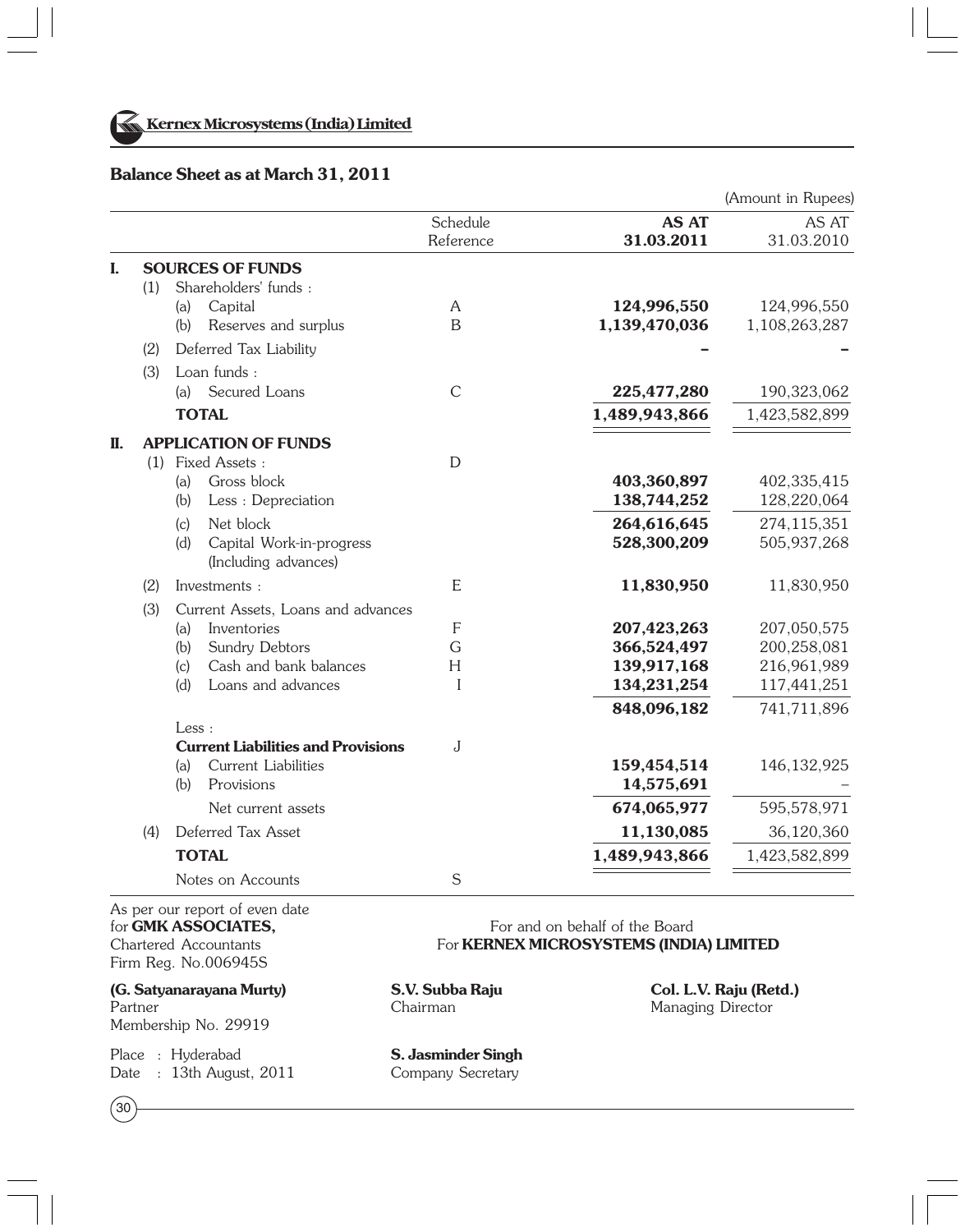**Kernex Microsystems (India) Limited**

## Balance Sheet as at March 31, 2011

(Amount in Rupees)

| | | | Schedule Reference | AS AT 31.03.2011 | AS AT 31.03.2010 |
|---|---|---|---|---|---|
| **I.** | | **SOURCES OF FUNDS** | | | |
| | (1) | Shareholders' funds : | | | |
| | | (a) Capital | A | **124,996,550** | 124,996,550 |
| | | (b) Reserves and surplus | B | **1,139,470,036** | 1,108,263,287 |
| | (2) | Deferred Tax Liability | | **–** | – |
| | (3) | Loan funds : | | | |
| | | (a) Secured Loans | C | **225,477,280** | 190,323,062 |
| | | **TOTAL** | | **1,489,943,866** | 1,423,582,899 |
| **II.** | | **APPLICATION OF FUNDS** | | | |
| | (1) | Fixed Assets : | D | | |
| | | (a) Gross block | | **403,360,897** | 402,335,415 |
| | | (b) Less : Depreciation | | **138,744,252** | 128,220,064 |
| | | (c) Net block | | **264,616,645** | 274,115,351 |
| | | (d) Capital Work-in-progress (Including advances) | | **528,300,209** | 505,937,268 |
| | (2) | Investments : | E | **11,830,950** | 11,830,950 |
| | (3) | Current Assets, Loans and advances | | | |
| | | (a) Inventories | F | **207,423,263** | 207,050,575 |
| | | (b) Sundry Debtors | G | **366,524,497** | 200,258,081 |
| | | (c) Cash and bank balances | H | **139,917,168** | 216,961,989 |
| | | (d) Loans and advances | I | **134,231,254** | 117,441,251 |
| | | | | **848,096,182** | 741,711,896 |
| | | Less : | | | |
| | | **Current Liabilities and Provisions** | J | | |
| | | (a) Current Liabilities | | **159,454,514** | 146,132,925 |
| | | (b) Provisions | | **14,575,691** | – |
| | | Net current assets | | **674,065,977** | 595,578,971 |
| | (4) | Deferred Tax Asset | | **11,130,085** | 36,120,360 |
| | | **TOTAL** | | **1,489,943,866** | 1,423,582,899 |
| | | Notes on Accounts | S | | |

As per our report of even date
for **GMK ASSOCIATES,**
Chartered Accountants
Firm Reg. No.006945S

For and on behalf of the Board
For **KERNEX MICROSYSTEMS (INDIA) LIMITED**

**(G. Satyanarayana Murty)**
Partner
Membership No. 29919

**S.V. Subba Raju**
Chairman

**Col. L.V. Raju (Retd.)**
Managing Director

Place : Hyderabad
Date : 13th August, 2011

**S. Jasminder Singh**
Company Secretary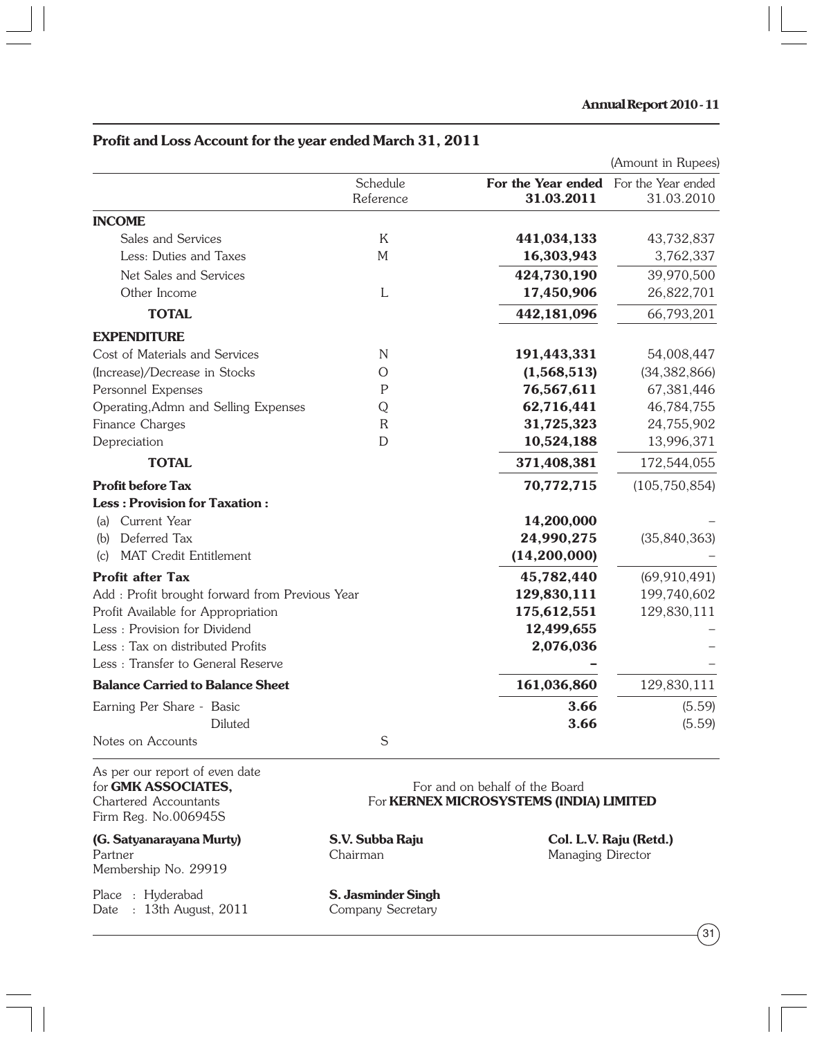## Profit and Loss Account for the year ended March 31, 2011

(Amount in Rupees)

| | Schedule Reference | For the Year ended 31.03.2011 | For the Year ended 31.03.2010 |
|---|---|---|---|
| **INCOME** | | | |
| Sales and Services | K | **441,034,133** | 43,732,837 |
| Less: Duties and Taxes | M | **16,303,943** | 3,762,337 |
| Net Sales and Services | | **424,730,190** | 39,970,500 |
| Other Income | L | **17,450,906** | 26,822,701 |
| **TOTAL** | | **442,181,096** | 66,793,201 |
| **EXPENDITURE** | | | |
| Cost of Materials and Services | N | **191,443,331** | 54,008,447 |
| (Increase)/Decrease in Stocks | O | **(1,568,513)** | (34,382,866) |
| Personnel Expenses | P | **76,567,611** | 67,381,446 |
| Operating,Admn and Selling Expenses | Q | **62,716,441** | 46,784,755 |
| Finance Charges | R | **31,725,323** | 24,755,902 |
| Depreciation | D | **10,524,188** | 13,996,371 |
| **TOTAL** | | **371,408,381** | 172,544,055 |
| **Profit before Tax** | | **70,772,715** | (105,750,854) |
| **Less : Provision for Taxation :** | | | |
| (a) Current Year | | **14,200,000** | – |
| (b) Deferred Tax | | **24,990,275** | (35,840,363) |
| (c) MAT Credit Entitlement | | **(14,200,000)** | – |
| **Profit after Tax** | | **45,782,440** | (69,910,491) |
| Add : Profit brought forward from Previous Year | | **129,830,111** | 199,740,602 |
| Profit Available for Appropriation | | **175,612,551** | 129,830,111 |
| Less : Provision for Dividend | | **12,499,655** | – |
| Less : Tax on distributed Profits | | **2,076,036** | – |
| Less : Transfer to General Reserve | | **–** | – |
| **Balance Carried to Balance Sheet** | | **161,036,860** | 129,830,111 |
| Earning Per Share - Basic | | **3.66** | (5.59) |
| Diluted | | **3.66** | (5.59) |
| Notes on Accounts | S | | |

As per our report of even date
for **GMK ASSOCIATES,**
Chartered Accountants
Firm Reg. No.006945S

For and on behalf of the Board
For **KERNEX MICROSYSTEMS (INDIA) LIMITED**

**(G. Satyanarayana Murty)**
Partner
Membership No. 29919

**S.V. Subba Raju**
Chairman

**Col. L.V. Raju (Retd.)**
Managing Director

Place : Hyderabad
Date : 13th August, 2011

**S. Jasminder Singh**
Company Secretary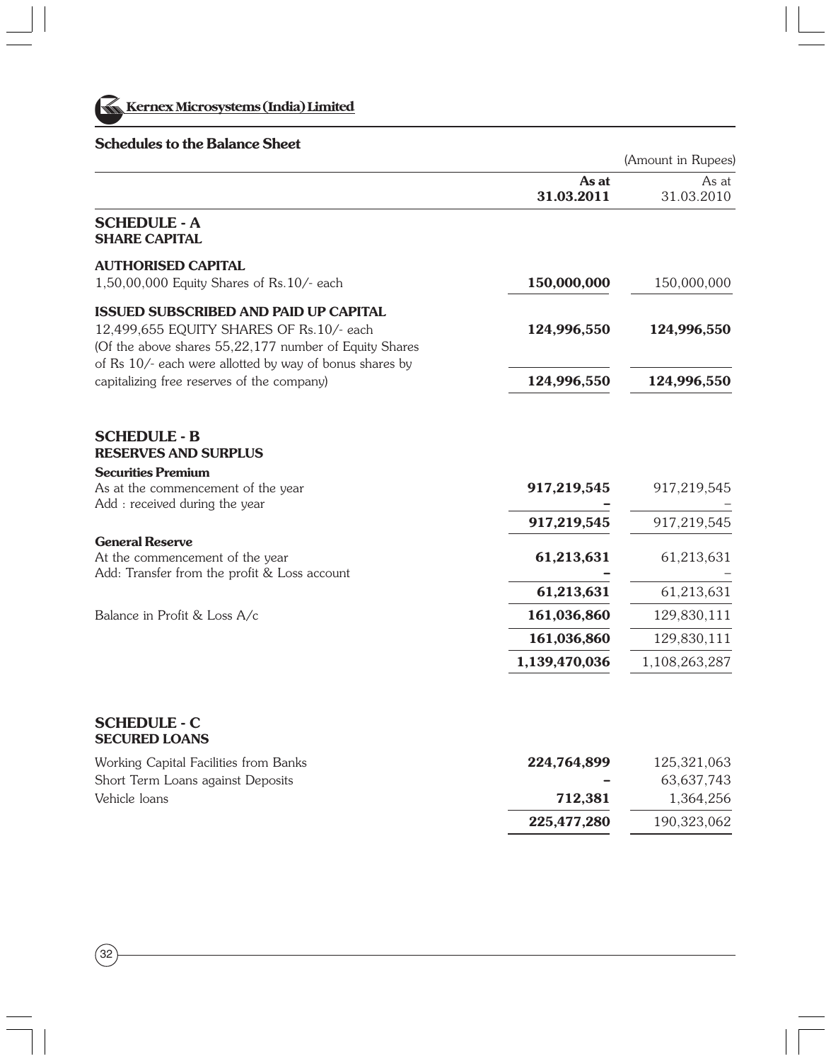## Schedules to the Balance Sheet

(Amount in Rupees)

| | As at 31.03.2011 | As at 31.03.2010 |
|---|---|---|
| **SCHEDULE - A** | | |
| **SHARE CAPITAL** | | |
| **AUTHORISED CAPITAL** | | |
| 1,50,00,000 Equity Shares of Rs.10/- each | **150,000,000** | 150,000,000 |
| **ISSUED SUBSCRIBED AND PAID UP CAPITAL** | | |
| 12,499,655 EQUITY SHARES OF Rs.10/- each | **124,996,550** | **124,996,550** |
| (Of the above shares 55,22,177 number of Equity Shares of Rs 10/- each were allotted by way of bonus shares by capitalizing free reserves of the company) | **124,996,550** | **124,996,550** |
| **SCHEDULE - B** | | |
| **RESERVES AND SURPLUS** | | |
| **Securities Premium** | | |
| As at the commencement of the year | **917,219,545** | 917,219,545 |
| Add : received during the year | **–** | – |
| | **917,219,545** | 917,219,545 |
| **General Reserve** | | |
| At the commencement of the year | **61,213,631** | 61,213,631 |
| Add: Transfer from the profit & Loss account | **–** | – |
| | **61,213,631** | 61,213,631 |
| Balance in Profit & Loss A/c | **161,036,860** | 129,830,111 |
| | **161,036,860** | 129,830,111 |
| | **1,139,470,036** | 1,108,263,287 |
| **SCHEDULE - C** | | |
| **SECURED LOANS** | | |
| Working Capital Facilities from Banks | **224,764,899** | 125,321,063 |
| Short Term Loans against Deposits | **–** | 63,637,743 |
| Vehicle loans | **712,381** | 1,364,256 |
| | **225,477,280** | 190,323,062 |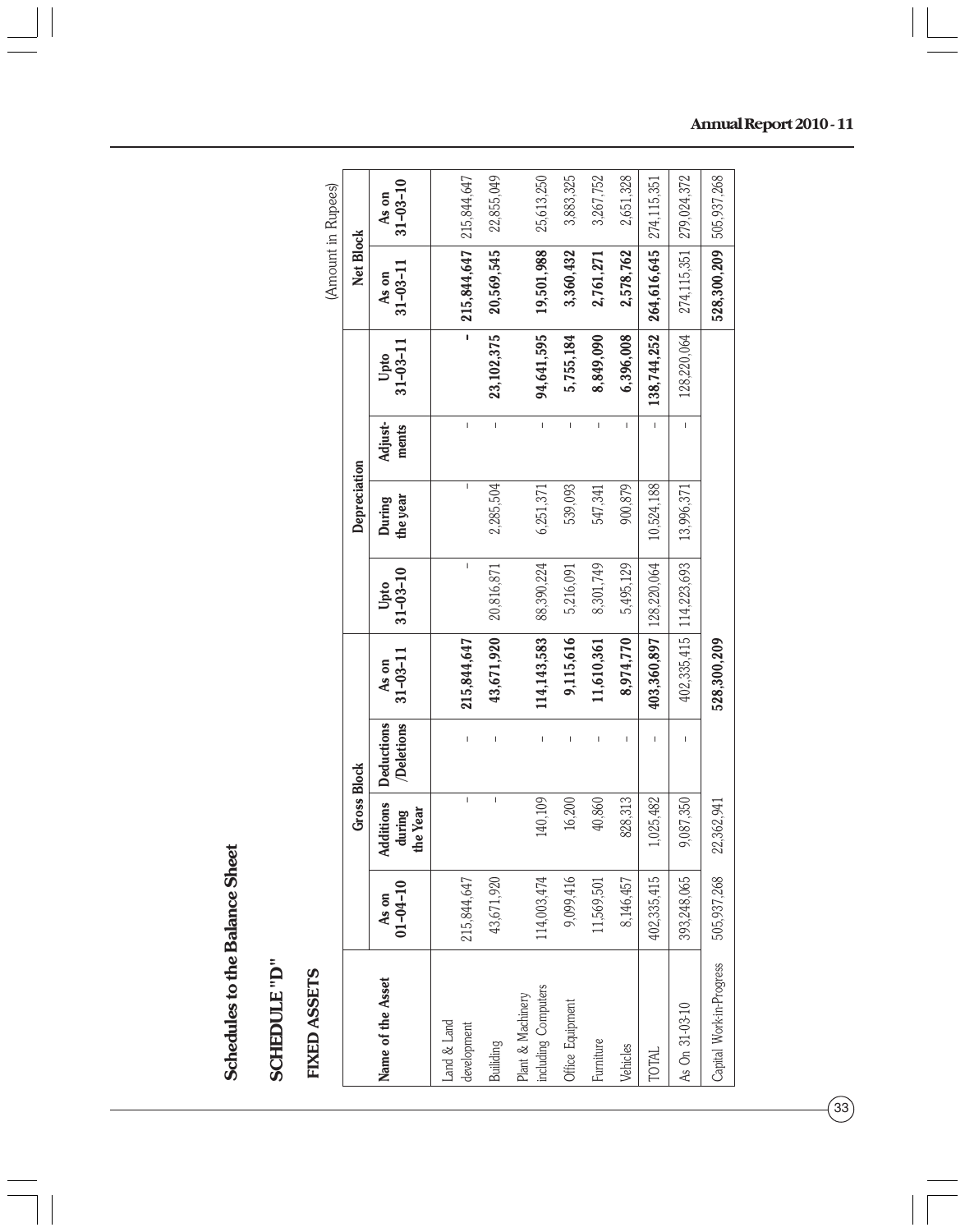# Schedules to the Balance Sheet

## SCHEDULE "D"

## FIXED ASSETS

(Amount in Rupees)

| Name of the Asset | Gross Block | | | | Depreciation | | | | Net Block | |
|---|---|---|---|---|---|---|---|---|---|---|
| | As on 01-04-10 | Additions during the Year | Deductions /Deletions | As on 31-03-11 | Upto 31-03-10 | During the year | Adjust-ments | Upto 31-03-11 | As on 31-03-11 | As on 31-03-10 |
| Land & Land development | 215,844,647 | - | - | **215,844,647** | - | - | - | **-** | **215,844,647** | 215,844,647 |
| Building | 43,671,920 | - | - | **43,671,920** | 20,816,871 | 2,285,504 | - | **23,102,375** | **20,569,545** | 22,855,049 |
| Plant & Machinery including Computers | 114,003,474 | 140,109 | - | **114,143,583** | 88,390,224 | 6,251,371 | - | **94,641,595** | **19,501,988** | 25,613,250 |
| Office Equipment | 9,099,416 | 16,200 | - | **9,115,616** | 5,216,091 | 539,093 | - | **5,755,184** | **3,360,432** | 3,883,325 |
| Furniture | 11,569,501 | 40,860 | - | **11,610,361** | 8,301,749 | 547,341 | - | **8,849,090** | **2,761,271** | 3,267,752 |
| Vehicles | 8,146,457 | 828,313 | - | **8,974,770** | 5,495,129 | 900,879 | - | **6,396,008** | **2,578,762** | 2,651,328 |
| TOTAL | 402,335,415 | 1,025,482 | - | **403,360,897** | 128,220,064 | 10,524,188 | - | **138,744,252** | **264,616,645** | 274,115,351 |
| As On 31-03-10 | 393,248,065 | 9,087,350 | - | 402,335,415 | 114,223,693 | 13,996,371 | - | 128,220,064 | 274,115,351 | 279,024,372 |
| Capital Work-in-Progress | 505,937,268 | 22,362,941 | | **528,300,209** | | | | | **528,300,209** | 505,937,268 |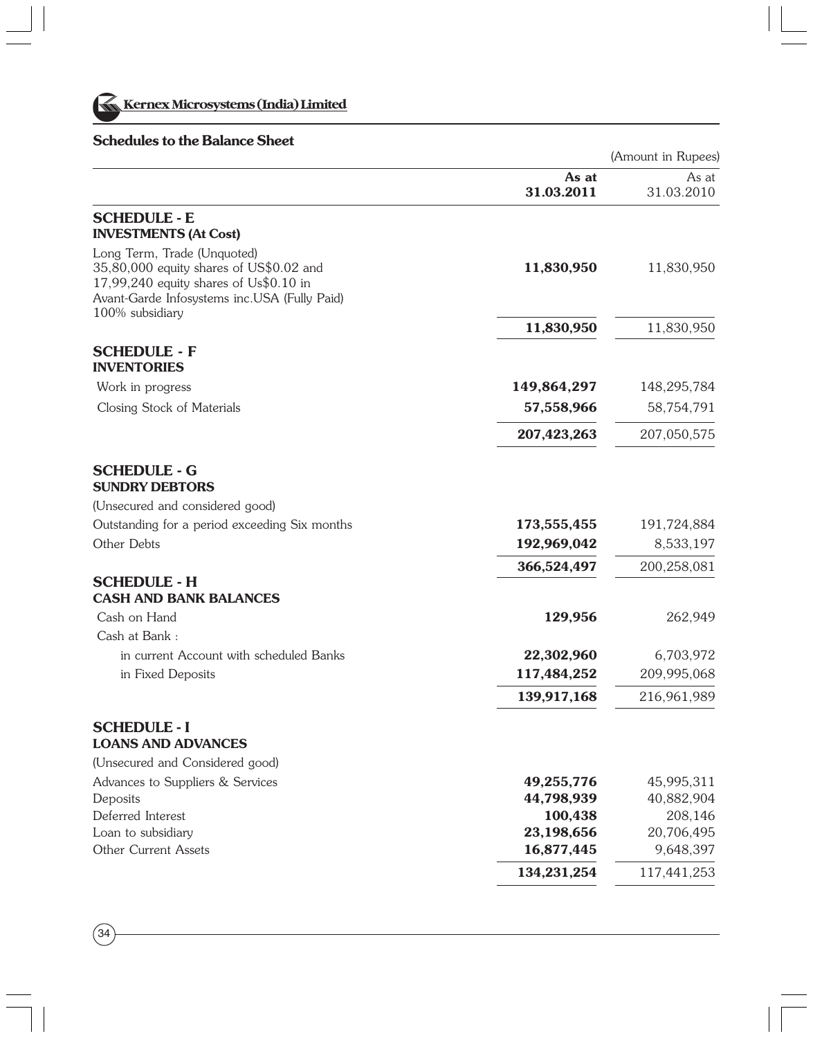**Kernex Microsystems (India) Limited**

## Schedules to the Balance Sheet

(Amount in Rupees)

| | As at 31.03.2011 | As at 31.03.2010 |
|---|---|---|
| **SCHEDULE - E** | | |
| **INVESTMENTS (At Cost)** | | |
| Long Term, Trade (Unquoted) 35,80,000 equity shares of US$0.02 and 17,99,240 equity shares of Us$0.10 in Avant-Garde Infosystems inc.USA (Fully Paid) 100% subsidiary | **11,830,950** | 11,830,950 |
| | **11,830,950** | 11,830,950 |
| **SCHEDULE - F** | | |
| **INVENTORIES** | | |
| Work in progress | **149,864,297** | 148,295,784 |
| Closing Stock of Materials | **57,558,966** | 58,754,791 |
| | **207,423,263** | 207,050,575 |
| **SCHEDULE - G** | | |
| **SUNDRY DEBTORS** | | |
| (Unsecured and considered good) | | |
| Outstanding for a period exceeding Six months | **173,555,455** | 191,724,884 |
| Other Debts | **192,969,042** | 8,533,197 |
| | **366,524,497** | 200,258,081 |
| **SCHEDULE - H** | | |
| **CASH AND BANK BALANCES** | | |
| Cash on Hand | **129,956** | 262,949 |
| Cash at Bank : | | |
| in current Account with scheduled Banks | **22,302,960** | 6,703,972 |
| in Fixed Deposits | **117,484,252** | 209,995,068 |
| | **139,917,168** | 216,961,989 |
| **SCHEDULE - I** | | |
| **LOANS AND ADVANCES** | | |
| (Unsecured and Considered good) | | |
| Advances to Suppliers & Services | **49,255,776** | 45,995,311 |
| Deposits | **44,798,939** | 40,882,904 |
| Deferred Interest | **100,438** | 208,146 |
| Loan to subsidiary | **23,198,656** | 20,706,495 |
| Other Current Assets | **16,877,445** | 9,648,397 |
| | **134,231,254** | 117,441,253 |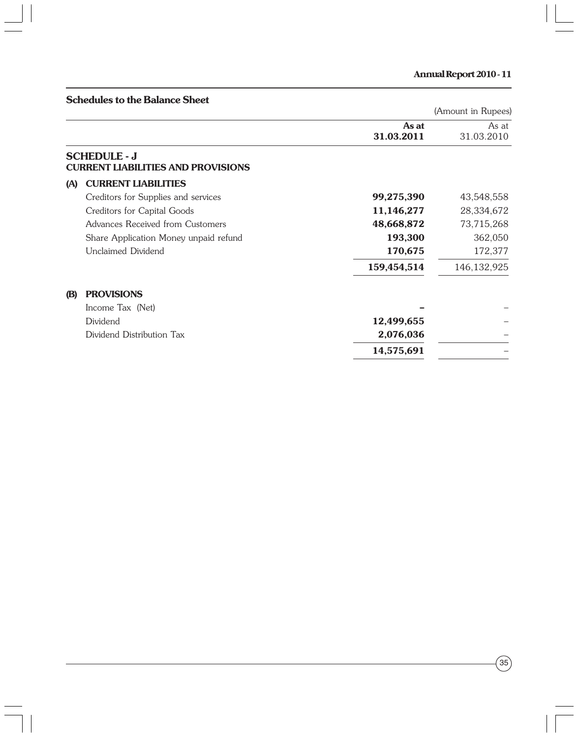## Schedules to the Balance Sheet

(Amount in Rupees)

| | As at 31.03.2011 | As at 31.03.2010 |
|---|---|---|
| **SCHEDULE - J** | | |
| **CURRENT LIABILITIES AND PROVISIONS** | | |
| **(A) CURRENT LIABILITIES** | | |
| Creditors for Supplies and services | **99,275,390** | 43,548,558 |
| Creditors for Capital Goods | **11,146,277** | 28,334,672 |
| Advances Received from Customers | **48,668,872** | 73,715,268 |
| Share Application Money unpaid refund | **193,300** | 362,050 |
| Unclaimed Dividend | **170,675** | 172,377 |
| | **159,454,514** | 146,132,925 |
| **(B) PROVISIONS** | | |
| Income Tax (Net) | **–** | – |
| Dividend | **12,499,655** | – |
| Dividend Distribution Tax | **2,076,036** | – |
| | **14,575,691** | – |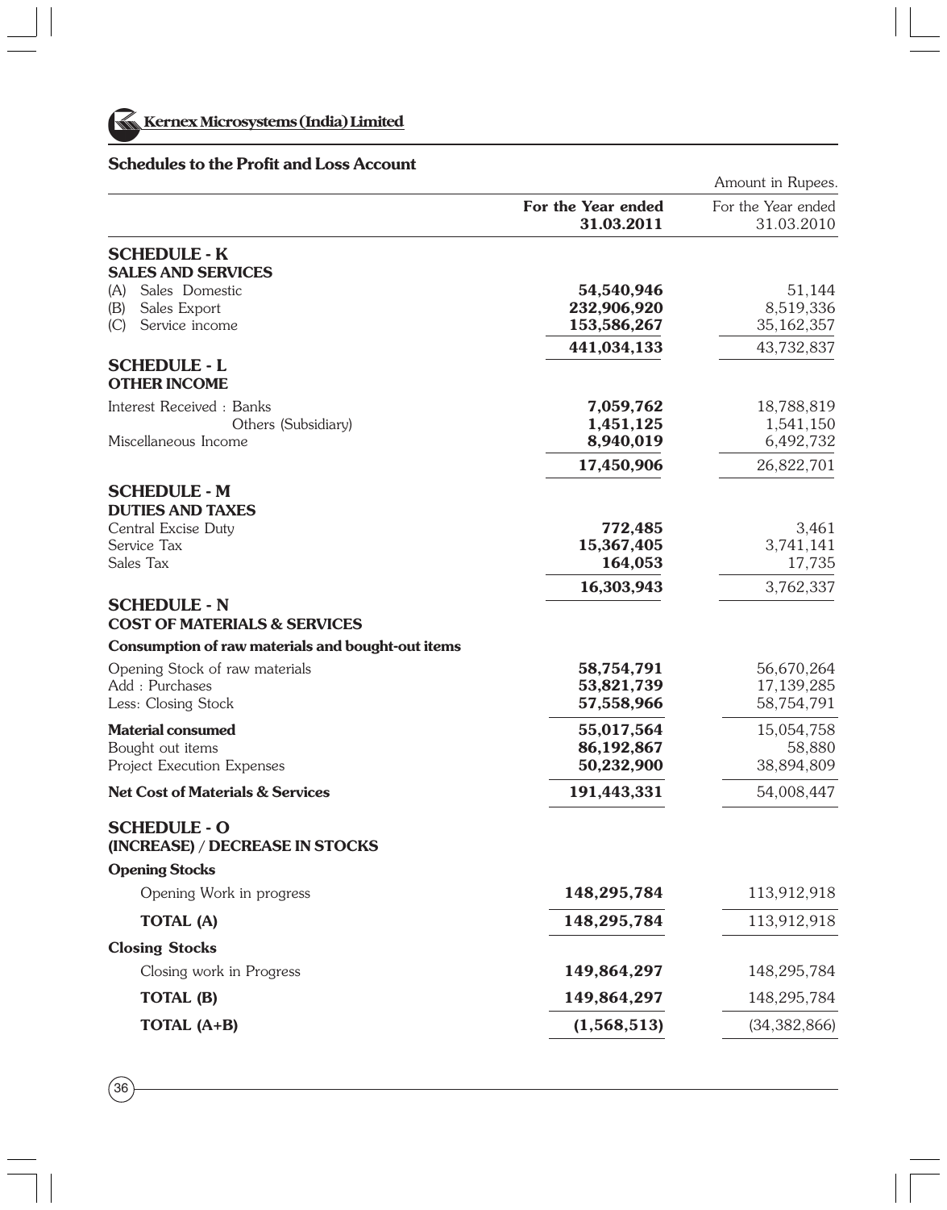## Schedules to the Profit and Loss Account

Amount in Rupees.

| | For the Year ended 31.03.2011 | For the Year ended 31.03.2010 |
|---|---|---|
| **SCHEDULE - K** | | |
| **SALES AND SERVICES** | | |
| (A) Sales Domestic | **54,540,946** | 51,144 |
| (B) Sales Export | **232,906,920** | 8,519,336 |
| (C) Service income | **153,586,267** | 35,162,357 |
| | **441,034,133** | 43,732,837 |
| **SCHEDULE - L** | | |
| **OTHER INCOME** | | |
| Interest Received : Banks | **7,059,762** | 18,788,819 |
| Others (Subsidiary) | **1,451,125** | 1,541,150 |
| Miscellaneous Income | **8,940,019** | 6,492,732 |
| | **17,450,906** | 26,822,701 |
| **SCHEDULE - M** | | |
| **DUTIES AND TAXES** | | |
| Central Excise Duty | **772,485** | 3,461 |
| Service Tax | **15,367,405** | 3,741,141 |
| Sales Tax | **164,053** | 17,735 |
| | **16,303,943** | 3,762,337 |
| **SCHEDULE - N** | | |
| **COST OF MATERIALS & SERVICES** | | |
| **Consumption of raw materials and bought-out items** | | |
| Opening Stock of raw materials | **58,754,791** | 56,670,264 |
| Add : Purchases | **53,821,739** | 17,139,285 |
| Less: Closing Stock | **57,558,966** | 58,754,791 |
| **Material consumed** | **55,017,564** | 15,054,758 |
| Bought out items | **86,192,867** | 58,880 |
| Project Execution Expenses | **50,232,900** | 38,894,809 |
| **Net Cost of Materials & Services** | **191,443,331** | 54,008,447 |
| **SCHEDULE - O** | | |
| **(INCREASE) / DECREASE IN STOCKS** | | |
| **Opening Stocks** | | |
| Opening Work in progress | **148,295,784** | 113,912,918 |
| **TOTAL (A)** | **148,295,784** | 113,912,918 |
| **Closing Stocks** | | |
| Closing work in Progress | **149,864,297** | 148,295,784 |
| **TOTAL (B)** | **149,864,297** | 148,295,784 |
| **TOTAL (A+B)** | **(1,568,513)** | (34,382,866) |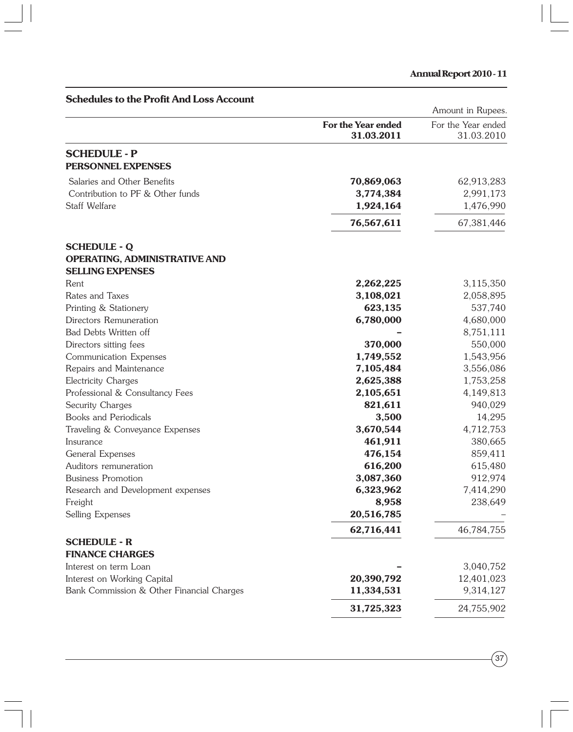## Schedules to the Profit And Loss Account

Amount in Rupees.

| | For the Year ended 31.03.2011 | For the Year ended 31.03.2010 |
|---|---|---|
| **SCHEDULE - P** | | |
| **PERSONNEL EXPENSES** | | |
| Salaries and Other Benefits | **70,869,063** | 62,913,283 |
| Contribution to PF & Other funds | **3,774,384** | 2,991,173 |
| Staff Welfare | **1,924,164** | 1,476,990 |
| | **76,567,611** | 67,381,446 |
| **SCHEDULE - Q** | | |
| **OPERATING, ADMINISTRATIVE AND SELLING EXPENSES** | | |
| Rent | **2,262,225** | 3,115,350 |
| Rates and Taxes | **3,108,021** | 2,058,895 |
| Printing & Stationery | **623,135** | 537,740 |
| Directors Remuneration | **6,780,000** | 4,680,000 |
| Bad Debts Written off | **–** | 8,751,111 |
| Directors sitting fees | **370,000** | 550,000 |
| Communication Expenses | **1,749,552** | 1,543,956 |
| Repairs and Maintenance | **7,105,484** | 3,556,086 |
| Electricity Charges | **2,625,388** | 1,753,258 |
| Professional & Consultancy Fees | **2,105,651** | 4,149,813 |
| Security Charges | **821,611** | 940,029 |
| Books and Periodicals | **3,500** | 14,295 |
| Traveling & Conveyance Expenses | **3,670,544** | 4,712,753 |
| Insurance | **461,911** | 380,665 |
| General Expenses | **476,154** | 859,411 |
| Auditors remuneration | **616,200** | 615,480 |
| Business Promotion | **3,087,360** | 912,974 |
| Research and Development expenses | **6,323,962** | 7,414,290 |
| Freight | **8,958** | 238,649 |
| Selling Expenses | **20,516,785** | – |
| | **62,716,441** | 46,784,755 |
| **SCHEDULE - R** | | |
| **FINANCE CHARGES** | | |
| Interest on term Loan | **–** | 3,040,752 |
| Interest on Working Capital | **20,390,792** | 12,401,023 |
| Bank Commission & Other Financial Charges | **11,334,531** | 9,314,127 |
| | **31,725,323** | 24,755,902 |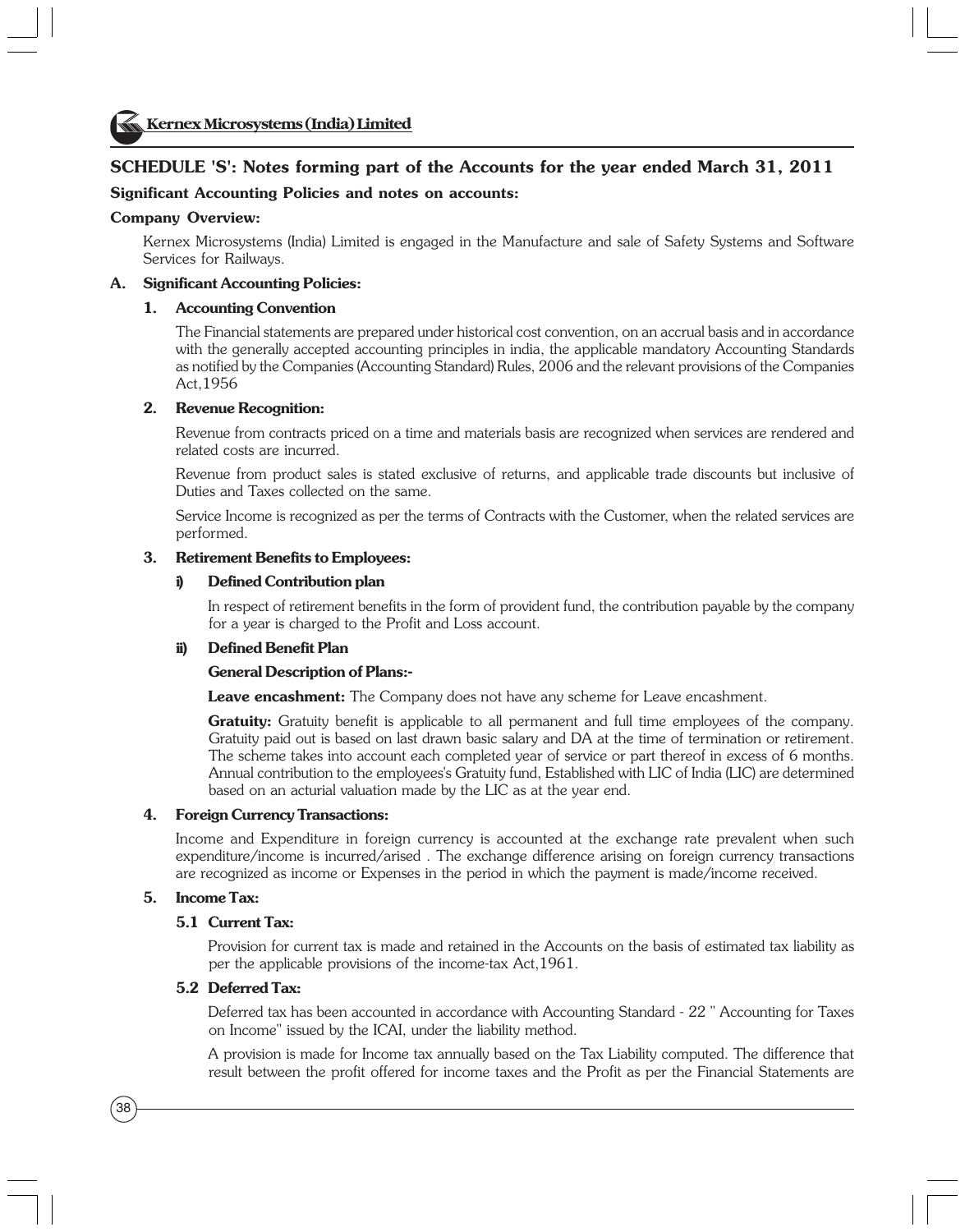## SCHEDULE 'S': Notes forming part of the Accounts for the year ended March 31, 2011

**Significant Accounting Policies and notes on accounts:**

**Company Overview:**

Kernex Microsystems (India) Limited is engaged in the Manufacture and sale of Safety Systems and Software Services for Railways.

### A. Significant Accounting Policies:

**1. Accounting Convention**

The Financial statements are prepared under historical cost convention, on an accrual basis and in accordance with the generally accepted accounting principles in india, the applicable mandatory Accounting Standards as notified by the Companies (Accounting Standard) Rules, 2006 and the relevant provisions of the Companies Act,1956

**2. Revenue Recognition:**

Revenue from contracts priced on a time and materials basis are recognized when services are rendered and related costs are incurred.

Revenue from product sales is stated exclusive of returns, and applicable trade discounts but inclusive of Duties and Taxes collected on the same.

Service Income is recognized as per the terms of Contracts with the Customer, when the related services are performed.

**3. Retirement Benefits to Employees:**

**i) Defined Contribution plan**

In respect of retirement benefits in the form of provident fund, the contribution payable by the company for a year is charged to the Profit and Loss account.

**ii) Defined Benefit Plan**

**General Description of Plans:-**

**Leave encashment:** The Company does not have any scheme for Leave encashment.

**Gratuity:** Gratuity benefit is applicable to all permanent and full time employees of the company. Gratuity paid out is based on last drawn basic salary and DA at the time of termination or retirement. The scheme takes into account each completed year of service or part thereof in excess of 6 months. Annual contribution to the employees's Gratuity fund, Established with LIC of India (LIC) are determined based on an acturial valuation made by the LIC as at the year end.

**4. Foreign Currency Transactions:**

Income and Expenditure in foreign currency is accounted at the exchange rate prevalent when such expenditure/income is incurred/arised . The exchange difference arising on foreign currency transactions are recognized as income or Expenses in the period in which the payment is made/income received.

**5. Income Tax:**

**5.1 Current Tax:**

Provision for current tax is made and retained in the Accounts on the basis of estimated tax liability as per the applicable provisions of the income-tax Act,1961.

**5.2 Deferred Tax:**

Deferred tax has been accounted in accordance with Accounting Standard - 22 " Accounting for Taxes on Income" issued by the ICAI, under the liability method.

A provision is made for Income tax annually based on the Tax Liability computed. The difference that result between the profit offered for income taxes and the Profit as per the Financial Statements are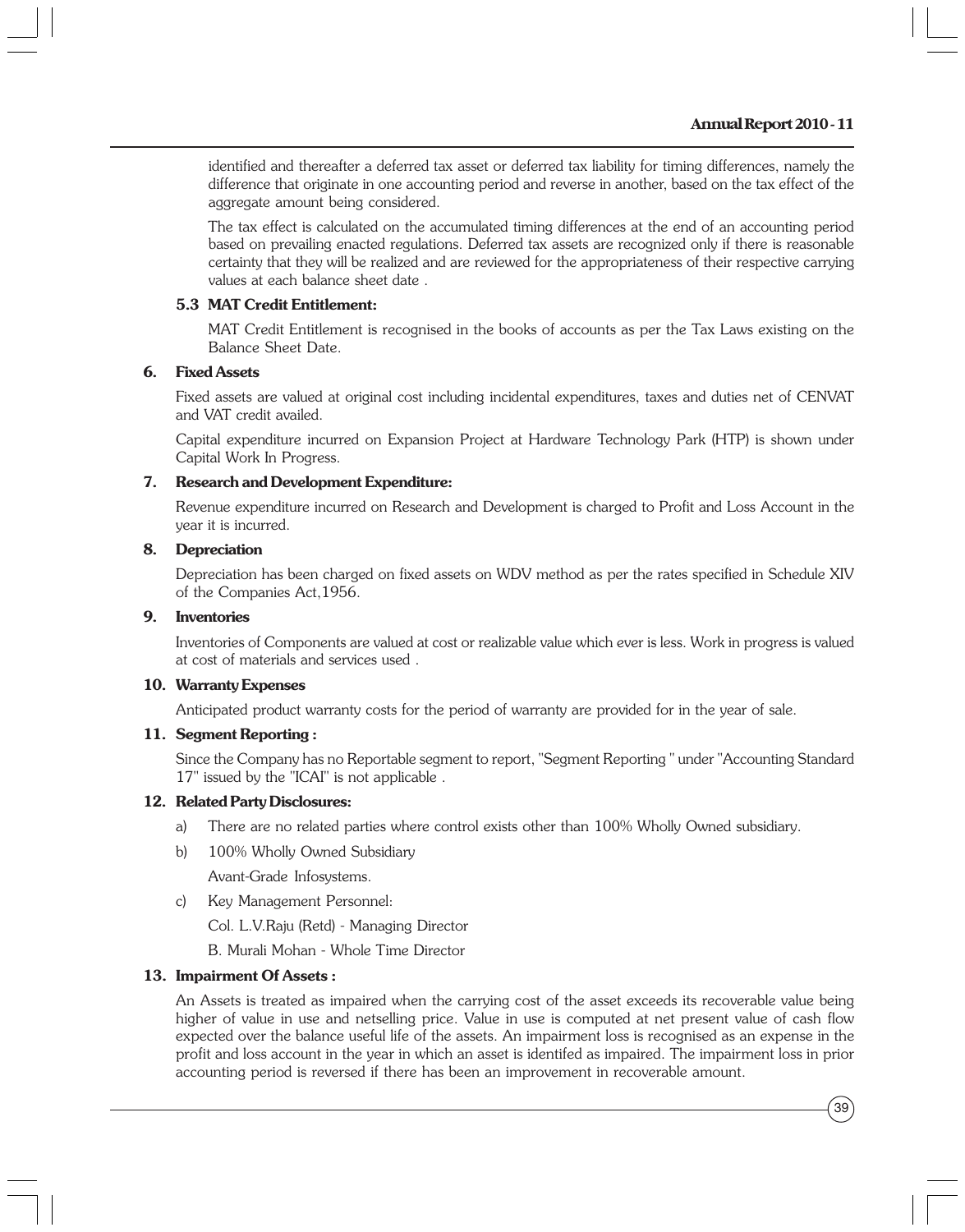identified and thereafter a deferred tax asset or deferred tax liability for timing differences, namely the difference that originate in one accounting period and reverse in another, based on the tax effect of the aggregate amount being considered.

The tax effect is calculated on the accumulated timing differences at the end of an accounting period based on prevailing enacted regulations. Deferred tax assets are recognized only if there is reasonable certainty that they will be realized and are reviewed for the appropriateness of their respective carrying values at each balance sheet date .

**5.3 MAT Credit Entitlement:**

MAT Credit Entitlement is recognised in the books of accounts as per the Tax Laws existing on the Balance Sheet Date.

**6. Fixed Assets**

Fixed assets are valued at original cost including incidental expenditures, taxes and duties net of CENVAT and VAT credit availed.

Capital expenditure incurred on Expansion Project at Hardware Technology Park (HTP) is shown under Capital Work In Progress.

**7. Research and Development Expenditure:**

Revenue expenditure incurred on Research and Development is charged to Profit and Loss Account in the year it is incurred.

**8. Depreciation**

Depreciation has been charged on fixed assets on WDV method as per the rates specified in Schedule XIV of the Companies Act,1956.

**9. Inventories**

Inventories of Components are valued at cost or realizable value which ever is less. Work in progress is valued at cost of materials and services used .

**10. Warranty Expenses**

Anticipated product warranty costs for the period of warranty are provided for in the year of sale.

**11. Segment Reporting :**

Since the Company has no Reportable segment to report, "Segment Reporting " under "Accounting Standard 17" issued by the "ICAI" is not applicable .

**12. Related Party Disclosures:**

a) There are no related parties where control exists other than 100% Wholly Owned subsidiary.

b) 100% Wholly Owned Subsidiary

   Avant-Grade Infosystems.

c) Key Management Personnel:

   Col. L.V.Raju (Retd) - Managing Director

   B. Murali Mohan - Whole Time Director

**13. Impairment Of Assets :**

An Assets is treated as impaired when the carrying cost of the asset exceeds its recoverable value being higher of value in use and netselling price. Value in use is computed at net present value of cash flow expected over the balance useful life of the assets. An impairment loss is recognised as an expense in the profit and loss account in the year in which an asset is identifed as impaired. The impairment loss in prior accounting period is reversed if there has been an improvement in recoverable amount.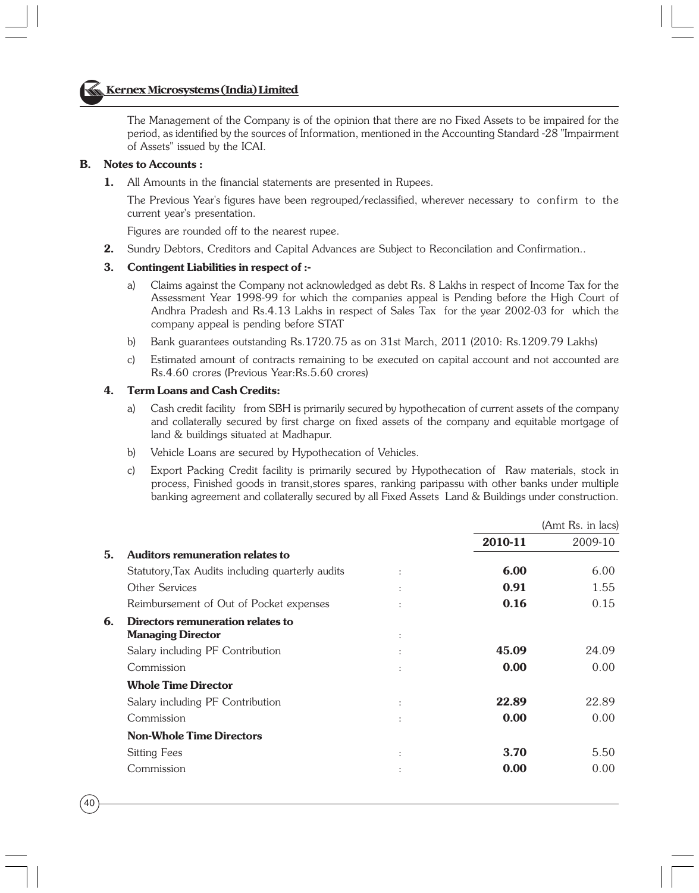The Management of the Company is of the opinion that there are no Fixed Assets to be impaired for the period, as identified by the sources of Information, mentioned in the Accounting Standard -28 "Impairment of Assets" issued by the ICAI.

**B. Notes to Accounts :**

**1.** All Amounts in the financial statements are presented in Rupees.

The Previous Year's figures have been regrouped/reclassified, wherever necessary to confirm to the current year's presentation.

Figures are rounded off to the nearest rupee.

**2.** Sundry Debtors, Creditors and Capital Advances are Subject to Reconcilation and Confirmation..

**3. Contingent Liabilities in respect of :-**

a) Claims against the Company not acknowledged as debt Rs. 8 Lakhs in respect of Income Tax for the Assessment Year 1998-99 for which the companies appeal is Pending before the High Court of Andhra Pradesh and Rs.4.13 Lakhs in respect of Sales Tax for the year 2002-03 for which the company appeal is pending before STAT

b) Bank guarantees outstanding Rs.1720.75 as on 31st March, 2011 (2010: Rs.1209.79 Lakhs)

c) Estimated amount of contracts remaining to be executed on capital account and not accounted are Rs.4.60 crores (Previous Year:Rs.5.60 crores)

**4. Term Loans and Cash Credits:**

a) Cash credit facility from SBH is primarily secured by hypothecation of current assets of the company and collaterally secured by first charge on fixed assets of the company and equitable mortgage of land & buildings situated at Madhapur.

b) Vehicle Loans are secured by Hypothecation of Vehicles.

c) Export Packing Credit facility is primarily secured by Hypothecation of Raw materials, stock in process, Finished goods in transit,stores spares, ranking paripassu with other banks under multiple banking agreement and collaterally secured by all Fixed Assets Land & Buildings under construction.

(Amt Rs. in lacs)

| | | | **2010-11** | 2009-10 |
|---|---|---|---|---|
| **5.** | **Auditors remuneration relates to** | | | |
| | Statutory,Tax Audits including quarterly audits | : | **6.00** | 6.00 |
| | Other Services | : | **0.91** | 1.55 |
| | Reimbursement of Out of Pocket expenses | : | **0.16** | 0.15 |
| **6.** | **Directors remuneration relates to** | | | |
| | **Managing Director** | : | | |
| | Salary including PF Contribution | : | **45.09** | 24.09 |
| | Commission | : | **0.00** | 0.00 |
| | **Whole Time Director** | | | |
| | Salary including PF Contribution | : | **22.89** | 22.89 |
| | Commission | : | **0.00** | 0.00 |
| | **Non-Whole Time Directors** | | | |
| | Sitting Fees | : | **3.70** | 5.50 |
| | Commission | : | **0.00** | 0.00 |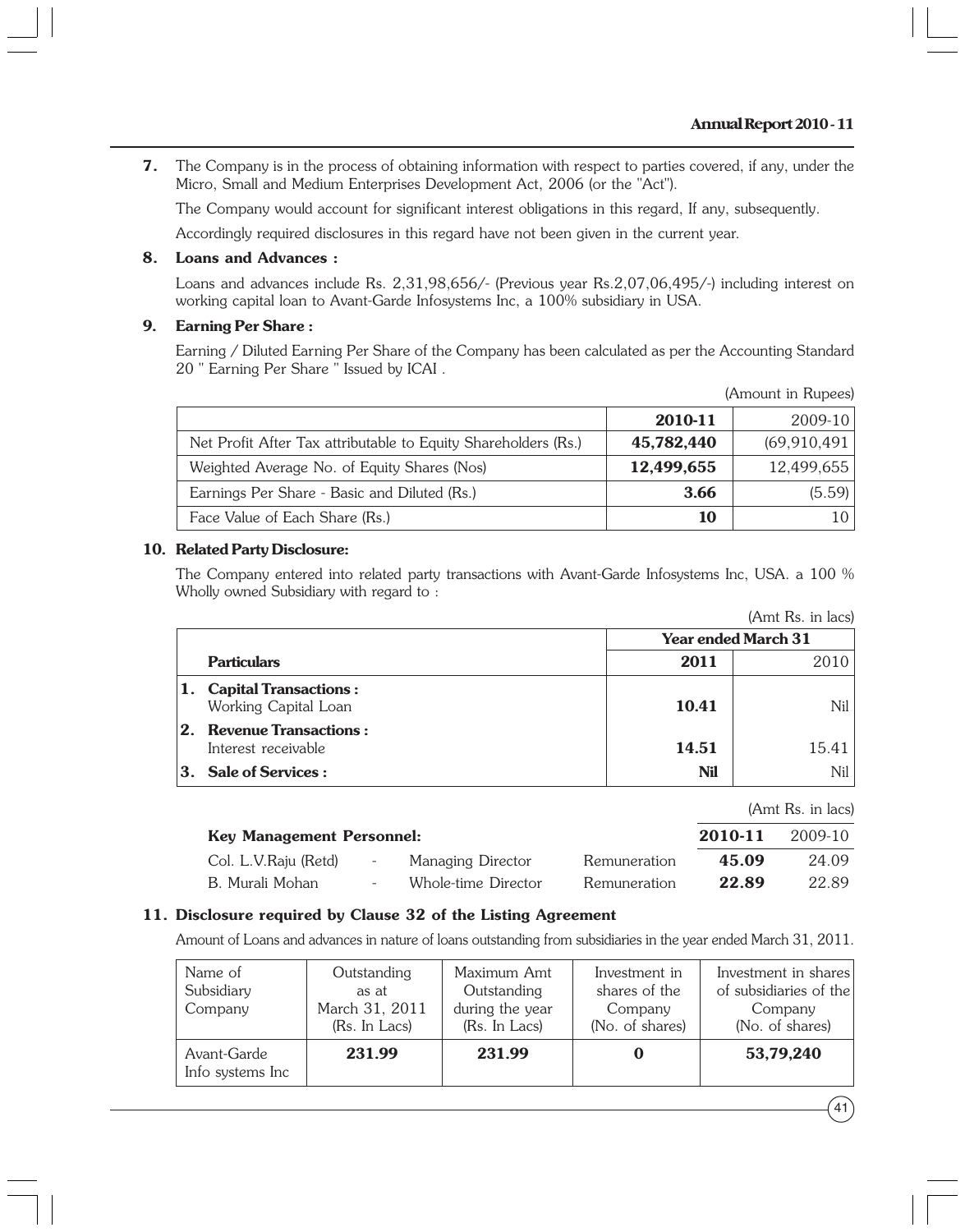**7.** The Company is in the process of obtaining information with respect to parties covered, if any, under the Micro, Small and Medium Enterprises Development Act, 2006 (or the "Act").

The Company would account for significant interest obligations in this regard, If any, subsequently.

Accordingly required disclosures in this regard have not been given in the current year.

**8. Loans and Advances :**

Loans and advances include Rs. 2,31,98,656/- (Previous year Rs.2,07,06,495/-) including interest on working capital loan to Avant-Garde Infosystems Inc, a 100% subsidiary in USA.

**9. Earning Per Share :**

Earning / Diluted Earning Per Share of the Company has been calculated as per the Accounting Standard 20 " Earning Per Share " Issued by ICAI .

(Amount in Rupees)

| | **2010-11** | 2009-10 |
|---|---|---|
| Net Profit After Tax attributable to Equity Shareholders (Rs.) | **45,782,440** | (69,910,491 |
| Weighted Average No. of Equity Shares (Nos) | **12,499,655** | 12,499,655 |
| Earnings Per Share - Basic and Diluted (Rs.) | **3.66** | (5.59) |
| Face Value of Each Share (Rs.) | **10** | 10 |

**10. Related Party Disclosure:**

The Company entered into related party transactions with Avant-Garde Infosystems Inc, USA. a 100 % Wholly owned Subsidiary with regard to :

(Amt Rs. in lacs)

| | Year ended March 31 | |
|---|---|---|
| **Particulars** | **2011** | 2010 |
| **1. Capital Transactions :** Working Capital Loan | **10.41** | Nil |
| **2. Revenue Transactions :** Interest receivable | **14.51** | 15.41 |
| **3. Sale of Services :** | **Nil** | Nil |

(Amt Rs. in lacs)

| **Key Management Personnel:** | | | | **2010-11** | 2009-10 |
|---|---|---|---|---|---|
| Col. L.V.Raju (Retd) | - | Managing Director | Remuneration | **45.09** | 24.09 |
| B. Murali Mohan | - | Whole-time Director | Remuneration | **22.89** | 22.89 |

**11. Disclosure required by Clause 32 of the Listing Agreement**

Amount of Loans and advances in nature of loans outstanding from subsidiaries in the year ended March 31, 2011.

| Name of Subsidiary Company | Outstanding as at March 31, 2011 (Rs. In Lacs) | Maximum Amt Outstanding during the year (Rs. In Lacs) | Investment in shares of the Company (No. of shares) | Investment in shares of subsidiaries of the Company (No. of shares) |
|---|---|---|---|---|
| Avant-Garde Info systems Inc | **231.99** | **231.99** | **0** | **53,79,240** |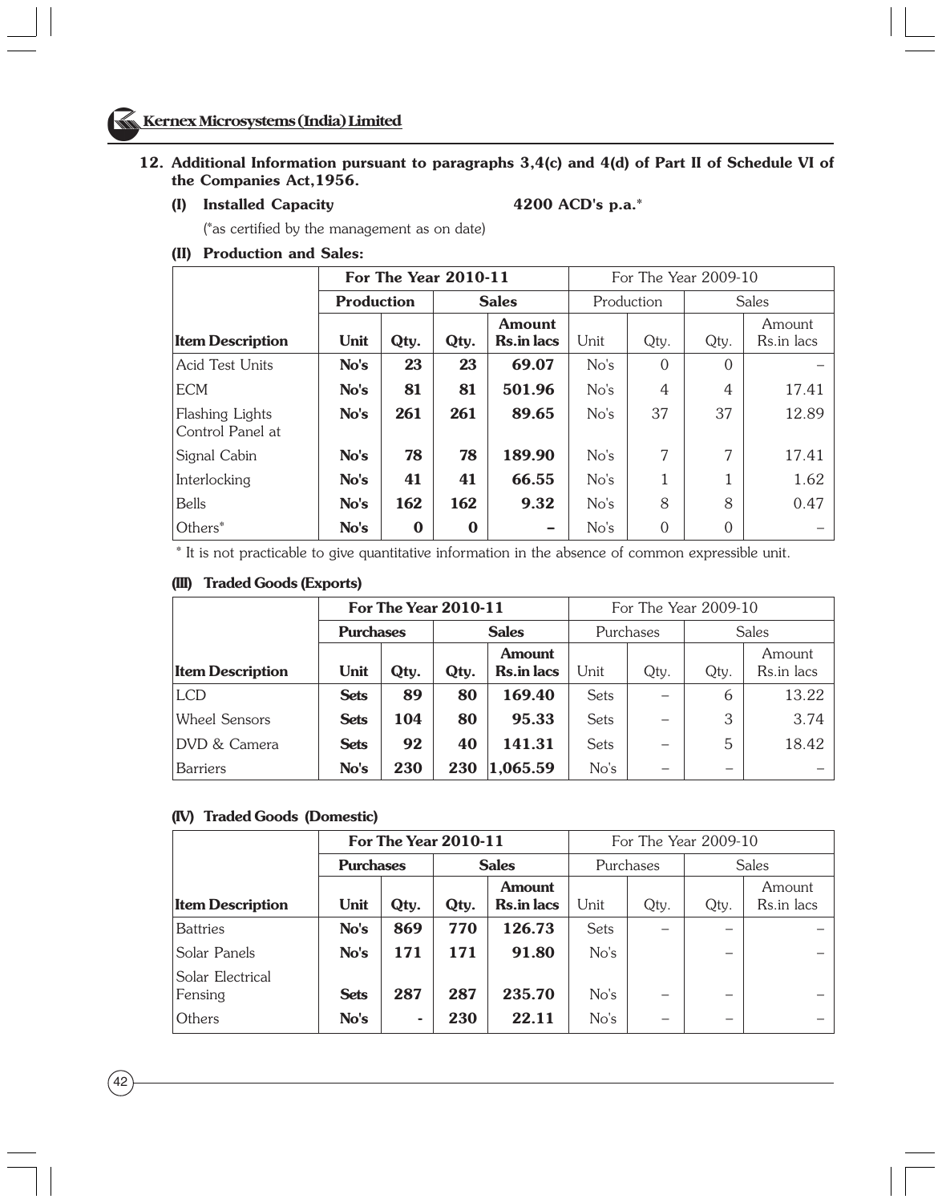## 12. Additional Information pursuant to paragraphs 3,4(c) and 4(d) of Part II of Schedule VI of the Companies Act,1956.

**(I) Installed Capacity** **4200 ACD's p.a.***

(*as certified by the management as on date)

**(II) Production and Sales:**

| | For The Year 2010-11 | | | | For The Year 2009-10 | | | |
|---|---|---|---|---|---|---|---|---|
| | Production | | Sales | | Production | | Sales | |
| Item Description | Unit | Qty. | Qty. | Amount Rs.in lacs | Unit | Qty. | Qty. | Amount Rs.in lacs |
| Acid Test Units | No's | 23 | 23 | 69.07 | No's | 0 | 0 | – |
| ECM | No's | 81 | 81 | 501.96 | No's | 4 | 4 | 17.41 |
| Flashing Lights Control Panel at | No's | 261 | 261 | 89.65 | No's | 37 | 37 | 12.89 |
| Signal Cabin | No's | 78 | 78 | 189.90 | No's | 7 | 7 | 17.41 |
| Interlocking | No's | 41 | 41 | 66.55 | No's | 1 | 1 | 1.62 |
| Bells | No's | 162 | 162 | 9.32 | No's | 8 | 8 | 0.47 |
| Others* | No's | 0 | 0 | – | No's | 0 | 0 | – |

* It is not practicable to give quantitative information in the absence of common expressible unit.

**(III) Traded Goods (Exports)**

| | For The Year 2010-11 | | | | For The Year 2009-10 | | | |
|---|---|---|---|---|---|---|---|---|
| | Purchases | | Sales | | Purchases | | Sales | |
| Item Description | Unit | Qty. | Qty. | Amount Rs.in lacs | Unit | Qty. | Qty. | Amount Rs.in lacs |
| LCD | Sets | 89 | 80 | 169.40 | Sets | – | 6 | 13.22 |
| Wheel Sensors | Sets | 104 | 80 | 95.33 | Sets | – | 3 | 3.74 |
| DVD & Camera | Sets | 92 | 40 | 141.31 | Sets | – | 5 | 18.42 |
| Barriers | No's | 230 | 230 | 1,065.59 | No's | – | – | – |

**(IV) Traded Goods (Domestic)**

| | For The Year 2010-11 | | | | For The Year 2009-10 | | | |
|---|---|---|---|---|---|---|---|---|
| | Purchases | | Sales | | Purchases | | Sales | |
| Item Description | Unit | Qty. | Qty. | Amount Rs.in lacs | Unit | Qty. | Qty. | Amount Rs.in lacs |
| Battries | No's | 869 | 770 | 126.73 | Sets | – | – | – |
| Solar Panels | No's | 171 | 171 | 91.80 | No's | | – | – |
| Solar Electrical Fensing | Sets | 287 | 287 | 235.70 | No's | – | – | – |
| Others | No's | - | 230 | 22.11 | No's | – | – | – |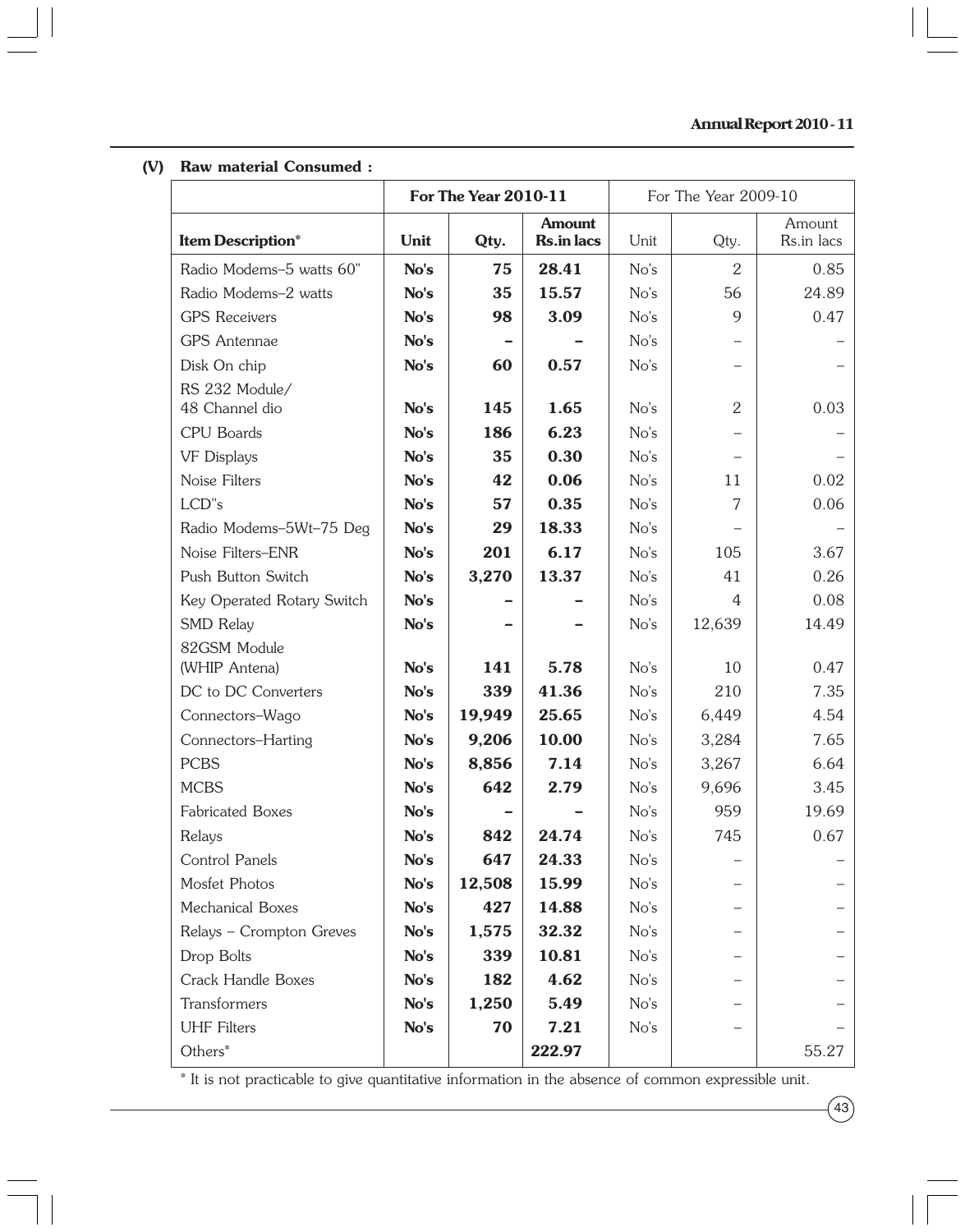**(V) Raw material Consumed :**

| | For The Year 2010-11 | | | For The Year 2009-10 | | |
|---|---|---|---|---|---|---|
| **Item Description*** | **Unit** | **Qty.** | **Amount Rs.in lacs** | Unit | Qty. | Amount Rs.in lacs |
| Radio Modems–5 watts 60" | **No's** | **75** | **28.41** | No's | 2 | 0.85 |
| Radio Modems–2 watts | **No's** | **35** | **15.57** | No's | 56 | 24.89 |
| GPS Receivers | **No's** | **98** | **3.09** | No's | 9 | 0.47 |
| GPS Antennae | **No's** | **–** | **–** | No's | – | – |
| Disk On chip | **No's** | **60** | **0.57** | No's | – | – |
| RS 232 Module/ 48 Channel dio | **No's** | **145** | **1.65** | No's | 2 | 0.03 |
| CPU Boards | **No's** | **186** | **6.23** | No's | – | – |
| VF Displays | **No's** | **35** | **0.30** | No's | – | – |
| Noise Filters | **No's** | **42** | **0.06** | No's | 11 | 0.02 |
| LCD"s | **No's** | **57** | **0.35** | No's | 7 | 0.06 |
| Radio Modems–5Wt–75 Deg | **No's** | **29** | **18.33** | No's | – | – |
| Noise Filters–ENR | **No's** | **201** | **6.17** | No's | 105 | 3.67 |
| Push Button Switch | **No's** | **3,270** | **13.37** | No's | 41 | 0.26 |
| Key Operated Rotary Switch | **No's** | **–** | **–** | No's | 4 | 0.08 |
| SMD Relay | **No's** | **–** | **–** | No's | 12,639 | 14.49 |
| 82GSM Module (WHIP Antena) | **No's** | **141** | **5.78** | No's | 10 | 0.47 |
| DC to DC Converters | **No's** | **339** | **41.36** | No's | 210 | 7.35 |
| Connectors–Wago | **No's** | **19,949** | **25.65** | No's | 6,449 | 4.54 |
| Connectors–Harting | **No's** | **9,206** | **10.00** | No's | 3,284 | 7.65 |
| PCBS | **No's** | **8,856** | **7.14** | No's | 3,267 | 6.64 |
| MCBS | **No's** | **642** | **2.79** | No's | 9,696 | 3.45 |
| Fabricated Boxes | **No's** | **–** | **–** | No's | 959 | 19.69 |
| Relays | **No's** | **842** | **24.74** | No's | 745 | 0.67 |
| Control Panels | **No's** | **647** | **24.33** | No's | – | – |
| Mosfet Photos | **No's** | **12,508** | **15.99** | No's | – | – |
| Mechanical Boxes | **No's** | **427** | **14.88** | No's | – | – |
| Relays – Crompton Greves | **No's** | **1,575** | **32.32** | No's | – | – |
| Drop Bolts | **No's** | **339** | **10.81** | No's | – | – |
| Crack Handle Boxes | **No's** | **182** | **4.62** | No's | – | – |
| Transformers | **No's** | **1,250** | **5.49** | No's | – | – |
| UHF Filters | **No's** | **70** | **7.21** | No's | – | – |
| Others* | | | **222.97** | | | 55.27 |

* It is not practicable to give quantitative information in the absence of common expressible unit.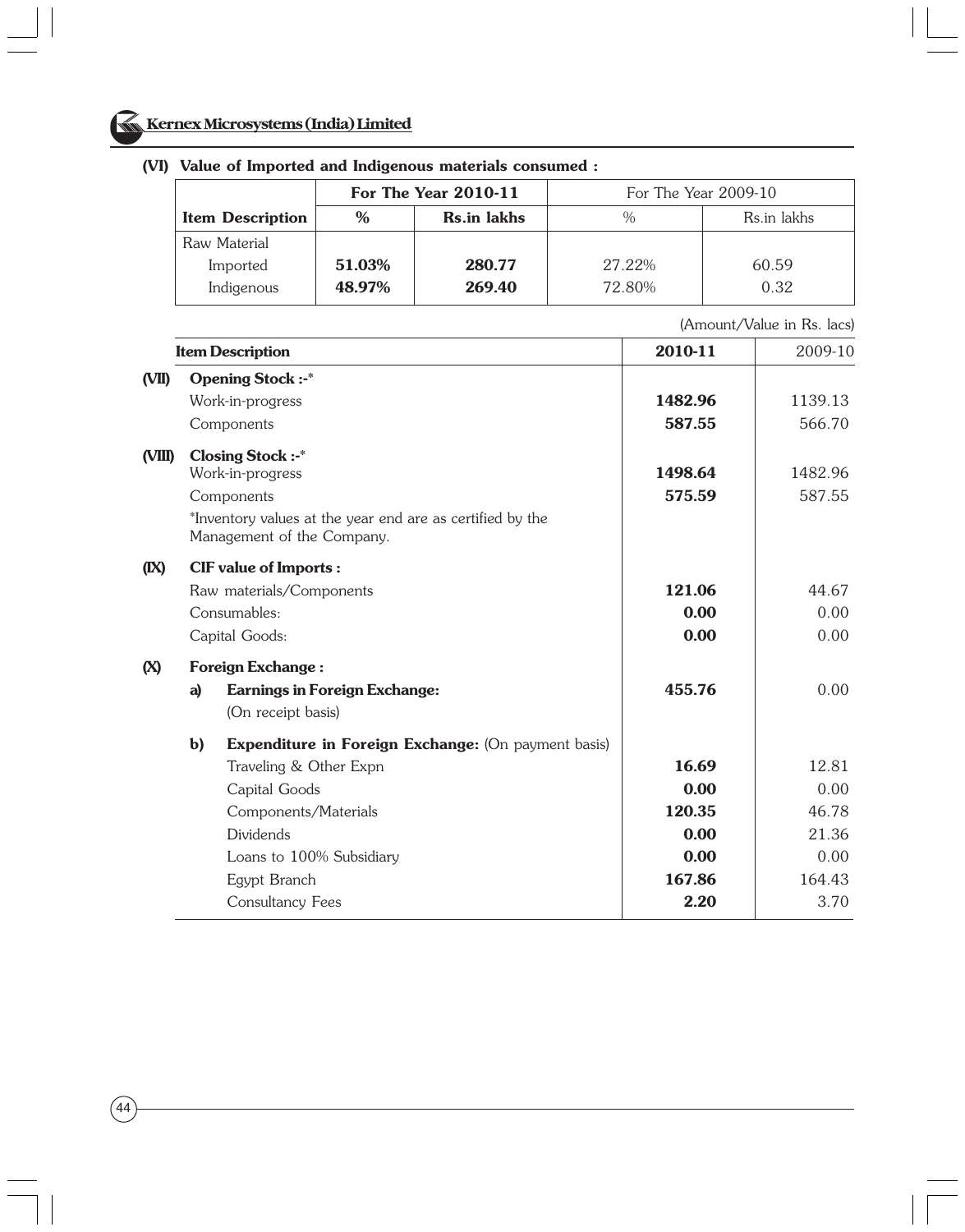**(VI) Value of Imported and Indigenous materials consumed :**

| Item Description | For The Year 2010-11 | | For The Year 2009-10 | |
|---|---|---|---|---|
| | **%** | **Rs.in lakhs** | % | Rs.in lakhs |
| Raw Material | | | | |
| Imported | **51.03%** | **280.77** | 27.22% | 60.59 |
| Indigenous | **48.97%** | **269.40** | 72.80% | 0.32 |

(Amount/Value in Rs. lacs)

| | Item Description | 2010-11 | 2009-10 |
|---|---|---|---|
| **(VII)** | **Opening Stock :-*** | | |
| | Work-in-progress | **1482.96** | 1139.13 |
| | Components | **587.55** | 566.70 |
| **(VIII)** | **Closing Stock :-*** | | |
| | Work-in-progress | **1498.64** | 1482.96 |
| | Components | **575.59** | 587.55 |
| | *Inventory values at the year end are as certified by the Management of the Company. | | |
| **(IX)** | **CIF value of Imports :** | | |
| | Raw materials/Components | **121.06** | 44.67 |
| | Consumables: | **0.00** | 0.00 |
| | Capital Goods: | **0.00** | 0.00 |
| **(X)** | **Foreign Exchange :** | | |
| | **a) Earnings in Foreign Exchange:** (On receipt basis) | **455.76** | 0.00 |
| | **b) Expenditure in Foreign Exchange:** (On payment basis) | | |
| | Traveling & Other Expn | **16.69** | 12.81 |
| | Capital Goods | **0.00** | 0.00 |
| | Components/Materials | **120.35** | 46.78 |
| | Dividends | **0.00** | 21.36 |
| | Loans to 100% Subsidiary | **0.00** | 0.00 |
| | Egypt Branch | **167.86** | 164.43 |
| | Consultancy Fees | **2.20** | 3.70 |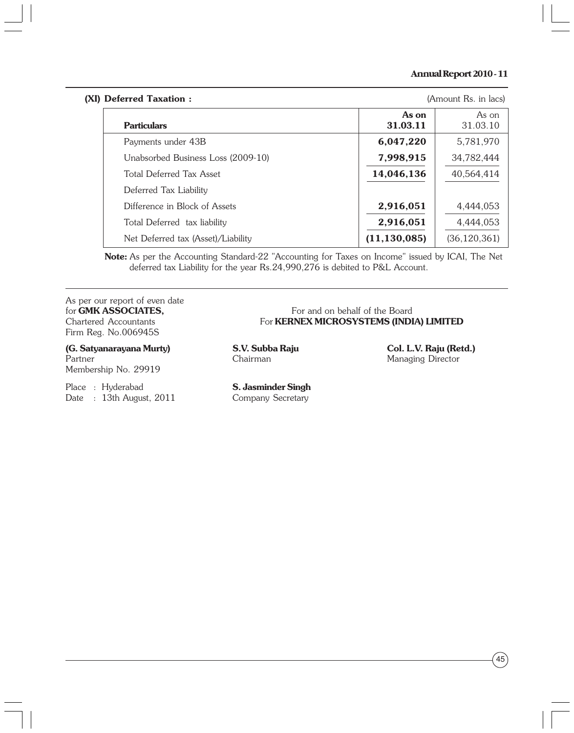**(XI) Deferred Taxation :** (Amount Rs. in lacs)

| Particulars | As on 31.03.11 | As on 31.03.10 |
|---|---|---|
| Payments under 43B | **6,047,220** | 5,781,970 |
| Unabsorbed Business Loss (2009-10) | **7,998,915** | 34,782,444 |
| Total Deferred Tax Asset | **14,046,136** | 40,564,414 |
| Deferred Tax Liability | | |
| Difference in Block of Assets | **2,916,051** | 4,444,053 |
| Total Deferred tax liability | **2,916,051** | 4,444,053 |
| Net Deferred tax (Asset)/Liability | **(11,130,085)** | (36,120,361) |

**Note:** As per the Accounting Standard-22 "Accounting for Taxes on Income" issued by ICAI, The Net deferred tax Liability for the year Rs.24,990,276 is debited to P&L Account.

As per our report of even date
for **GMK ASSOCIATES,**
Chartered Accountants
Firm Reg. No.006945S

**(G. Satyanarayana Murty)**
Partner
Membership No. 29919

Place : Hyderabad
Date : 13th August, 2011

For and on behalf of the Board
For **KERNEX MICROSYSTEMS (INDIA) LIMITED**

**S.V. Subba Raju**
Chairman

**Col. L.V. Raju (Retd.)**
Managing Director

**S. Jasminder Singh**
Company Secretary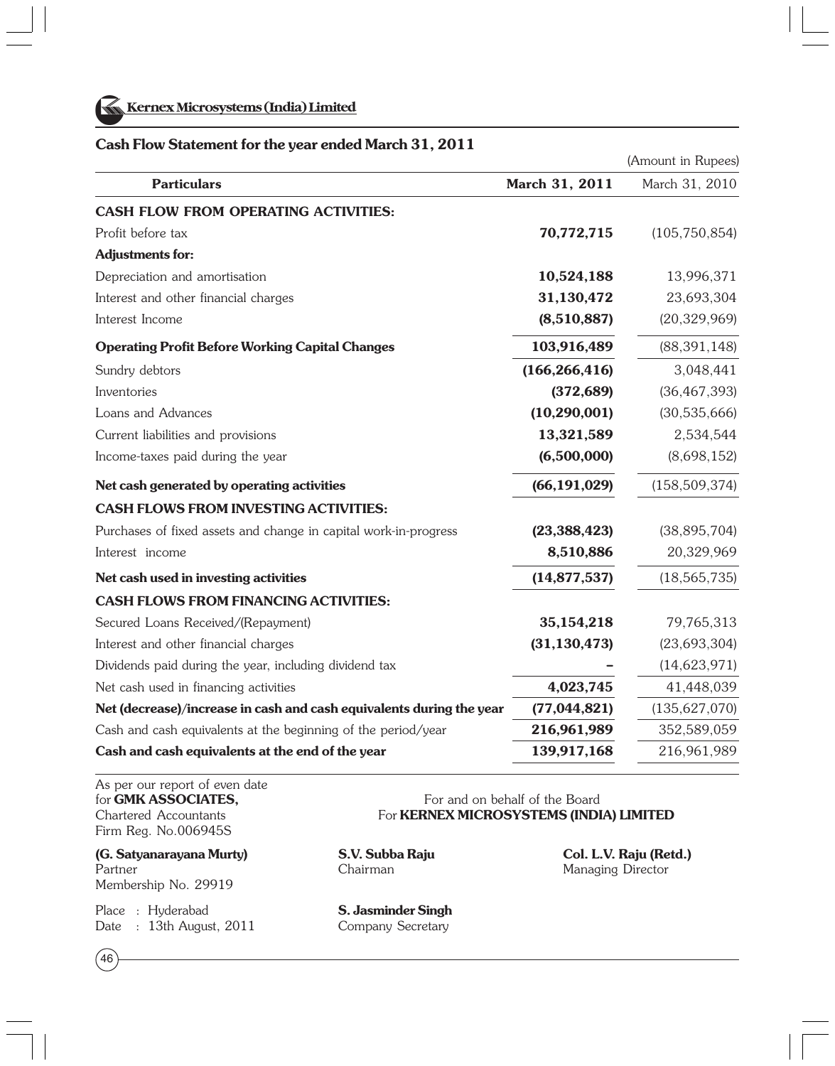**Kernex Microsystems (India) Limited**

## Cash Flow Statement for the year ended March 31, 2011

(Amount in Rupees)

| Particulars | March 31, 2011 | March 31, 2010 |
|---|---|---|
| **CASH FLOW FROM OPERATING ACTIVITIES:** | | |
| Profit before tax | **70,772,715** | (105,750,854) |
| **Adjustments for:** | | |
| Depreciation and amortisation | **10,524,188** | 13,996,371 |
| Interest and other financial charges | **31,130,472** | 23,693,304 |
| Interest Income | **(8,510,887)** | (20,329,969) |
| **Operating Profit Before Working Capital Changes** | **103,916,489** | (88,391,148) |
| Sundry debtors | **(166,266,416)** | 3,048,441 |
| Inventories | **(372,689)** | (36,467,393) |
| Loans and Advances | **(10,290,001)** | (30,535,666) |
| Current liabilities and provisions | **13,321,589** | 2,534,544 |
| Income-taxes paid during the year | **(6,500,000)** | (8,698,152) |
| **Net cash generated by operating activities** | **(66,191,029)** | (158,509,374) |
| **CASH FLOWS FROM INVESTING ACTIVITIES:** | | |
| Purchases of fixed assets and change in capital work-in-progress | **(23,388,423)** | (38,895,704) |
| Interest income | **8,510,886** | 20,329,969 |
| **Net cash used in investing activities** | **(14,877,537)** | (18,565,735) |
| **CASH FLOWS FROM FINANCING ACTIVITIES:** | | |
| Secured Loans Received/(Repayment) | **35,154,218** | 79,765,313 |
| Interest and other financial charges | **(31,130,473)** | (23,693,304) |
| Dividends paid during the year, including dividend tax | **–** | (14,623,971) |
| Net cash used in financing activities | **4,023,745** | 41,448,039 |
| **Net (decrease)/increase in cash and cash equivalents during the year** | **(77,044,821)** | (135,627,070) |
| Cash and cash equivalents at the beginning of the period/year | **216,961,989** | 352,589,059 |
| **Cash and cash equivalents at the end of the year** | **139,917,168** | 216,961,989 |

As per our report of even date
for **GMK ASSOCIATES,**
Chartered Accountants
Firm Reg. No.006945S

For and on behalf of the Board
For **KERNEX MICROSYSTEMS (INDIA) LIMITED**

**(G. Satyanarayana Murty)**
Partner
Membership No. 29919

**S.V. Subba Raju**
Chairman

**Col. L.V. Raju (Retd.)**
Managing Director

Place : Hyderabad
Date : 13th August, 2011

**S. Jasminder Singh**
Company Secretary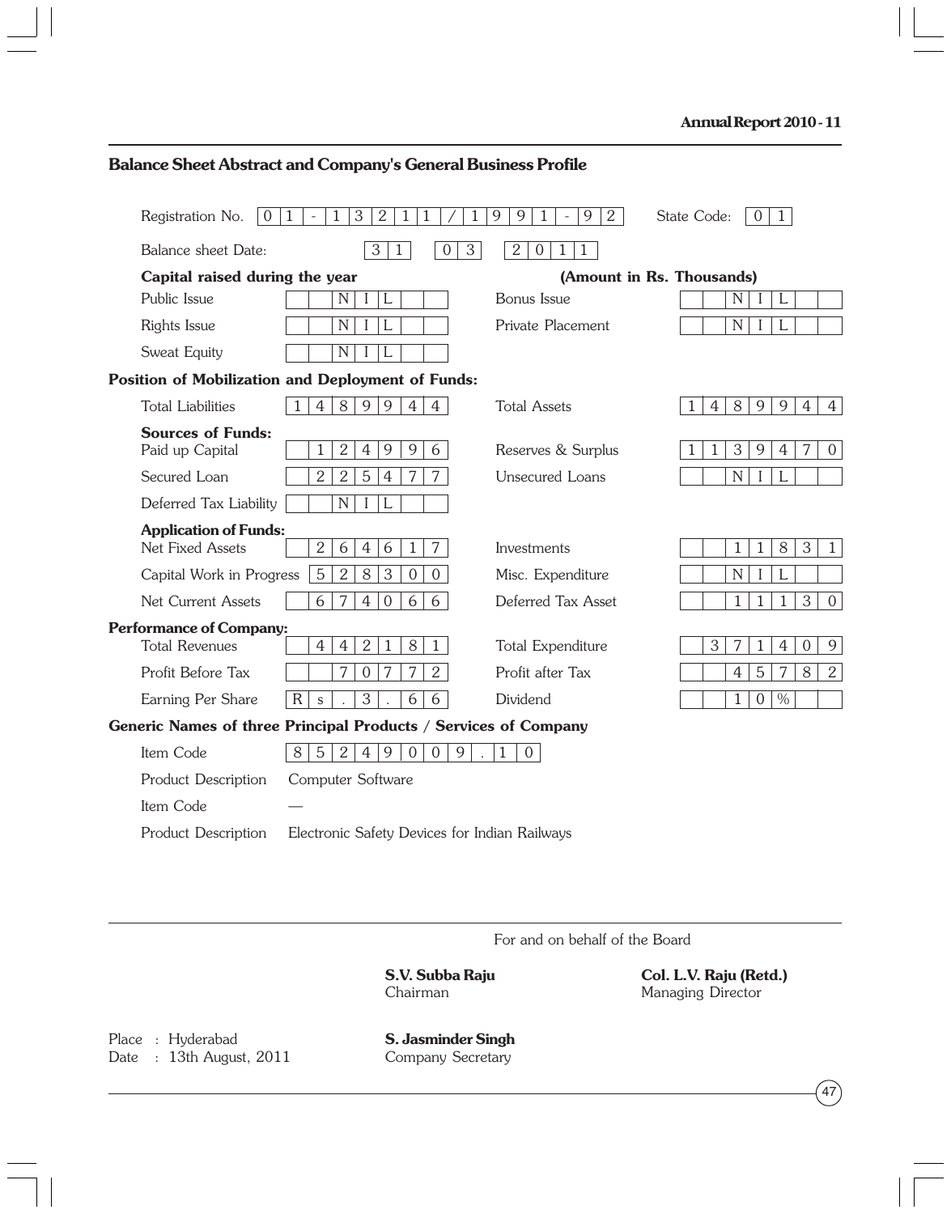## Balance Sheet Abstract and Company's General Business Profile

Registration No. 01-13211/1991-92 State Code: 01

Balance sheet Date: 31 03 2011

**Capital raised during the year** **(Amount in Rs. Thousands)**

| | | | |
|---|---|---|---|
| Public Issue | NIL | Bonus Issue | NIL |
| Rights Issue | NIL | Private Placement | NIL |
| Sweat Equity | NIL | | |

**Position of Mobilization and Deployment of Funds:**

| | | | |
|---|---|---|---|
| Total Liabilities | 1489944 | Total Assets | 1489944 |
| **Sources of Funds:** | | | |
| Paid up Capital | 124996 | Reserves & Surplus | 1139470 |
| Secured Loan | 225477 | Unsecured Loans | NIL |
| Deferred Tax Liability | NIL | | |
| **Application of Funds:** | | | |
| Net Fixed Assets | 264617 | Investments | 11831 |
| Capital Work in Progress | 528300 | Misc. Expenditure | NIL |
| Net Current Assets | 674066 | Deferred Tax Asset | 11130 |

**Performance of Company:**

| | | | |
|---|---|---|---|
| Total Revenues | 442181 | Total Expenditure | 371409 |
| Profit Before Tax | 70772 | Profit after Tax | 45782 |
| Earning Per Share | Rs. 3.66 | Dividend | 10% |

**Generic Names of three Principal Products / Services of Company**

| | |
|---|---|
| Item Code | 85249009.10 |
| Product Description | Computer Software |
| Item Code | — |
| Product Description | Electronic Safety Devices for Indian Railways |

For and on behalf of the Board

**S.V. Subba Raju**
Chairman

**Col. L.V. Raju (Retd.)**
Managing Director

Place : Hyderabad
Date : 13th August, 2011

**S. Jasminder Singh**
Company Secretary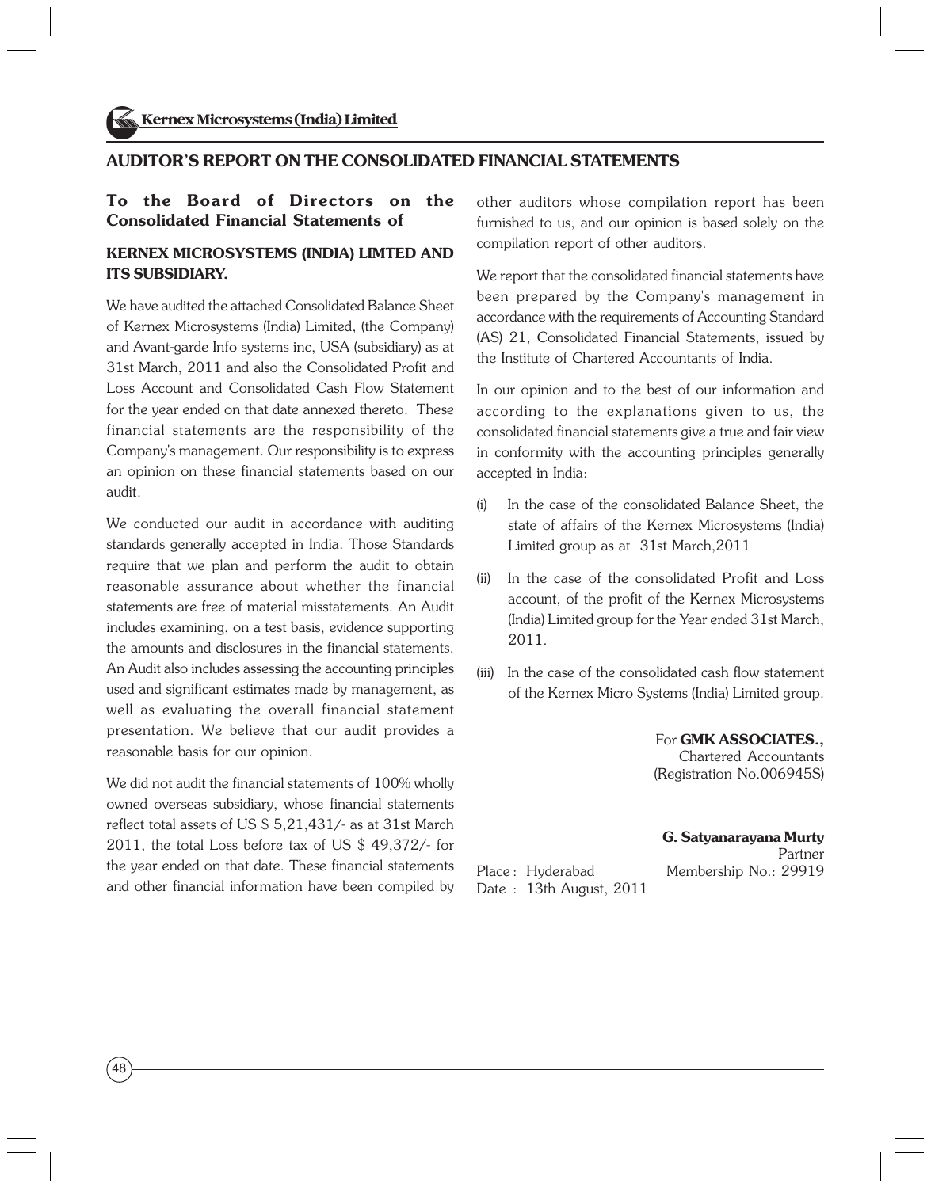## AUDITOR'S REPORT ON THE CONSOLIDATED FINANCIAL STATEMENTS

### To the Board of Directors on the Consolidated Financial Statements of

### KERNEX MICROSYSTEMS (INDIA) LIMTED AND ITS SUBSIDIARY.

We have audited the attached Consolidated Balance Sheet of Kernex Microsystems (India) Limited, (the Company) and Avant-garde Info systems inc, USA (subsidiary) as at 31st March, 2011 and also the Consolidated Profit and Loss Account and Consolidated Cash Flow Statement for the year ended on that date annexed thereto. These financial statements are the responsibility of the Company's management. Our responsibility is to express an opinion on these financial statements based on our audit.

We conducted our audit in accordance with auditing standards generally accepted in India. Those Standards require that we plan and perform the audit to obtain reasonable assurance about whether the financial statements are free of material misstatements. An Audit includes examining, on a test basis, evidence supporting the amounts and disclosures in the financial statements. An Audit also includes assessing the accounting principles used and significant estimates made by management, as well as evaluating the overall financial statement presentation. We believe that our audit provides a reasonable basis for our opinion.

We did not audit the financial statements of 100% wholly owned overseas subsidiary, whose financial statements reflect total assets of US $ 5,21,431/- as at 31st March 2011, the total Loss before tax of US $ 49,372/- for the year ended on that date. These financial statements and other financial information have been compiled by other auditors whose compilation report has been furnished to us, and our opinion is based solely on the compilation report of other auditors.

We report that the consolidated financial statements have been prepared by the Company's management in accordance with the requirements of Accounting Standard (AS) 21, Consolidated Financial Statements, issued by the Institute of Chartered Accountants of India.

In our opinion and to the best of our information and according to the explanations given to us, the consolidated financial statements give a true and fair view in conformity with the accounting principles generally accepted in India:

(i) In the case of the consolidated Balance Sheet, the state of affairs of the Kernex Microsystems (India) Limited group as at 31st March,2011

(ii) In the case of the consolidated Profit and Loss account, of the profit of the Kernex Microsystems (India) Limited group for the Year ended 31st March, 2011.

(iii) In the case of the consolidated cash flow statement of the Kernex Micro Systems (India) Limited group.

For **GMK ASSOCIATES.,**
Chartered Accountants
(Registration No.006945S)

**G. Satyanarayana Murty**
Partner
Membership No.: 29919

Place : Hyderabad
Date : 13th August, 2011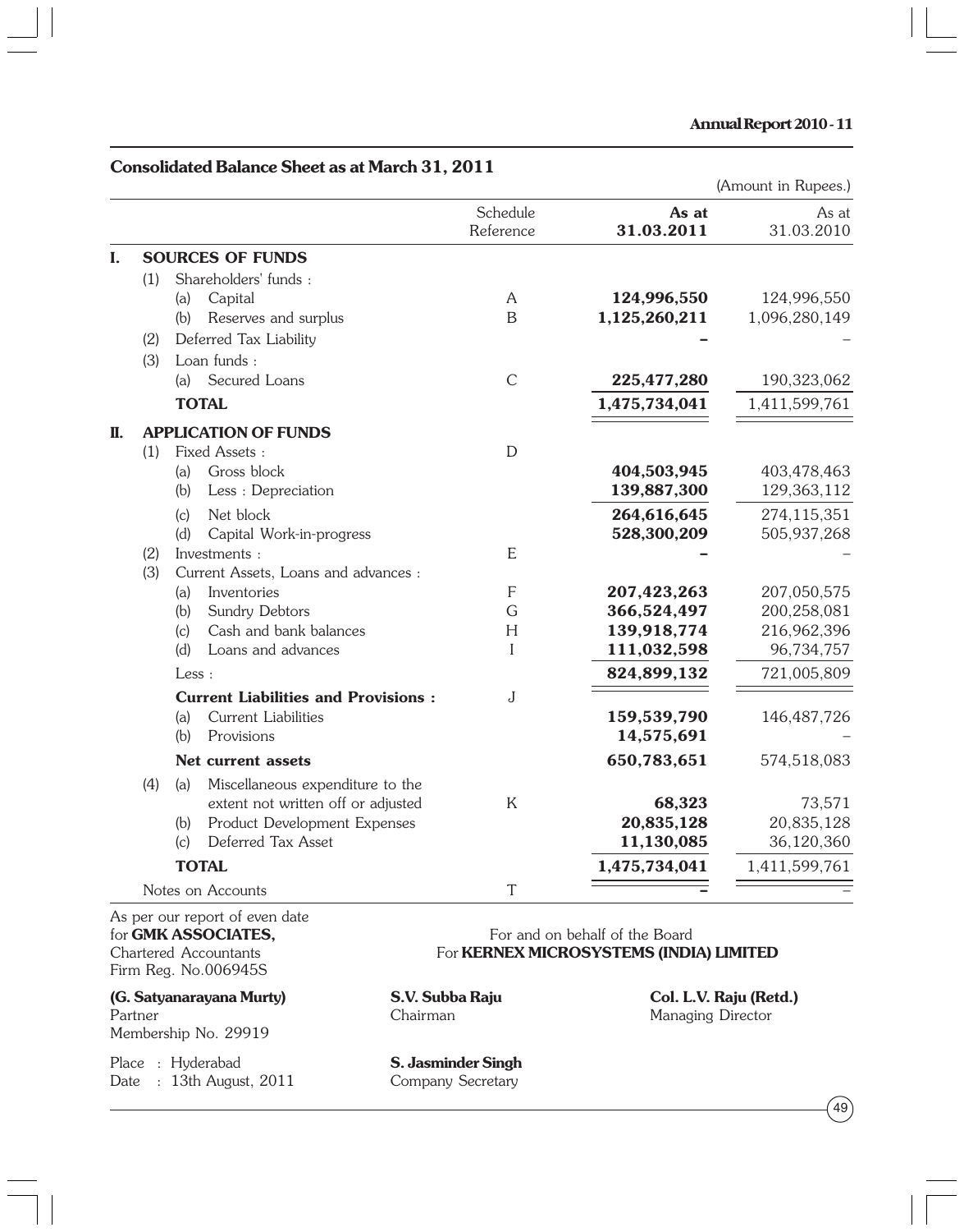## Consolidated Balance Sheet as at March 31, 2011

(Amount in Rupees.)

| | | | Schedule Reference | As at 31.03.2011 | As at 31.03.2010 |
|---|---|---|---|---|---|
| **I.** | **SOURCES OF FUNDS** | | | | |
| | (1) | Shareholders' funds : | | | |
| | | (a) Capital | A | **124,996,550** | 124,996,550 |
| | | (b) Reserves and surplus | B | **1,125,260,211** | 1,096,280,149 |
| | (2) | Deferred Tax Liability | | **–** | – |
| | (3) | Loan funds : | | | |
| | | (a) Secured Loans | C | **225,477,280** | 190,323,062 |
| | | **TOTAL** | | **1,475,734,041** | 1,411,599,761 |
| **II.** | **APPLICATION OF FUNDS** | | | | |
| | (1) | Fixed Assets : | D | | |
| | | (a) Gross block | | **404,503,945** | 403,478,463 |
| | | (b) Less : Depreciation | | **139,887,300** | 129,363,112 |
| | | (c) Net block | | **264,616,645** | 274,115,351 |
| | | (d) Capital Work-in-progress | | **528,300,209** | 505,937,268 |
| | (2) | Investments : | E | **–** | – |
| | (3) | Current Assets, Loans and advances : | | | |
| | | (a) Inventories | F | **207,423,263** | 207,050,575 |
| | | (b) Sundry Debtors | G | **366,524,497** | 200,258,081 |
| | | (c) Cash and bank balances | H | **139,918,774** | 216,962,396 |
| | | (d) Loans and advances | I | **111,032,598** | 96,734,757 |
| | | | | **824,899,132** | 721,005,809 |
| | | Less : | | | |
| | | **Current Liabilities and Provisions :** | J | | |
| | | (a) Current Liabilities | | **159,539,790** | 146,487,726 |
| | | (b) Provisions | | **14,575,691** | – |
| | | **Net current assets** | | **650,783,651** | 574,518,083 |
| | (4) | (a) Miscellaneous expenditure to the extent not written off or adjusted | K | **68,323** | 73,571 |
| | | (b) Product Development Expenses | | **20,835,128** | 20,835,128 |
| | | (c) Deferred Tax Asset | | **11,130,085** | 36,120,360 |
| | | **TOTAL** | | **1,475,734,041** | 1,411,599,761 |
| | Notes on Accounts | | T | **–** | – |

As per our report of even date
for **GMK ASSOCIATES,**
Chartered Accountants
Firm Reg. No.006945S

**(G. Satyanarayana Murty)**
Partner
Membership No. 29919

Place : Hyderabad
Date : 13th August, 2011

For and on behalf of the Board
For **KERNEX MICROSYSTEMS (INDIA) LIMITED**

**S.V. Subba Raju**
Chairman

**Col. L.V. Raju (Retd.)**
Managing Director

**S. Jasminder Singh**
Company Secretary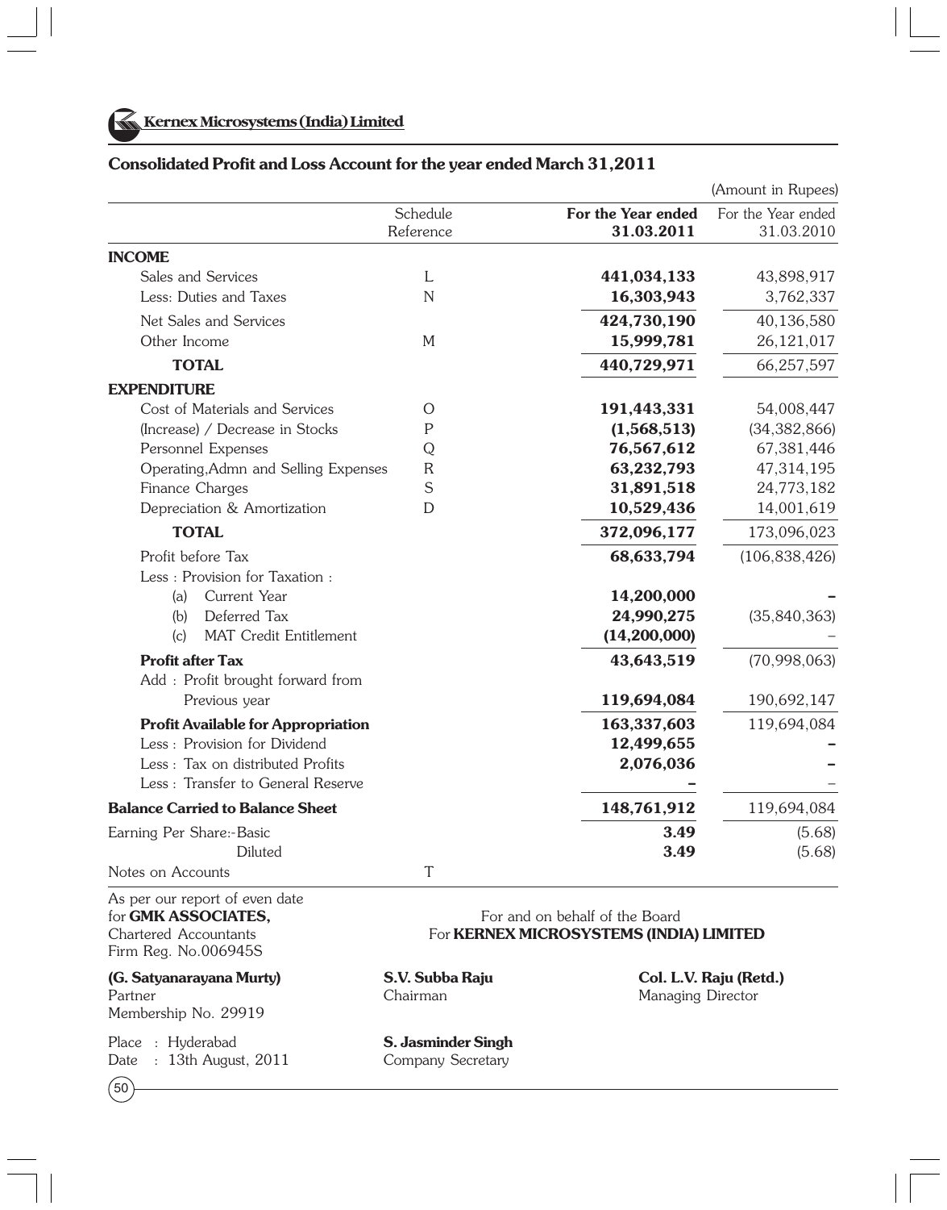## Consolidated Profit and Loss Account for the year ended March 31,2011

(Amount in Rupees)

| | Schedule Reference | **For the Year ended 31.03.2011** | For the Year ended 31.03.2010 |
|---|---|---|---|
| **INCOME** | | | |
| Sales and Services | L | **441,034,133** | 43,898,917 |
| Less: Duties and Taxes | N | **16,303,943** | 3,762,337 |
| Net Sales and Services | | **424,730,190** | 40,136,580 |
| Other Income | M | **15,999,781** | 26,121,017 |
| **TOTAL** | | **440,729,971** | 66,257,597 |
| **EXPENDITURE** | | | |
| Cost of Materials and Services | O | **191,443,331** | 54,008,447 |
| (Increase) / Decrease in Stocks | P | **(1,568,513)** | (34,382,866) |
| Personnel Expenses | Q | **76,567,612** | 67,381,446 |
| Operating,Admn and Selling Expenses | R | **63,232,793** | 47,314,195 |
| Finance Charges | S | **31,891,518** | 24,773,182 |
| Depreciation & Amortization | D | **10,529,436** | 14,001,619 |
| **TOTAL** | | **372,096,177** | 173,096,023 |
| Profit before Tax | | **68,633,794** | (106,838,426) |
| Less : Provision for Taxation : | | | |
| (a) Current Year | | **14,200,000** | – |
| (b) Deferred Tax | | **24,990,275** | (35,840,363) |
| (c) MAT Credit Entitlement | | **(14,200,000)** | – |
| **Profit after Tax** | | **43,643,519** | (70,998,063) |
| Add : Profit brought forward from Previous year | | **119,694,084** | 190,692,147 |
| **Profit Available for Appropriation** | | **163,337,603** | 119,694,084 |
| Less : Provision for Dividend | | **12,499,655** | – |
| Less : Tax on distributed Profits | | **2,076,036** | – |
| Less : Transfer to General Reserve | | **–** | – |
| **Balance Carried to Balance Sheet** | | **148,761,912** | 119,694,084 |
| Earning Per Share:-Basic | | **3.49** | (5.68) |
| Diluted | | **3.49** | (5.68) |
| Notes on Accounts | T | | |

As per our report of even date
for **GMK ASSOCIATES,**
Chartered Accountants
Firm Reg. No.006945S

For and on behalf of the Board
For **KERNEX MICROSYSTEMS (INDIA) LIMITED**

**(G. Satyanarayana Murty)**
Partner
Membership No. 29919

**S.V. Subba Raju**
Chairman

**Col. L.V. Raju (Retd.)**
Managing Director

Place : Hyderabad
Date : 13th August, 2011

**S. Jasminder Singh**
Company Secretary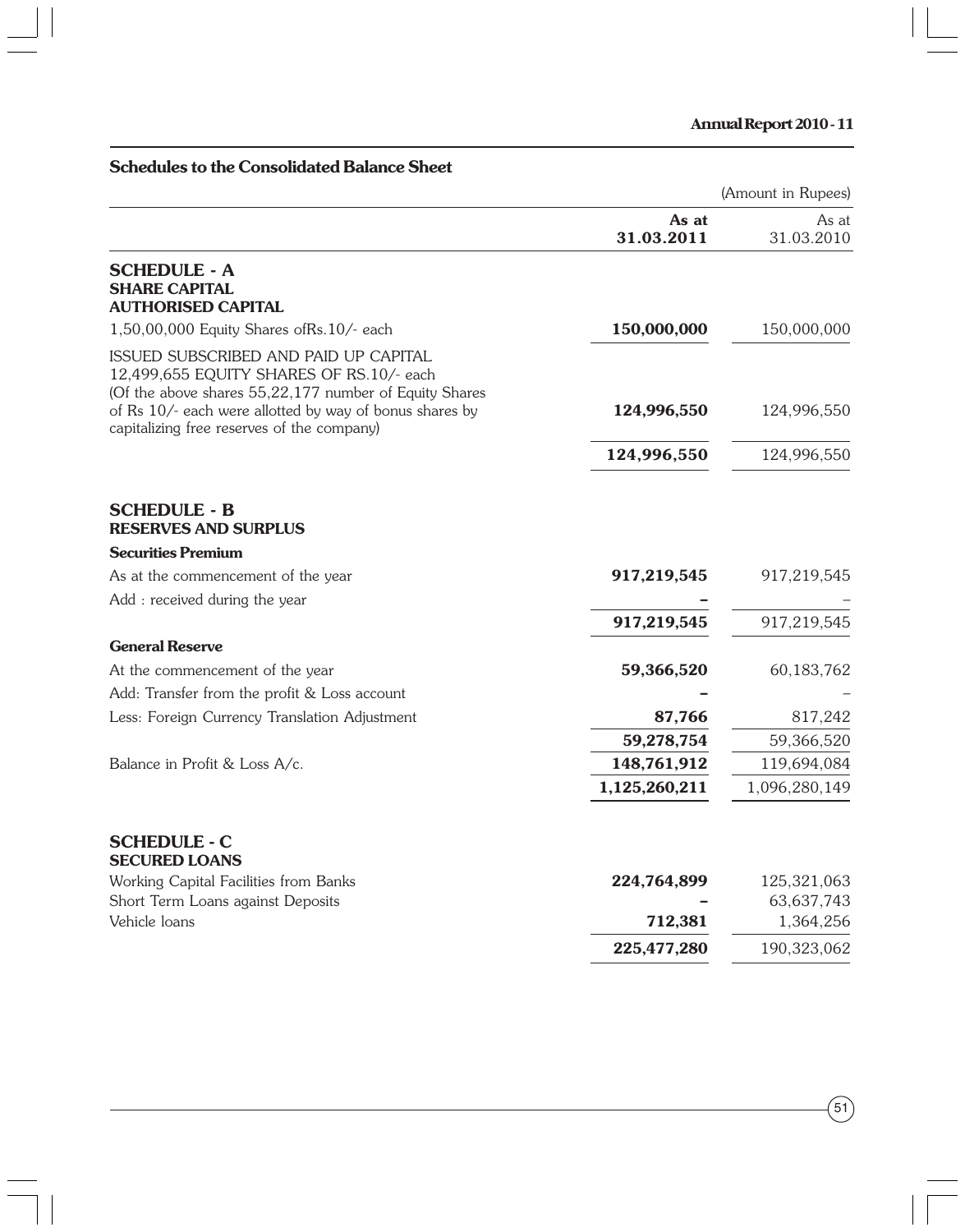## Schedules to the Consolidated Balance Sheet

(Amount in Rupees)

| | As at 31.03.2011 | As at 31.03.2010 |
|---|---|---|
| **SCHEDULE - A** | | |
| **SHARE CAPITAL** | | |
| **AUTHORISED CAPITAL** | | |
| 1,50,00,000 Equity Shares ofRs.10/- each | **150,000,000** | 150,000,000 |
| ISSUED SUBSCRIBED AND PAID UP CAPITAL 12,499,655 EQUITY SHARES OF RS.10/- each (Of the above shares 55,22,177 number of Equity Shares of Rs 10/- each were allotted by way of bonus shares by capitalizing free reserves of the company) | **124,996,550** | 124,996,550 |
| | **124,996,550** | 124,996,550 |
| **SCHEDULE - B** | | |
| **RESERVES AND SURPLUS** | | |
| **Securities Premium** | | |
| As at the commencement of the year | **917,219,545** | 917,219,545 |
| Add : received during the year | **–** | – |
| | **917,219,545** | 917,219,545 |
| **General Reserve** | | |
| At the commencement of the year | **59,366,520** | 60,183,762 |
| Add: Transfer from the profit & Loss account | **–** | – |
| Less: Foreign Currency Translation Adjustment | **87,766** | 817,242 |
| | **59,278,754** | 59,366,520 |
| Balance in Profit & Loss A/c. | **148,761,912** | 119,694,084 |
| | **1,125,260,211** | 1,096,280,149 |
| **SCHEDULE - C** | | |
| **SECURED LOANS** | | |
| Working Capital Facilities from Banks | **224,764,899** | 125,321,063 |
| Short Term Loans against Deposits | **–** | 63,637,743 |
| Vehicle loans | **712,381** | 1,364,256 |
| | **225,477,280** | 190,323,062 |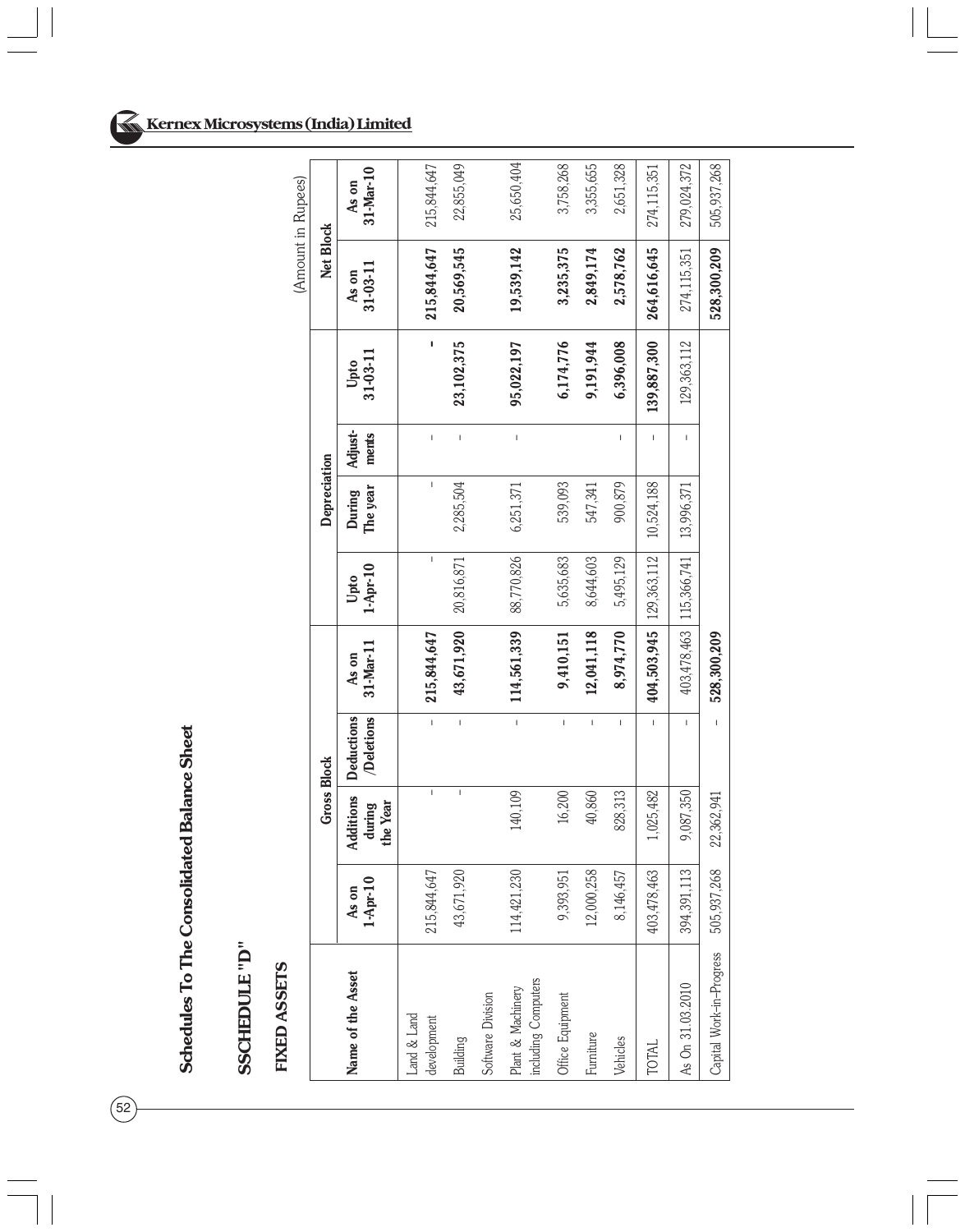## Schedules To The Consolidated Balance Sheet

### SSCHEDULE "D"

### FIXED ASSETS

(Amount in Rupees)

| Name of the Asset | Gross Block | | | | Depreciation | | | | Net Block | |
|---|---|---|---|---|---|---|---|---|---|---|
| | As on 1-Apr-10 | Additions during the Year | Deductions /Deletions | As on 31-Mar-11 | Upto 1-Apr-10 | During The year | Adjust-ments | Upto 31-03-11 | As on 31-03-11 | As on 31-Mar-10 |
| Land & Land development | 215,844,647 | - | - | **215,844,647** | - | - | - | **-** | **215,844,647** | 215,844,647 |
| Building | 43,671,920 | - | - | **43,671,920** | 20,816,871 | 2,285,504 | - | **23,102,375** | **20,569,545** | 22,855,049 |
| Software Division | | | | | | | | | | |
| Plant & Machinery including Computers | 114,421,230 | 140,109 | - | **114,561,339** | 88,770,826 | 6,251,371 | - | **95,022,197** | **19,539,142** | 25,650,404 |
| Office Equipment | 9,393,951 | 16,200 | - | **9,410,151** | 5,635,683 | 539,093 | | **6,174,776** | **3,235,375** | 3,758,268 |
| Furniture | 12,000,258 | 40,860 | - | **12,041,118** | 8,644,603 | 547,341 | | **9,191,944** | **2,849,174** | 3,355,655 |
| Vehicles | 8,146,457 | 828,313 | - | **8,974,770** | 5,495,129 | 900,879 | - | **6,396,008** | **2,578,762** | 2,651,328 |
| TOTAL | 403,478,463 | 1,025,482 | - | **404,503,945** | 129,363,112 | 10,524,188 | - | **139,887,300** | **264,616,645** | 274,115,351 |
| As On 31.03.2010 | 394,391,113 | 9,087,350 | - | 403,478,463 | 115,366,741 | 13,996,371 | - | 129,363,112 | 274,115,351 | 279,024,372 |
| Capital Work-in-Progress | 505,937,268 | 22,362,941 | - | **528,300,209** | | | | | **528,300,209** | 505,937,268 |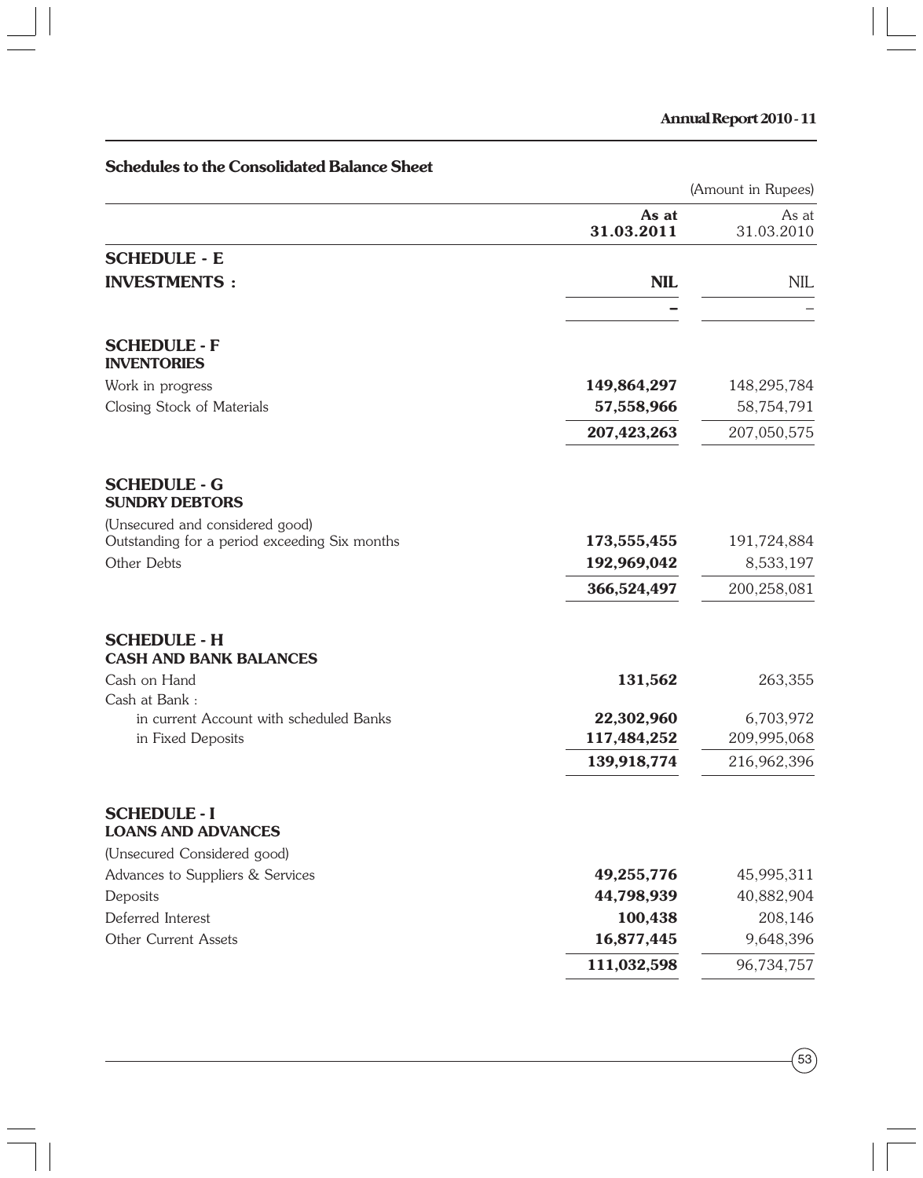## Schedules to the Consolidated Balance Sheet

(Amount in Rupees)

| | As at 31.03.2011 | As at 31.03.2010 |
|---|---|---|
| **SCHEDULE - E** | | |
| **INVESTMENTS :** | **NIL** | NIL |
| | **–** | – |
| **SCHEDULE - F** | | |
| **INVENTORIES** | | |
| Work in progress | **149,864,297** | 148,295,784 |
| Closing Stock of Materials | **57,558,966** | 58,754,791 |
| | **207,423,263** | 207,050,575 |
| **SCHEDULE - G** | | |
| **SUNDRY DEBTORS** | | |
| (Unsecured and considered good) | | |
| Outstanding for a period exceeding Six months | **173,555,455** | 191,724,884 |
| Other Debts | **192,969,042** | 8,533,197 |
| | **366,524,497** | 200,258,081 |
| **SCHEDULE - H** | | |
| **CASH AND BANK BALANCES** | | |
| Cash on Hand | **131,562** | 263,355 |
| Cash at Bank : | | |
| in current Account with scheduled Banks | **22,302,960** | 6,703,972 |
| in Fixed Deposits | **117,484,252** | 209,995,068 |
| | **139,918,774** | 216,962,396 |
| **SCHEDULE - I** | | |
| **LOANS AND ADVANCES** | | |
| (Unsecured Considered good) | | |
| Advances to Suppliers & Services | **49,255,776** | 45,995,311 |
| Deposits | **44,798,939** | 40,882,904 |
| Deferred Interest | **100,438** | 208,146 |
| Other Current Assets | **16,877,445** | 9,648,396 |
| | **111,032,598** | 96,734,757 |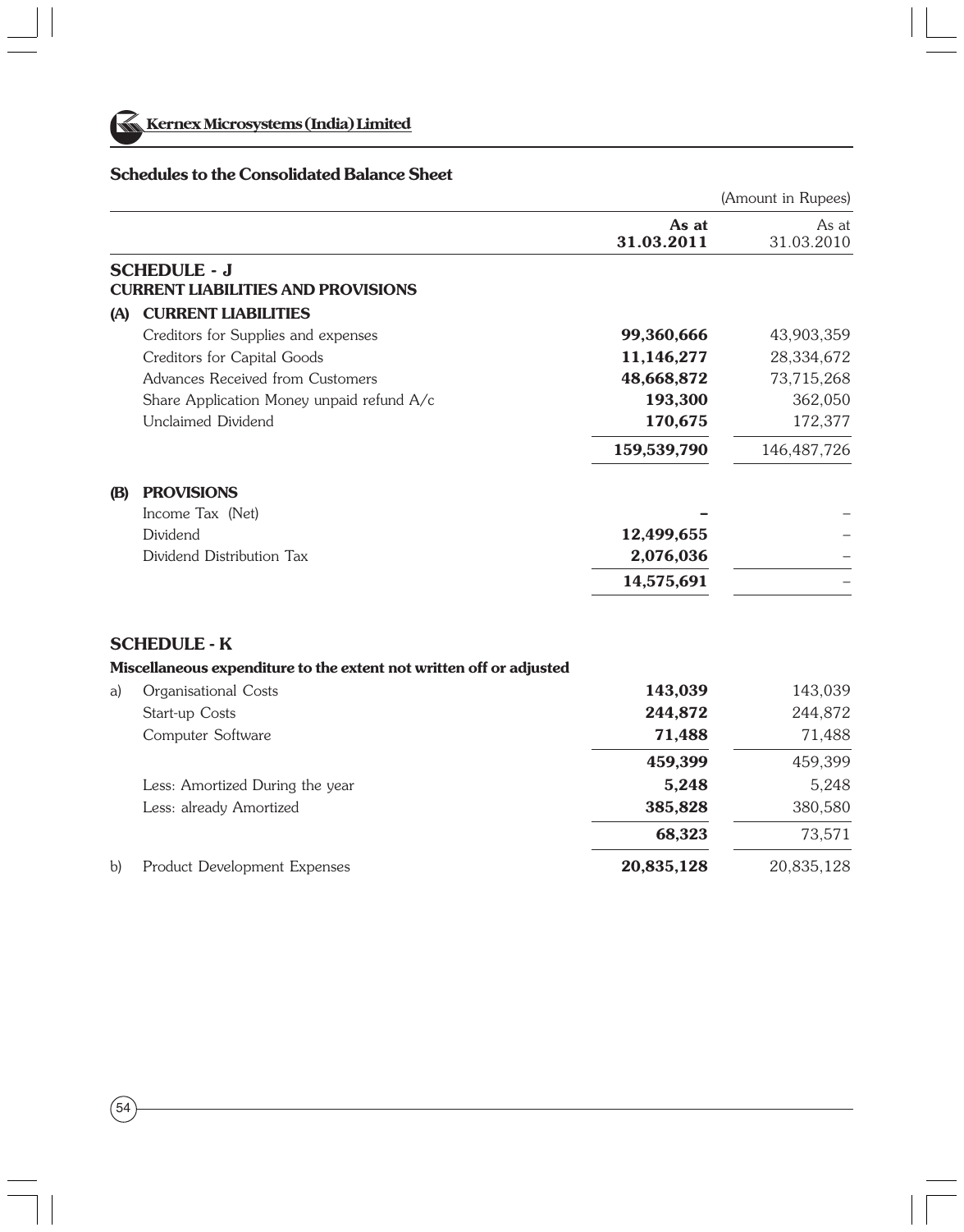## Schedules to the Consolidated Balance Sheet

(Amount in Rupees)

| | | As at 31.03.2011 | As at 31.03.2010 |
|---|---|---|---|
| | **SCHEDULE - J** | | |
| | **CURRENT LIABILITIES AND PROVISIONS** | | |
| **(A)** | **CURRENT LIABILITIES** | | |
| | Creditors for Supplies and expenses | **99,360,666** | 43,903,359 |
| | Creditors for Capital Goods | **11,146,277** | 28,334,672 |
| | Advances Received from Customers | **48,668,872** | 73,715,268 |
| | Share Application Money unpaid refund A/c | **193,300** | 362,050 |
| | Unclaimed Dividend | **170,675** | 172,377 |
| | | **159,539,790** | 146,487,726 |
| **(B)** | **PROVISIONS** | | |
| | Income Tax (Net) | **–** | – |
| | Dividend | **12,499,655** | – |
| | Dividend Distribution Tax | **2,076,036** | – |
| | | **14,575,691** | – |
| | **SCHEDULE - K** | | |
| | **Miscellaneous expenditure to the extent not written off or adjusted** | | |
| a) | Organisational Costs | **143,039** | 143,039 |
| | Start-up Costs | **244,872** | 244,872 |
| | Computer Software | **71,488** | 71,488 |
| | | **459,399** | 459,399 |
| | Less: Amortized During the year | **5,248** | 5,248 |
| | Less: already Amortized | **385,828** | 380,580 |
| | | **68,323** | 73,571 |
| b) | Product Development Expenses | **20,835,128** | 20,835,128 |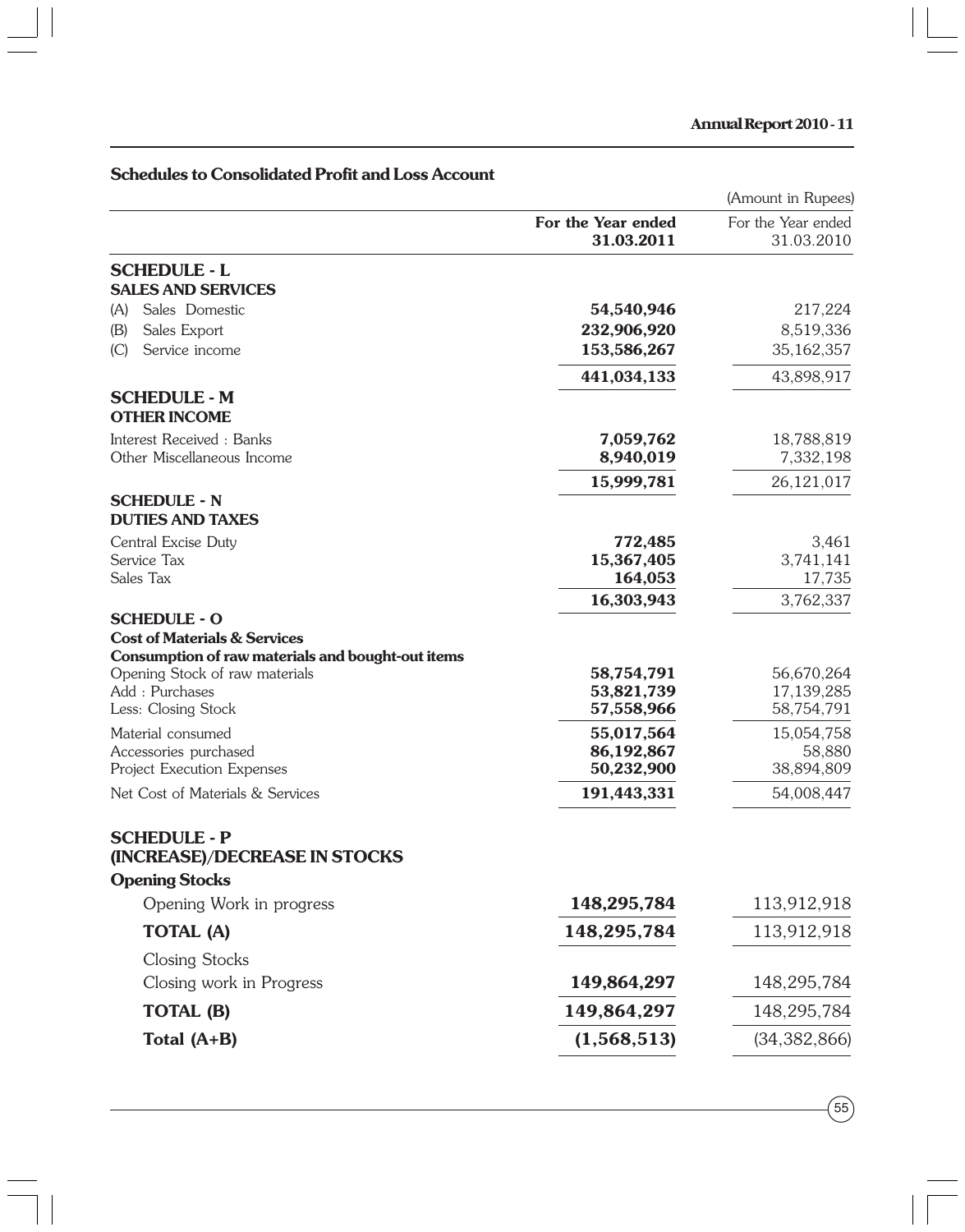## Schedules to Consolidated Profit and Loss Account

(Amount in Rupees)

| | **For the Year ended 31.03.2011** | For the Year ended 31.03.2010 |
|---|---|---|
| **SCHEDULE - L** | | |
| **SALES AND SERVICES** | | |
| (A) Sales Domestic | **54,540,946** | 217,224 |
| (B) Sales Export | **232,906,920** | 8,519,336 |
| (C) Service income | **153,586,267** | 35,162,357 |
| | **441,034,133** | 43,898,917 |
| **SCHEDULE - M** | | |
| **OTHER INCOME** | | |
| Interest Received : Banks | **7,059,762** | 18,788,819 |
| Other Miscellaneous Income | **8,940,019** | 7,332,198 |
| | **15,999,781** | 26,121,017 |
| **SCHEDULE - N** | | |
| **DUTIES AND TAXES** | | |
| Central Excise Duty | **772,485** | 3,461 |
| Service Tax | **15,367,405** | 3,741,141 |
| Sales Tax | **164,053** | 17,735 |
| | **16,303,943** | 3,762,337 |
| **SCHEDULE - O** | | |
| **Cost of Materials & Services** | | |
| **Consumption of raw materials and bought-out items** | | |
| Opening Stock of raw materials | **58,754,791** | 56,670,264 |
| Add : Purchases | **53,821,739** | 17,139,285 |
| Less: Closing Stock | **57,558,966** | 58,754,791 |
| Material consumed | **55,017,564** | 15,054,758 |
| Accessories purchased | **86,192,867** | 58,880 |
| Project Execution Expenses | **50,232,900** | 38,894,809 |
| Net Cost of Materials & Services | **191,443,331** | 54,008,447 |
| **SCHEDULE - P** | | |
| **(INCREASE)/DECREASE IN STOCKS** | | |
| **Opening Stocks** | | |
| Opening Work in progress | **148,295,784** | 113,912,918 |
| **TOTAL (A)** | **148,295,784** | 113,912,918 |
| Closing Stocks | | |
| Closing work in Progress | **149,864,297** | 148,295,784 |
| **TOTAL (B)** | **149,864,297** | 148,295,784 |
| **Total (A+B)** | **(1,568,513)** | (34,382,866) |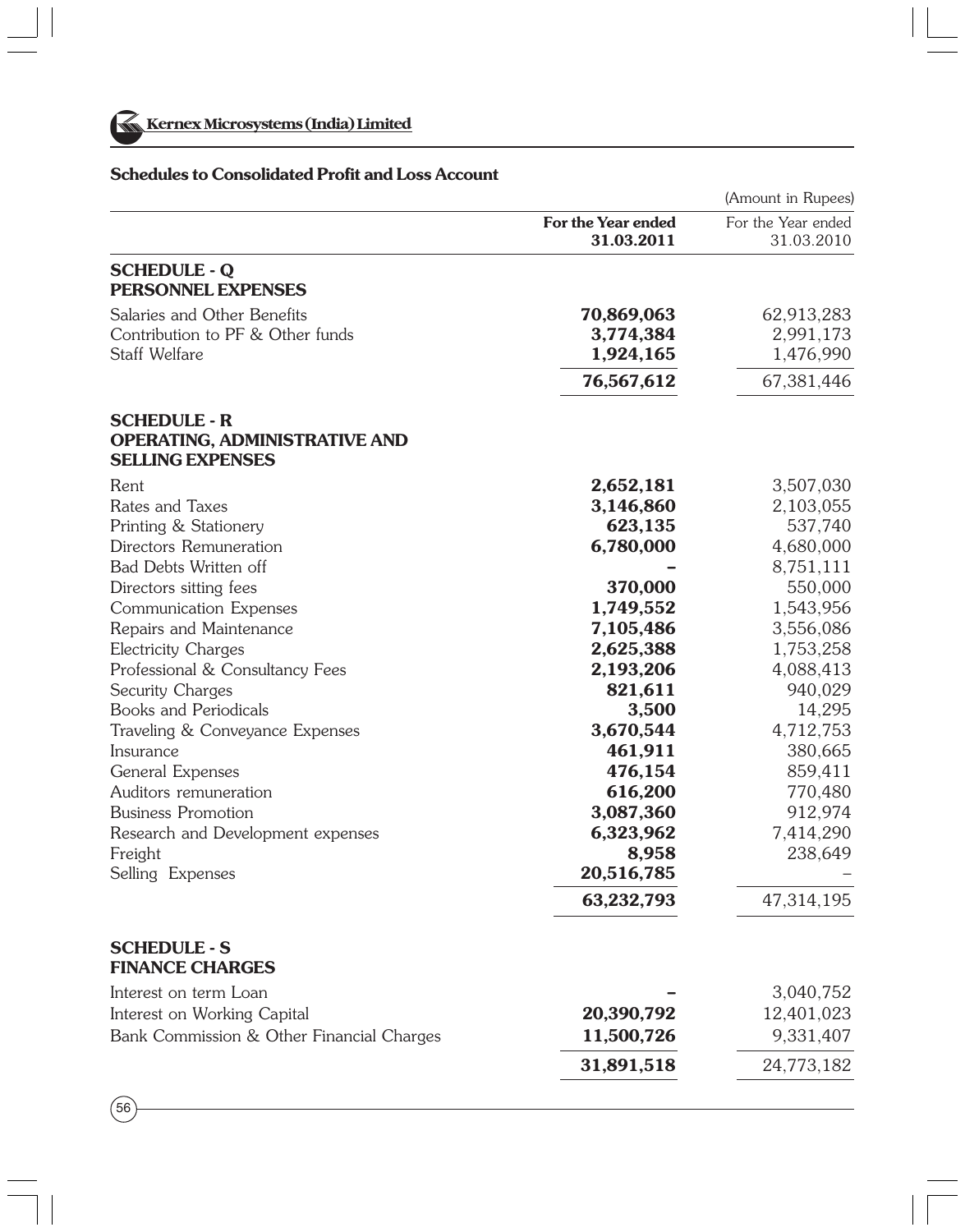## Schedules to Consolidated Profit and Loss Account

(Amount in Rupees)

| | For the Year ended 31.03.2011 | For the Year ended 31.03.2010 |
|---|---|---|
| **SCHEDULE - Q** | | |
| **PERSONNEL EXPENSES** | | |
| Salaries and Other Benefits | **70,869,063** | 62,913,283 |
| Contribution to PF & Other funds | **3,774,384** | 2,991,173 |
| Staff Welfare | **1,924,165** | 1,476,990 |
| | **76,567,612** | 67,381,446 |
| **SCHEDULE - R** | | |
| **OPERATING, ADMINISTRATIVE AND SELLING EXPENSES** | | |
| Rent | **2,652,181** | 3,507,030 |
| Rates and Taxes | **3,146,860** | 2,103,055 |
| Printing & Stationery | **623,135** | 537,740 |
| Directors Remuneration | **6,780,000** | 4,680,000 |
| Bad Debts Written off | **–** | 8,751,111 |
| Directors sitting fees | **370,000** | 550,000 |
| Communication Expenses | **1,749,552** | 1,543,956 |
| Repairs and Maintenance | **7,105,486** | 3,556,086 |
| Electricity Charges | **2,625,388** | 1,753,258 |
| Professional & Consultancy Fees | **2,193,206** | 4,088,413 |
| Security Charges | **821,611** | 940,029 |
| Books and Periodicals | **3,500** | 14,295 |
| Traveling & Conveyance Expenses | **3,670,544** | 4,712,753 |
| Insurance | **461,911** | 380,665 |
| General Expenses | **476,154** | 859,411 |
| Auditors remuneration | **616,200** | 770,480 |
| Business Promotion | **3,087,360** | 912,974 |
| Research and Development expenses | **6,323,962** | 7,414,290 |
| Freight | **8,958** | 238,649 |
| Selling Expenses | **20,516,785** | – |
| | **63,232,793** | 47,314,195 |
| **SCHEDULE - S** | | |
| **FINANCE CHARGES** | | |
| Interest on term Loan | **–** | 3,040,752 |
| Interest on Working Capital | **20,390,792** | 12,401,023 |
| Bank Commission & Other Financial Charges | **11,500,726** | 9,331,407 |
| | **31,891,518** | 24,773,182 |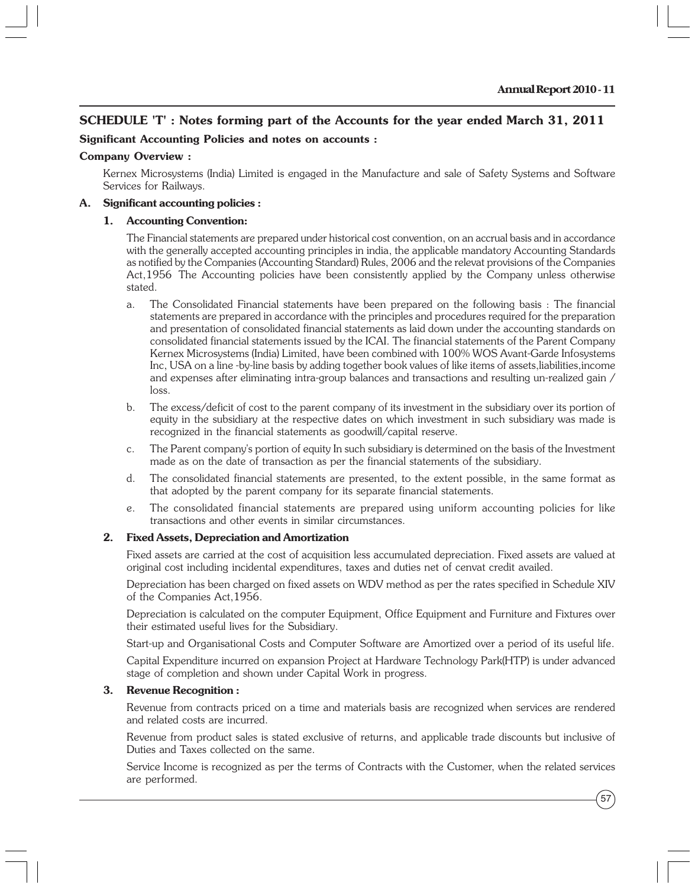## SCHEDULE 'T' : Notes forming part of the Accounts for the year ended March 31, 2011

**Significant Accounting Policies and notes on accounts :**

**Company Overview :**

Kernex Microsystems (India) Limited is engaged in the Manufacture and sale of Safety Systems and Software Services for Railways.

### A. Significant accounting policies :

#### 1. Accounting Convention:

The Financial statements are prepared under historical cost convention, on an accrual basis and in accordance with the generally accepted accounting principles in india, the applicable mandatory Accounting Standards as notified by the Companies (Accounting Standard) Rules, 2006 and the relevat provisions of the Companies Act,1956 The Accounting policies have been consistently applied by the Company unless otherwise stated.

a. The Consolidated Financial statements have been prepared on the following basis : The financial statements are prepared in accordance with the principles and procedures required for the preparation and presentation of consolidated financial statements as laid down under the accounting standards on consolidated financial statements issued by the ICAI. The financial statements of the Parent Company Kernex Microsystems (India) Limited, have been combined with 100% WOS Avant-Garde Infosystems Inc, USA on a line -by-line basis by adding together book values of like items of assets,liabilities,income and expenses after eliminating intra-group balances and transactions and resulting un-realized gain / loss.

b. The excess/deficit of cost to the parent company of its investment in the subsidiary over its portion of equity in the subsidiary at the respective dates on which investment in such subsidiary was made is recognized in the financial statements as goodwill/capital reserve.

c. The Parent company's portion of equity In such subsidiary is determined on the basis of the Investment made as on the date of transaction as per the financial statements of the subsidiary.

d. The consolidated financial statements are presented, to the extent possible, in the same format as that adopted by the parent company for its separate financial statements.

e. The consolidated financial statements are prepared using uniform accounting policies for like transactions and other events in similar circumstances.

#### 2. Fixed Assets, Depreciation and Amortization

Fixed assets are carried at the cost of acquisition less accumulated depreciation. Fixed assets are valued at original cost including incidental expenditures, taxes and duties net of cenvat credit availed.

Depreciation has been charged on fixed assets on WDV method as per the rates specified in Schedule XIV of the Companies Act,1956.

Depreciation is calculated on the computer Equipment, Office Equipment and Furniture and Fixtures over their estimated useful lives for the Subsidiary.

Start-up and Organisational Costs and Computer Software are Amortized over a period of its useful life.

Capital Expenditure incurred on expansion Project at Hardware Technology Park(HTP) is under advanced stage of completion and shown under Capital Work in progress.

#### 3. Revenue Recognition :

Revenue from contracts priced on a time and materials basis are recognized when services are rendered and related costs are incurred.

Revenue from product sales is stated exclusive of returns, and applicable trade discounts but inclusive of Duties and Taxes collected on the same.

Service Income is recognized as per the terms of Contracts with the Customer, when the related services are performed.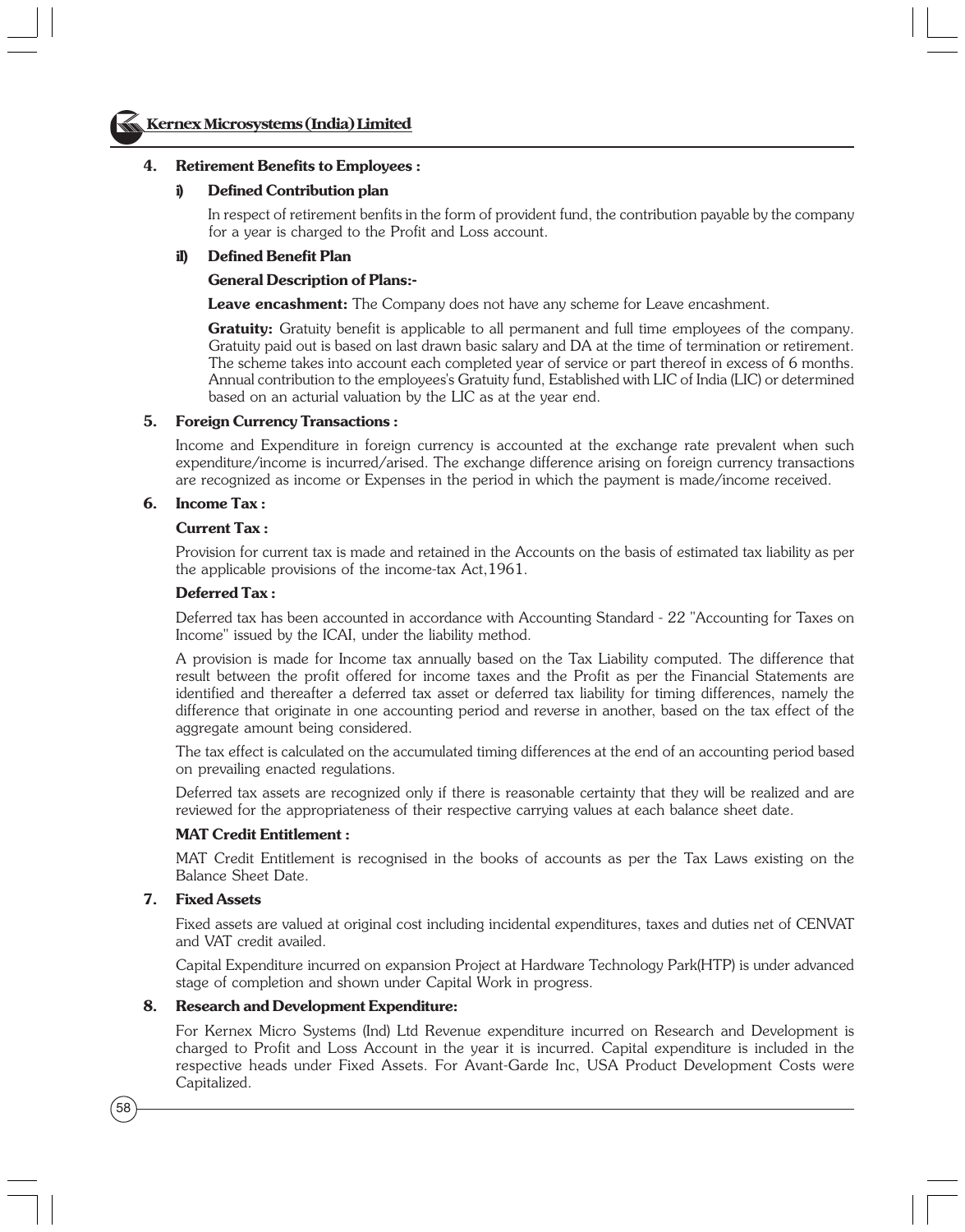**4. Retirement Benefits to Employees :**

**i) Defined Contribution plan**

In respect of retirement benfits in the form of provident fund, the contribution payable by the company for a year is charged to the Profit and Loss account.

**ii) Defined Benefit Plan**

**General Description of Plans:-**

**Leave encashment:** The Company does not have any scheme for Leave encashment.

**Gratuity:** Gratuity benefit is applicable to all permanent and full time employees of the company. Gratuity paid out is based on last drawn basic salary and DA at the time of termination or retirement. The scheme takes into account each completed year of service or part thereof in excess of 6 months. Annual contribution to the employees's Gratuity fund, Established with LIC of India (LIC) or determined based on an acturial valuation by the LIC as at the year end.

**5. Foreign Currency Transactions :**

Income and Expenditure in foreign currency is accounted at the exchange rate prevalent when such expenditure/income is incurred/arised. The exchange difference arising on foreign currency transactions are recognized as income or Expenses in the period in which the payment is made/income received.

**6. Income Tax :**

**Current Tax :**

Provision for current tax is made and retained in the Accounts on the basis of estimated tax liability as per the applicable provisions of the income-tax Act,1961.

**Deferred Tax :**

Deferred tax has been accounted in accordance with Accounting Standard - 22 "Accounting for Taxes on Income" issued by the ICAI, under the liability method.

A provision is made for Income tax annually based on the Tax Liability computed. The difference that result between the profit offered for income taxes and the Profit as per the Financial Statements are identified and thereafter a deferred tax asset or deferred tax liability for timing differences, namely the difference that originate in one accounting period and reverse in another, based on the tax effect of the aggregate amount being considered.

The tax effect is calculated on the accumulated timing differences at the end of an accounting period based on prevailing enacted regulations.

Deferred tax assets are recognized only if there is reasonable certainty that they will be realized and are reviewed for the appropriateness of their respective carrying values at each balance sheet date.

**MAT Credit Entitlement :**

MAT Credit Entitlement is recognised in the books of accounts as per the Tax Laws existing on the Balance Sheet Date.

**7. Fixed Assets**

Fixed assets are valued at original cost including incidental expenditures, taxes and duties net of CENVAT and VAT credit availed.

Capital Expenditure incurred on expansion Project at Hardware Technology Park(HTP) is under advanced stage of completion and shown under Capital Work in progress.

**8. Research and Development Expenditure:**

For Kernex Micro Systems (Ind) Ltd Revenue expenditure incurred on Research and Development is charged to Profit and Loss Account in the year it is incurred. Capital expenditure is included in the respective heads under Fixed Assets. For Avant-Garde Inc, USA Product Development Costs were Capitalized.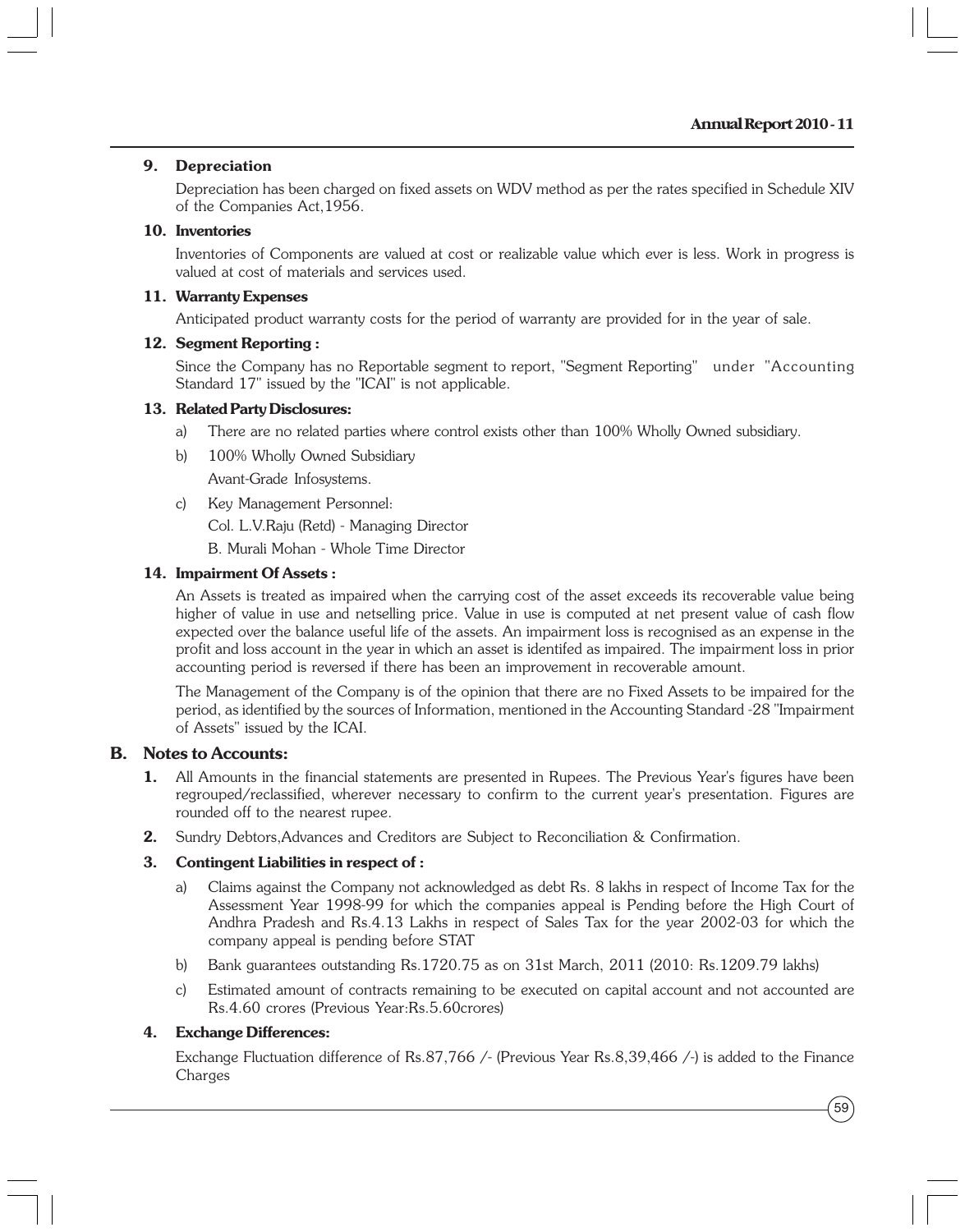### 9. Depreciation

Depreciation has been charged on fixed assets on WDV method as per the rates specified in Schedule XIV of the Companies Act,1956.

### 10. Inventories

Inventories of Components are valued at cost or realizable value which ever is less. Work in progress is valued at cost of materials and services used.

### 11. Warranty Expenses

Anticipated product warranty costs for the period of warranty are provided for in the year of sale.

### 12. Segment Reporting :

Since the Company has no Reportable segment to report, "Segment Reporting" under "Accounting Standard 17" issued by the "ICAI" is not applicable.

### 13. Related Party Disclosures:

a) There are no related parties where control exists other than 100% Wholly Owned subsidiary.

b) 100% Wholly Owned Subsidiary

   Avant-Grade Infosystems.

c) Key Management Personnel:

   Col. L.V.Raju (Retd) - Managing Director

   B. Murali Mohan - Whole Time Director

### 14. Impairment Of Assets :

An Assets is treated as impaired when the carrying cost of the asset exceeds its recoverable value being higher of value in use and netselling price. Value in use is computed at net present value of cash flow expected over the balance useful life of the assets. An impairment loss is recognised as an expense in the profit and loss account in the year in which an asset is identifed as impaired. The impairment loss in prior accounting period is reversed if there has been an improvement in recoverable amount.

The Management of the Company is of the opinion that there are no Fixed Assets to be impaired for the period, as identified by the sources of Information, mentioned in the Accounting Standard -28 "Impairment of Assets" issued by the ICAI.

## B. Notes to Accounts:

**1.** All Amounts in the financial statements are presented in Rupees. The Previous Year's figures have been regrouped/reclassified, wherever necessary to confirm to the current year's presentation. Figures are rounded off to the nearest rupee.

**2.** Sundry Debtors,Advances and Creditors are Subject to Reconciliation & Confirmation.

### 3. Contingent Liabilities in respect of :

a) Claims against the Company not acknowledged as debt Rs. 8 lakhs in respect of Income Tax for the Assessment Year 1998-99 for which the companies appeal is Pending before the High Court of Andhra Pradesh and Rs.4.13 Lakhs in respect of Sales Tax for the year 2002-03 for which the company appeal is pending before STAT

b) Bank guarantees outstanding Rs.1720.75 as on 31st March, 2011 (2010: Rs.1209.79 lakhs)

c) Estimated amount of contracts remaining to be executed on capital account and not accounted are Rs.4.60 crores (Previous Year:Rs.5.60crores)

### 4. Exchange Differences:

Exchange Fluctuation difference of Rs.87,766 /- (Previous Year Rs.8,39,466 /-) is added to the Finance Charges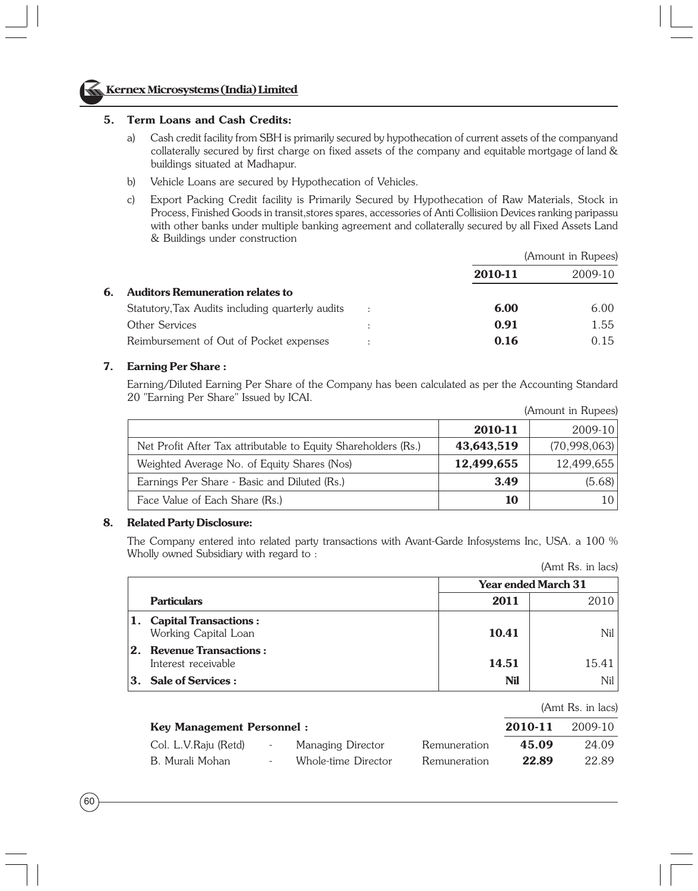## 5. Term Loans and Cash Credits:

a) Cash credit facility from SBH is primarily secured by hypothecation of current assets of the companyand collaterally secured by first charge on fixed assets of the company and equitable mortgage of land & buildings situated at Madhapur.

b) Vehicle Loans are secured by Hypothecation of Vehicles.

c) Export Packing Credit facility is Primarily Secured by Hypothecation of Raw Materials, Stock in Process, Finished Goods in transit,stores spares, accessories of Anti Collisiion Devices ranking paripassu with other banks under multiple banking agreement and collaterally secured by all Fixed Assets Land & Buildings under construction

(Amount in Rupees)

## 6. Auditors Remuneration relates to

| | | **2010-11** | 2009-10 |
|---|---|---|---|
| Statutory,Tax Audits including quarterly audits | : | **6.00** | 6.00 |
| Other Services | : | **0.91** | 1.55 |
| Reimbursement of Out of Pocket expenses | : | **0.16** | 0.15 |

## 7. Earning Per Share :

Earning/Diluted Earning Per Share of the Company has been calculated as per the Accounting Standard 20 "Earning Per Share" Issued by ICAI.

(Amount in Rupees)

| | **2010-11** | 2009-10 |
|---|---|---|
| Net Profit After Tax attributable to Equity Shareholders (Rs.) | **43,643,519** | (70,998,063) |
| Weighted Average No. of Equity Shares (Nos) | **12,499,655** | 12,499,655 |
| Earnings Per Share - Basic and Diluted (Rs.) | **3.49** | (5.68) |
| Face Value of Each Share (Rs.) | **10** | 10 |

## 8. Related Party Disclosure:

The Company entered into related party transactions with Avant-Garde Infosystems Inc, USA. a 100 % Wholly owned Subsidiary with regard to :

(Amt Rs. in lacs)

| | **Year ended March 31** | |
|---|---|---|
| **Particulars** | **2011** | 2010 |
| **1. Capital Transactions :** Working Capital Loan | **10.41** | Nil |
| **2. Revenue Transactions :** Interest receivable | **14.51** | 15.41 |
| **3. Sale of Services :** | **Nil** | Nil |

(Amt Rs. in lacs)

| **Key Management Personnel :** | | | | **2010-11** | 2009-10 |
|---|---|---|---|---|---|
| Col. L.V.Raju (Retd) | - | Managing Director | Remuneration | **45.09** | 24.09 |
| B. Murali Mohan | - | Whole-time Director | Remuneration | **22.89** | 22.89 |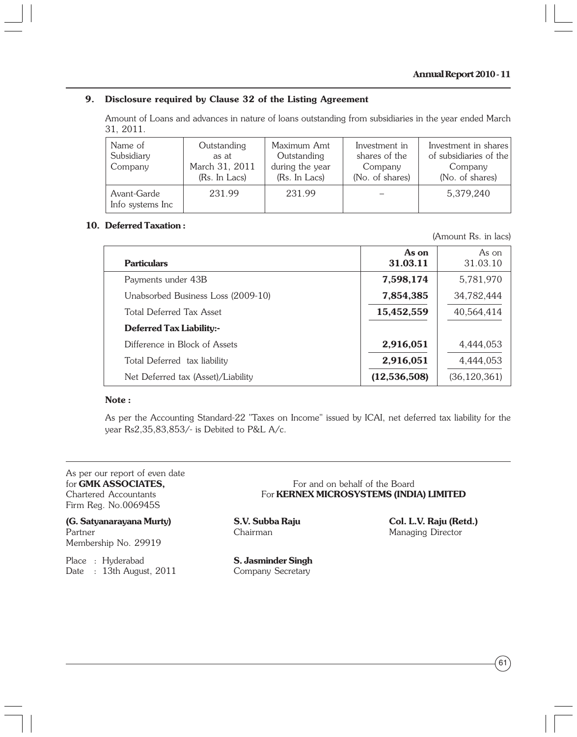### 9. Disclosure required by Clause 32 of the Listing Agreement

Amount of Loans and advances in nature of loans outstanding from subsidiaries in the year ended March 31, 2011.

| Name of Subsidiary Company | Outstanding as at March 31, 2011 (Rs. In Lacs) | Maximum Amt Outstanding during the year (Rs. In Lacs) | Investment in shares of the Company (No. of shares) | Investment in shares of subsidiaries of the Company (No. of shares) |
|---|---|---|---|---|
| Avant-Garde Info systems Inc | 231.99 | 231.99 | – | 5,379,240 |

### 10. Deferred Taxation :

(Amount Rs. in lacs)

| Particulars | As on 31.03.11 | As on 31.03.10 |
|---|---|---|
| Payments under 43B | **7,598,174** | 5,781,970 |
| Unabsorbed Business Loss (2009-10) | **7,854,385** | 34,782,444 |
| Total Deferred Tax Asset | **15,452,559** | 40,564,414 |
| **Deferred Tax Liability:-** | | |
| Difference in Block of Assets | **2,916,051** | 4,444,053 |
| Total Deferred tax liability | **2,916,051** | 4,444,053 |
| Net Deferred tax (Asset)/Liability | **(12,536,508)** | (36,120,361) |

**Note :**

As per the Accounting Standard-22 "Taxes on Income" issued by ICAI, net deferred tax liability for the year Rs2,35,83,853/- is Debited to P&L A/c.

As per our report of even date
for **GMK ASSOCIATES,**
Chartered Accountants
Firm Reg. No.006945S

For and on behalf of the Board
For **KERNEX MICROSYSTEMS (INDIA) LIMITED**

**(G. Satyanarayana Murty)**
Partner
Membership No. 29919

**S.V. Subba Raju**
Chairman

**Col. L.V. Raju (Retd.)**
Managing Director

Place : Hyderabad
Date : 13th August, 2011

**S. Jasminder Singh**
Company Secretary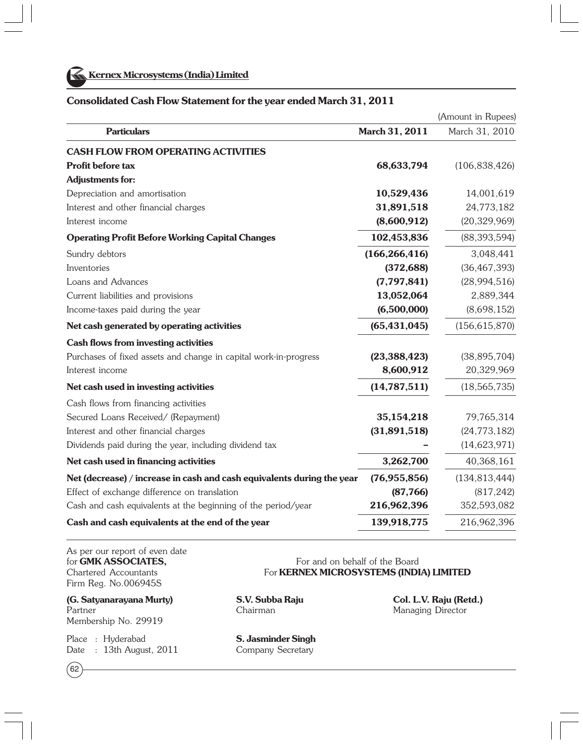Kernex Microsystems (India) Limited

## Consolidated Cash Flow Statement for the year ended March 31, 2011

(Amount in Rupees)

| Particulars | March 31, 2011 | March 31, 2010 |
|---|---|---|
| **CASH FLOW FROM OPERATING ACTIVITIES** | | |
| **Profit before tax** | **68,633,794** | (106,838,426) |
| **Adjustments for:** | | |
| Depreciation and amortisation | **10,529,436** | 14,001,619 |
| Interest and other financial charges | **31,891,518** | 24,773,182 |
| Interest income | **(8,600,912)** | (20,329,969) |
| **Operating Profit Before Working Capital Changes** | **102,453,836** | (88,393,594) |
| Sundry debtors | **(166,266,416)** | 3,048,441 |
| Inventories | **(372,688)** | (36,467,393) |
| Loans and Advances | **(7,797,841)** | (28,994,516) |
| Current liabilities and provisions | **13,052,064** | 2,889,344 |
| Income-taxes paid during the year | **(6,500,000)** | (8,698,152) |
| **Net cash generated by operating activities** | **(65,431,045)** | (156,615,870) |
| **Cash flows from investing activities** | | |
| Purchases of fixed assets and change in capital work-in-progress | **(23,388,423)** | (38,895,704) |
| Interest income | **8,600,912** | 20,329,969 |
| **Net cash used in investing activities** | **(14,787,511)** | (18,565,735) |
| Cash flows from financing activities | | |
| Secured Loans Received/ (Repayment) | **35,154,218** | 79,765,314 |
| Interest and other financial charges | **(31,891,518)** | (24,773,182) |
| Dividends paid during the year, including dividend tax | **–** | (14,623,971) |
| **Net cash used in financing activities** | **3,262,700** | 40,368,161 |
| **Net (decrease) / increase in cash and cash equivalents during the year** | **(76,955,856)** | (134,813,444) |
| Effect of exchange difference on translation | **(87,766)** | (817,242) |
| Cash and cash equivalents at the beginning of the period/year | **216,962,396** | 352,593,082 |
| **Cash and cash equivalents at the end of the year** | **139,918,775** | 216,962,396 |

As per our report of even date
for **GMK ASSOCIATES,**
Chartered Accountants
Firm Reg. No.006945S

For and on behalf of the Board
For **KERNEX MICROSYSTEMS (INDIA) LIMITED**

**(G. Satyanarayana Murty)**
Partner
Membership No. 29919

**S.V. Subba Raju**
Chairman

**Col. L.V. Raju (Retd.)**
Managing Director

Place : Hyderabad
Date : 13th August, 2011

**S. Jasminder Singh**
Company Secretary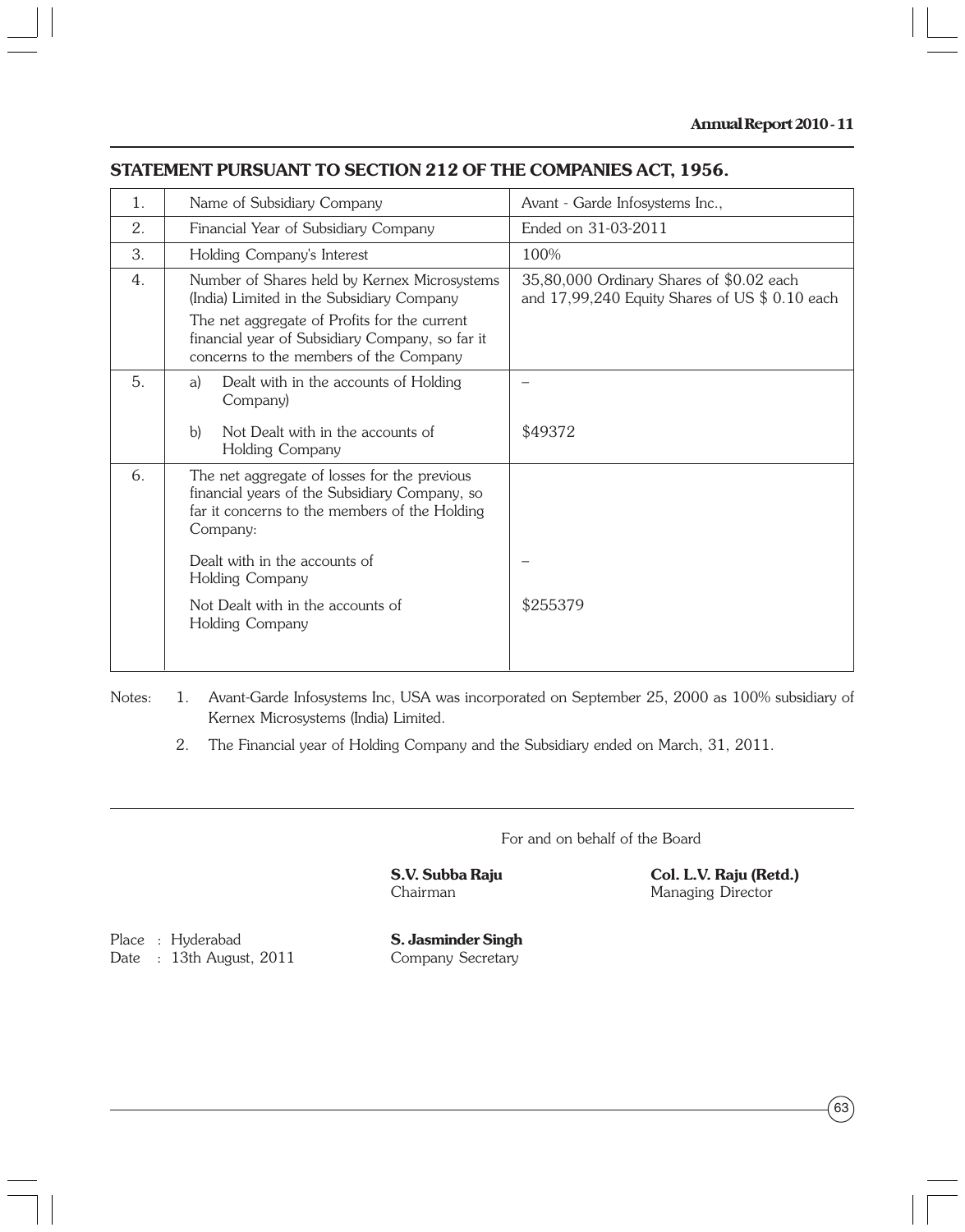## STATEMENT PURSUANT TO SECTION 212 OF THE COMPANIES ACT, 1956.

| | | |
|---|---|---|
| 1. | Name of Subsidiary Company | Avant - Garde Infosystems Inc., |
| 2. | Financial Year of Subsidiary Company | Ended on 31-03-2011 |
| 3. | Holding Company's Interest | 100% |
| 4. | Number of Shares held by Kernex Microsystems (India) Limited in the Subsidiary Company<br>The net aggregate of Profits for the current financial year of Subsidiary Company, so far it concerns to the members of the Company | 35,80,000 Ordinary Shares of $0.02 each and 17,99,240 Equity Shares of US $ 0.10 each |
| 5. | a) Dealt with in the accounts of Holding Company) | – |
| | b) Not Dealt with in the accounts of Holding Company | $49372 |
| 6. | The net aggregate of losses for the previous financial years of the Subsidiary Company, so far it concerns to the members of the Holding Company: | |
| | Dealt with in the accounts of Holding Company | – |
| | Not Dealt with in the accounts of Holding Company | $255379 |

Notes: 1. Avant-Garde Infosystems Inc, USA was incorporated on September 25, 2000 as 100% subsidiary of Kernex Microsystems (India) Limited.

2. The Financial year of Holding Company and the Subsidiary ended on March, 31, 2011.

For and on behalf of the Board

**S.V. Subba Raju**
Chairman

**Col. L.V. Raju (Retd.)**
Managing Director

Place : Hyderabad
Date : 13th August, 2011

**S. Jasminder Singh**
Company Secretary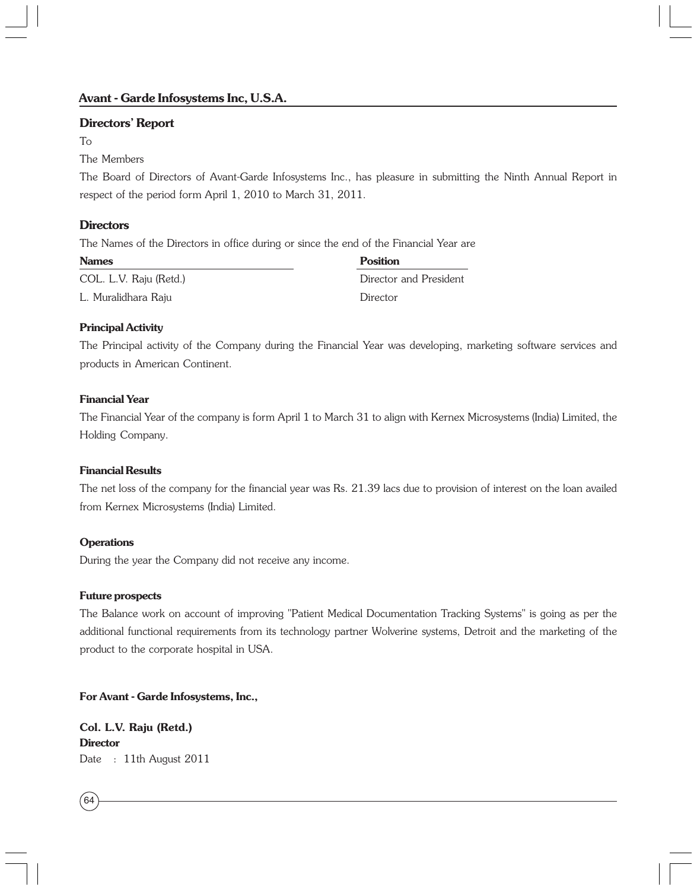## Avant - Garde Infosystems Inc, U.S.A.

## Directors' Report

To

The Members

The Board of Directors of Avant-Garde Infosystems Inc., has pleasure in submitting the Ninth Annual Report in respect of the period form April 1, 2010 to March 31, 2011.

### Directors

The Names of the Directors in office during or since the end of the Financial Year are

| Names | Position |
|---|---|
| COL. L.V. Raju (Retd.) | Director and President |
| L. Muralidhara Raju | Director |

**Principal Activity**

The Principal activity of the Company during the Financial Year was developing, marketing software services and products in American Continent.

**Financial Year**

The Financial Year of the company is form April 1 to March 31 to align with Kernex Microsystems (India) Limited, the Holding Company.

**Financial Results**

The net loss of the company for the financial year was Rs. 21.39 lacs due to provision of interest on the loan availed from Kernex Microsystems (India) Limited.

**Operations**

During the year the Company did not receive any income.

**Future prospects**

The Balance work on account of improving "Patient Medical Documentation Tracking Systems" is going as per the additional functional requirements from its technology partner Wolverine systems, Detroit and the marketing of the product to the corporate hospital in USA.

**For Avant - Garde Infosystems, Inc.,**

**Col. L.V. Raju (Retd.)**
**Director**
Date : 11th August 2011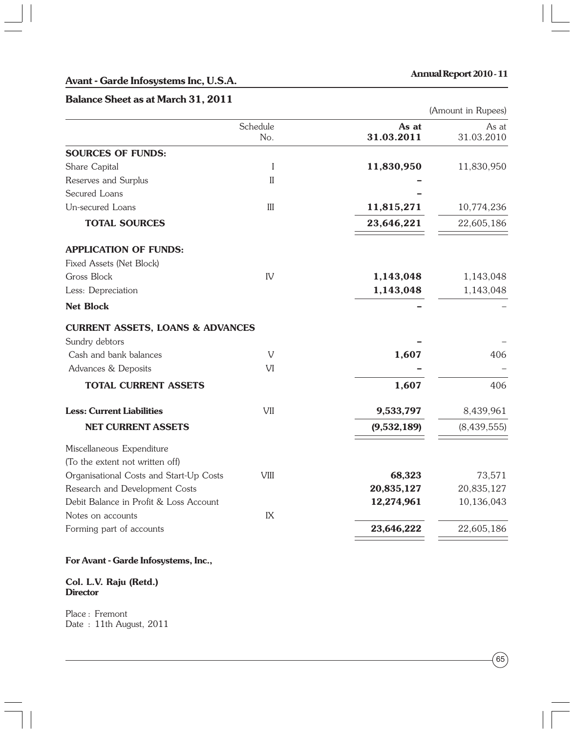## Avant - Garde Infosystems Inc, U.S.A.

### Balance Sheet as at March 31, 2011

(Amount in Rupees)

| | Schedule No. | As at 31.03.2011 | As at 31.03.2010 |
|---|---|---|---|
| **SOURCES OF FUNDS:** | | | |
| Share Capital | I | **11,830,950** | 11,830,950 |
| Reserves and Surplus | II | **–** | |
| Secured Loans | | **–** | |
| Un-secured Loans | III | **11,815,271** | 10,774,236 |
| **TOTAL SOURCES** | | **23,646,221** | 22,605,186 |
| **APPLICATION OF FUNDS:** | | | |
| Fixed Assets (Net Block) | | | |
| Gross Block | IV | **1,143,048** | 1,143,048 |
| Less: Depreciation | | **1,143,048** | 1,143,048 |
| **Net Block** | | **–** | – |
| **CURRENT ASSETS, LOANS & ADVANCES** | | | |
| Sundry debtors | | **–** | – |
| Cash and bank balances | V | **1,607** | 406 |
| Advances & Deposits | VI | **–** | – |
| **TOTAL CURRENT ASSETS** | | **1,607** | 406 |
| **Less: Current Liabilities** | VII | **9,533,797** | 8,439,961 |
| **NET CURRENT ASSETS** | | **(9,532,189)** | (8,439,555) |
| Miscellaneous Expenditure | | | |
| (To the extent not written off) | | | |
| Organisational Costs and Start-Up Costs | VIII | **68,323** | 73,571 |
| Research and Development Costs | | **20,835,127** | 20,835,127 |
| Debit Balance in Profit & Loss Account | | **12,274,961** | 10,136,043 |
| Notes on accounts | IX | | |
| Forming part of accounts | | **23,646,222** | 22,605,186 |

**For Avant - Garde Infosystems, Inc.,**

**Col. L.V. Raju (Retd.)**
**Director**

Place : Fremont
Date : 11th August, 2011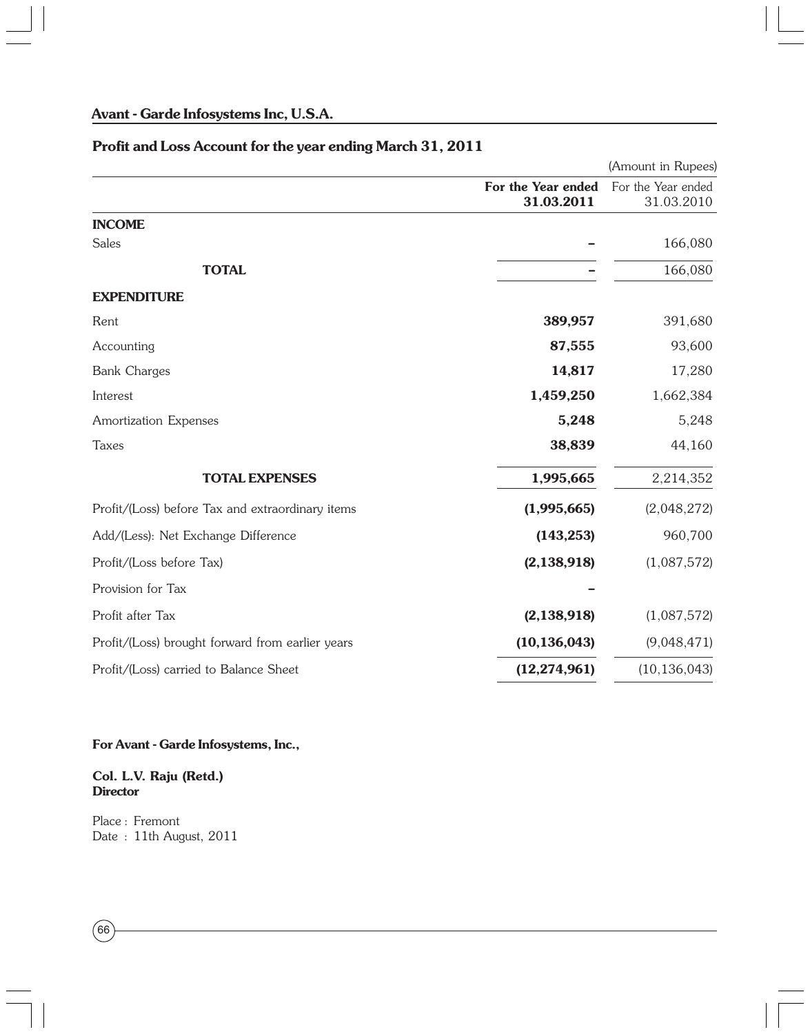## Avant - Garde Infosystems Inc, U.S.A.

### Profit and Loss Account for the year ending March 31, 2011

(Amount in Rupees)

| | For the Year ended 31.03.2011 | For the Year ended 31.03.2010 |
|---|---|---|
| **INCOME** | | |
| Sales | – | 166,080 |
| **TOTAL** | – | 166,080 |
| **EXPENDITURE** | | |
| Rent | **389,957** | 391,680 |
| Accounting | **87,555** | 93,600 |
| Bank Charges | **14,817** | 17,280 |
| Interest | **1,459,250** | 1,662,384 |
| Amortization Expenses | **5,248** | 5,248 |
| Taxes | **38,839** | 44,160 |
| **TOTAL EXPENSES** | **1,995,665** | 2,214,352 |
| Profit/(Loss) before Tax and extraordinary items | **(1,995,665)** | (2,048,272) |
| Add/(Less): Net Exchange Difference | **(143,253)** | 960,700 |
| Profit/(Loss before Tax) | **(2,138,918)** | (1,087,572) |
| Provision for Tax | – | |
| Profit after Tax | **(2,138,918)** | (1,087,572) |
| Profit/(Loss) brought forward from earlier years | **(10,136,043)** | (9,048,471) |
| Profit/(Loss) carried to Balance Sheet | **(12,274,961)** | (10,136,043) |

**For Avant - Garde Infosystems, Inc.,**

**Col. L.V. Raju (Retd.)**
**Director**

Place : Fremont
Date : 11th August, 2011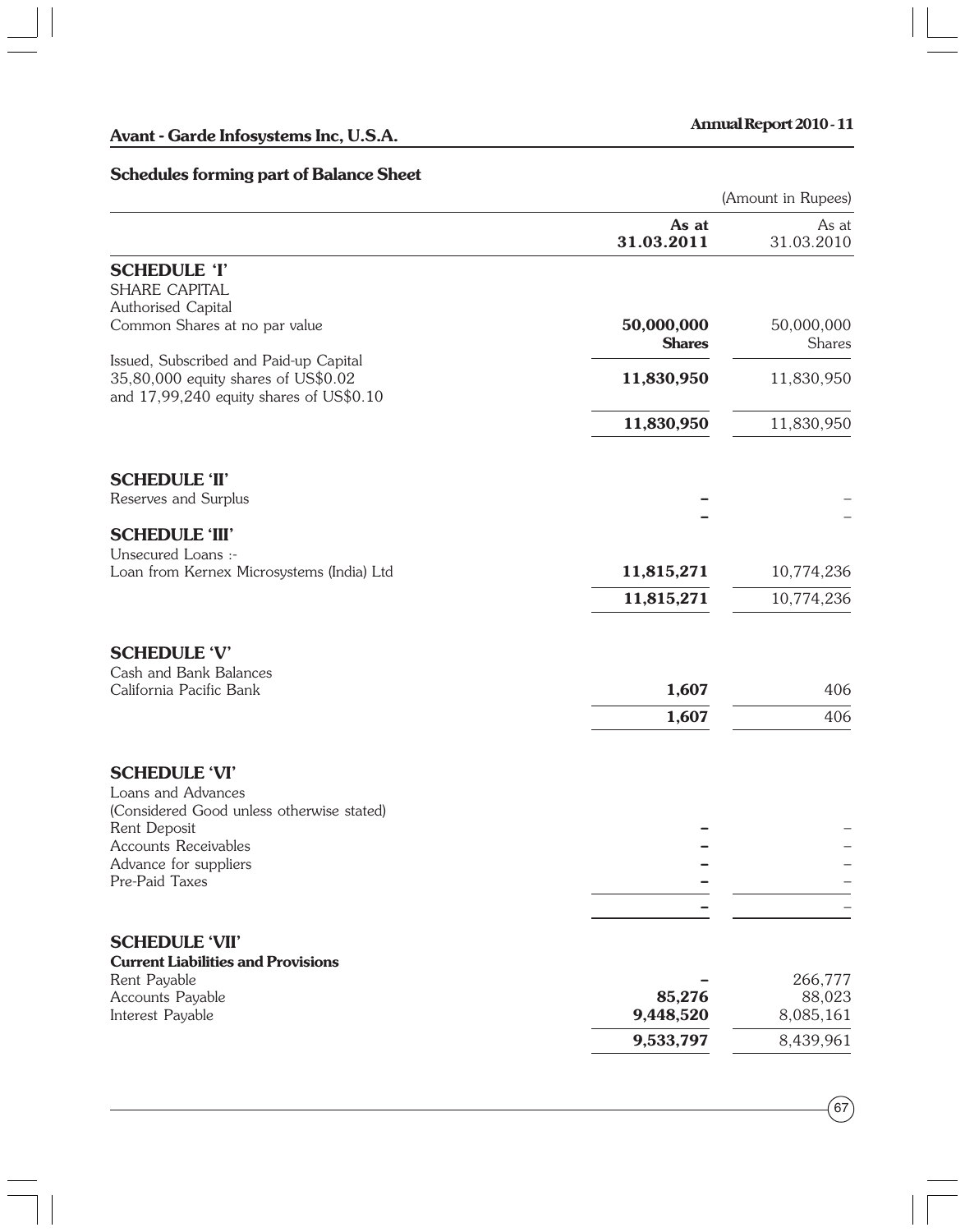**Avant - Garde Infosystems Inc, U.S.A.**

**Annual Report 2010 - 11**

## Schedules forming part of Balance Sheet

(Amount in Rupees)

| | **As at 31.03.2011** | As at 31.03.2010 |
|---|---|---|
| **SCHEDULE 'I'** | | |
| SHARE CAPITAL | | |
| Authorised Capital | | |
| Common Shares at no par value | **50,000,000 Shares** | 50,000,000 Shares |
| Issued, Subscribed and Paid-up Capital | | |
| 35,80,000 equity shares of US$0.02 and 17,99,240 equity shares of US$0.10 | **11,830,950** | 11,830,950 |
| | **11,830,950** | 11,830,950 |
| **SCHEDULE 'II'** | | |
| Reserves and Surplus | **–** | – |
| | **–** | – |
| **SCHEDULE 'III'** | | |
| Unsecured Loans :- | | |
| Loan from Kernex Microsystems (India) Ltd | **11,815,271** | 10,774,236 |
| | **11,815,271** | 10,774,236 |
| **SCHEDULE 'V'** | | |
| Cash and Bank Balances | | |
| California Pacific Bank | **1,607** | 406 |
| | **1,607** | 406 |
| **SCHEDULE 'VI'** | | |
| Loans and Advances | | |
| (Considered Good unless otherwise stated) | | |
| Rent Deposit | **–** | – |
| Accounts Receivables | **–** | – |
| Advance for suppliers | **–** | – |
| Pre-Paid Taxes | **–** | – |
| | **–** | – |
| **SCHEDULE 'VII'** | | |
| **Current Liabilities and Provisions** | | |
| Rent Payable | **–** | 266,777 |
| Accounts Payable | **85,276** | 88,023 |
| Interest Payable | **9,448,520** | 8,085,161 |
| | **9,533,797** | 8,439,961 |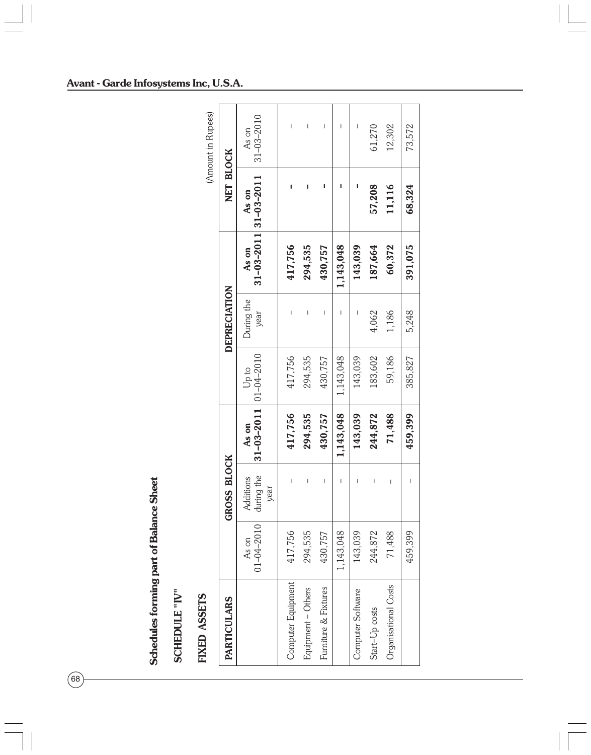Avant - Garde Infosystems Inc, U.S.A.

## Schedules forming part of Balance Sheet

## SCHEDULE "IV"

## FIXED ASSETS

(Amount in Rupees)

| PARTICULARS | GROSS BLOCK | | | DEPRECIATION | | | NET BLOCK | |
|---|---|---|---|---|---|---|---|---|
| | As on 01-04-2010 | Additions during the year | **As on 31-03-2011** | Up to 01-04-2010 | During the year | **As on 31-03-2011** | **As on 31-03-2011** | As on 31-03-2010 |
| Computer Equipment | 417,756 | – | **417,756** | 417,756 | – | **417,756** | **-** | – |
| Equipment – Others | 294,535 | – | **294,535** | 294,535 | – | **294,535** | **-** | – |
| Furniture & Fixtures | 430,757 | – | **430,757** | 430,757 | – | **430,757** | **-** | – |
| | 1,143,048 | – | **1,143,048** | 1,143,048 | – | **1,143,048** | **-** | – |
| Computer Software | 143,039 | – | **143,039** | 143,039 | – | **143,039** | **-** | – |
| Start-Up costs | 244,872 | – | **244,872** | 183,602 | 4,062 | **187,664** | **57,208** | 61,270 |
| Organisational Costs | 71,488 | – | **71,488** | 59,186 | 1,186 | **60,372** | **11,116** | 12,302 |
| | 459,399 | – | **459,399** | 385,827 | 5,248 | **391,075** | **68,324** | 73,572 |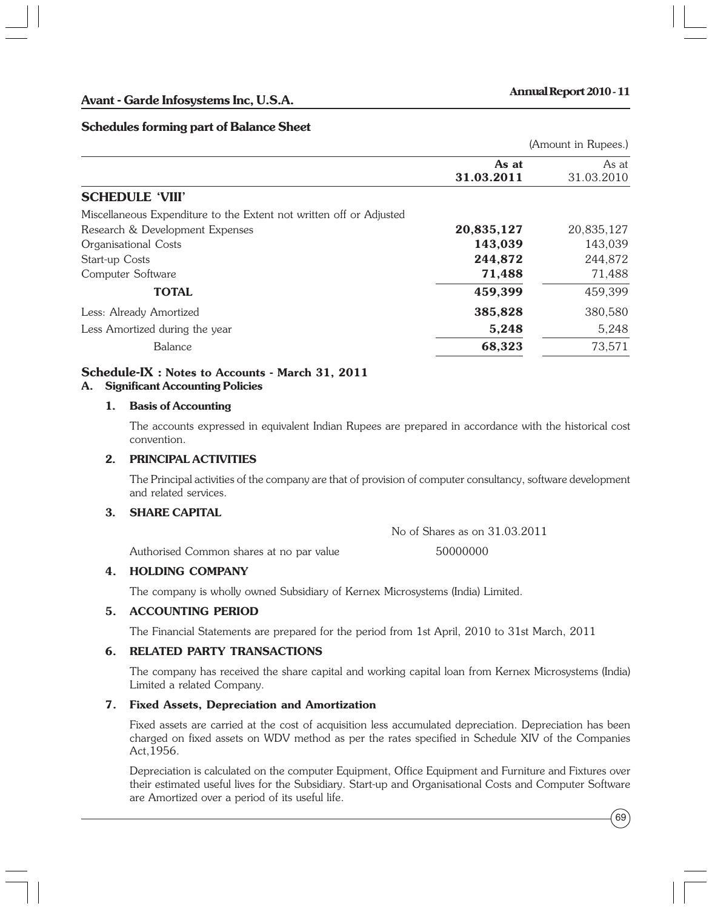**Schedules forming part of Balance Sheet**

(Amount in Rupees.)

| | **As at 31.03.2011** | As at 31.03.2010 |
|---|---|---|
| **SCHEDULE 'VIII'** | | |
| Miscellaneous Expenditure to the Extent not written off or Adjusted | | |
| Research & Development Expenses | **20,835,127** | 20,835,127 |
| Organisational Costs | **143,039** | 143,039 |
| Start-up Costs | **244,872** | 244,872 |
| Computer Software | **71,488** | 71,488 |
| **TOTAL** | **459,399** | 459,399 |
| Less: Already Amortized | **385,828** | 380,580 |
| Less Amortized during the year | **5,248** | 5,248 |
| Balance | **68,323** | 73,571 |

## Schedule-IX : Notes to Accounts - March 31, 2011

### A. Significant Accounting Policies

**1. Basis of Accounting**

The accounts expressed in equivalent Indian Rupees are prepared in accordance with the historical cost convention.

**2. PRINCIPAL ACTIVITIES**

The Principal activities of the company are that of provision of computer consultancy, software development and related services.

**3. SHARE CAPITAL**

| | No of Shares as on 31.03.2011 |
|---|---|
| Authorised Common shares at no par value | 50000000 |

**4. HOLDING COMPANY**

The company is wholly owned Subsidiary of Kernex Microsystems (India) Limited.

**5. ACCOUNTING PERIOD**

The Financial Statements are prepared for the period from 1st April, 2010 to 31st March, 2011

**6. RELATED PARTY TRANSACTIONS**

The company has received the share capital and working capital loan from Kernex Microsystems (India) Limited a related Company.

**7. Fixed Assets, Depreciation and Amortization**

Fixed assets are carried at the cost of acquisition less accumulated depreciation. Depreciation has been charged on fixed assets on WDV method as per the rates specified in Schedule XIV of the Companies Act,1956.

Depreciation is calculated on the computer Equipment, Office Equipment and Furniture and Fixtures over their estimated useful lives for the Subsidiary. Start-up and Organisational Costs and Computer Software are Amortized over a period of its useful life.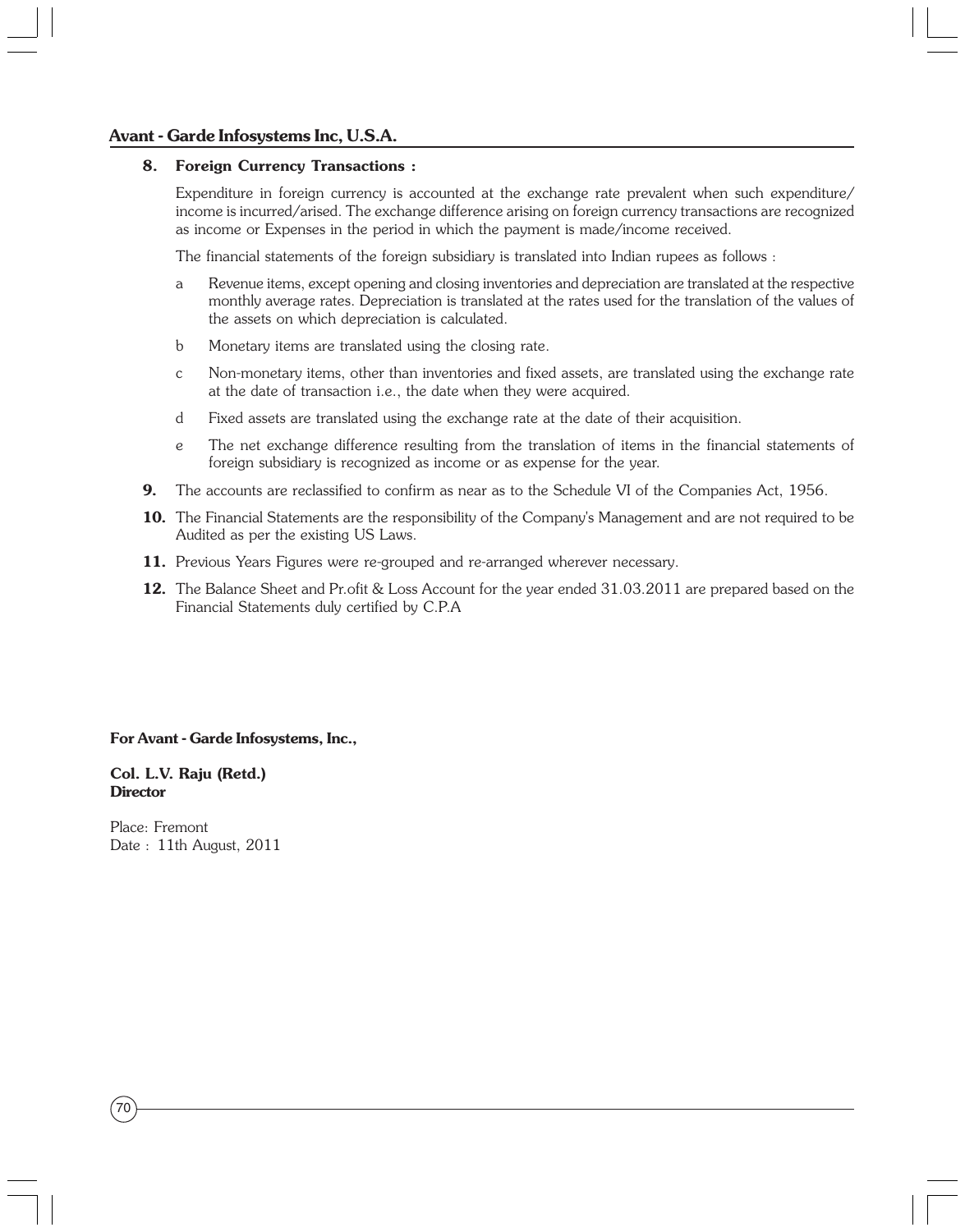## Avant - Garde Infosystems Inc, U.S.A.

**8. Foreign Currency Transactions :**

Expenditure in foreign currency is accounted at the exchange rate prevalent when such expenditure/ income is incurred/arised. The exchange difference arising on foreign currency transactions are recognized as income or Expenses in the period in which the payment is made/income received.

The financial statements of the foreign subsidiary is translated into Indian rupees as follows :

a Revenue items, except opening and closing inventories and depreciation are translated at the respective monthly average rates. Depreciation is translated at the rates used for the translation of the values of the assets on which depreciation is calculated.

b Monetary items are translated using the closing rate.

c Non-monetary items, other than inventories and fixed assets, are translated using the exchange rate at the date of transaction i.e., the date when they were acquired.

d Fixed assets are translated using the exchange rate at the date of their acquisition.

e The net exchange difference resulting from the translation of items in the financial statements of foreign subsidiary is recognized as income or as expense for the year.

**9.** The accounts are reclassified to confirm as near as to the Schedule VI of the Companies Act, 1956.

**10.** The Financial Statements are the responsibility of the Company's Management and are not required to be Audited as per the existing US Laws.

**11.** Previous Years Figures were re-grouped and re-arranged wherever necessary.

**12.** The Balance Sheet and Pr.ofit & Loss Account for the year ended 31.03.2011 are prepared based on the Financial Statements duly certified by C.P.A

**For Avant - Garde Infosystems, Inc.,**

**Col. L.V. Raju (Retd.)**
**Director**

Place: Fremont
Date : 11th August, 2011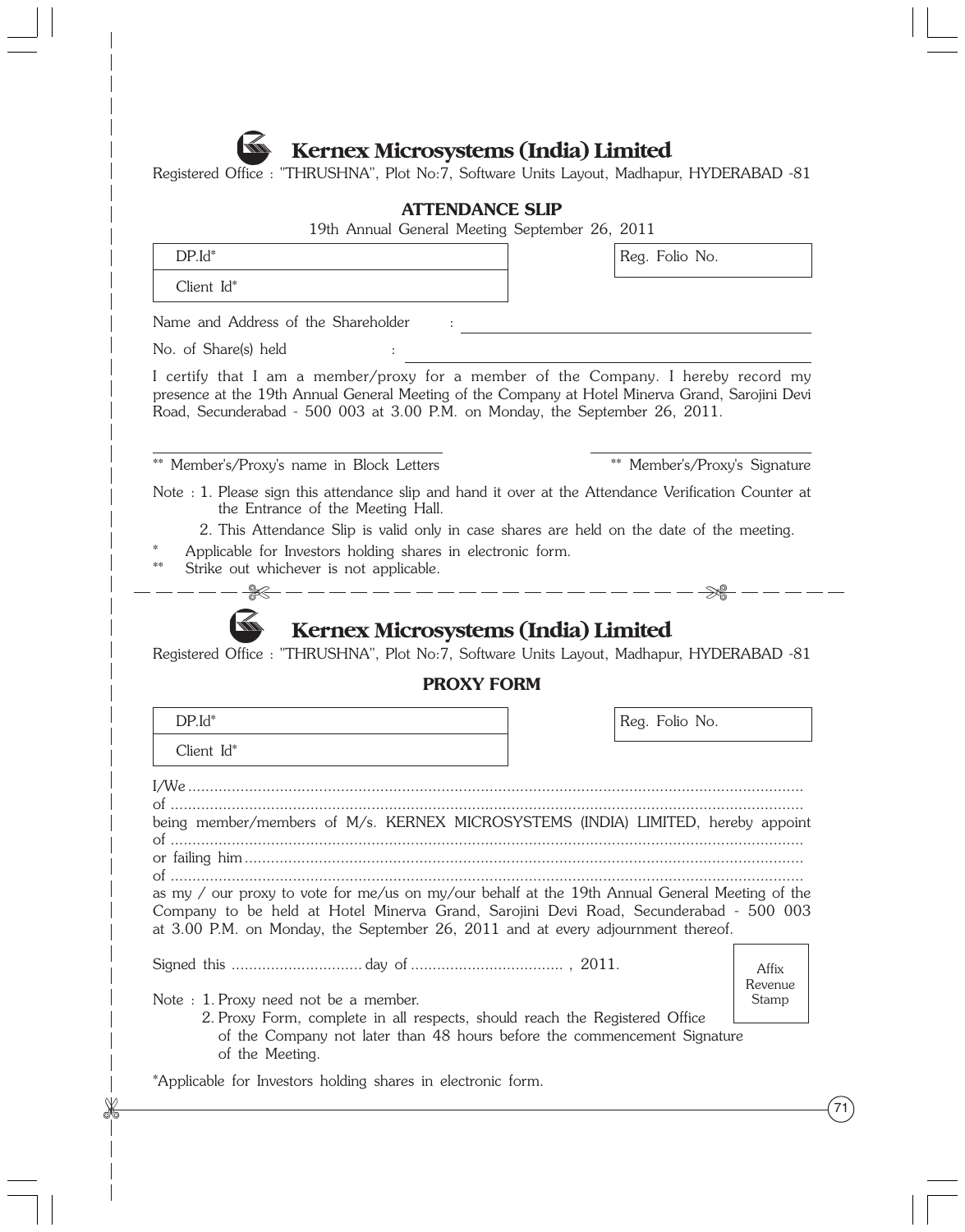# Kernex Microsystems (India) Limited

Registered Office : "THRUSHNA", Plot No:7, Software Units Layout, Madhapur, HYDERABAD -81

## ATTENDANCE SLIP

19th Annual General Meeting September 26, 2011

| | |
|---|---|
| DP.Id* | Reg. Folio No. |
| Client Id* | |

Name and Address of the Shareholder : ____________________

No. of Share(s) held : ____________________

I certify that I am a member/proxy for a member of the Company. I hereby record my presence at the 19th Annual General Meeting of the Company at Hotel Minerva Grand, Sarojini Devi Road, Secunderabad - 500 003 at 3.00 P.M. on Monday, the September 26, 2011.

** Member's/Proxy's name in Block Letters ** Member's/Proxy's Signature

Note : 1. Please sign this attendance slip and hand it over at the Attendance Verification Counter at the Entrance of the Meeting Hall.

2. This Attendance Slip is valid only in case shares are held on the date of the meeting.

\* Applicable for Investors holding shares in electronic form.

** Strike out whichever is not applicable.

---

# Kernex Microsystems (India) Limited

Registered Office : "THRUSHNA", Plot No:7, Software Units Layout, Madhapur, HYDERABAD -81

## PROXY FORM

| | |
|---|---|
| DP.Id* | Reg. Folio No. |
| Client Id* | |

I/We ...............................................................................................................................

of ...................................................................................................................................

being member/members of M/s. KERNEX MICROSYSTEMS (INDIA) LIMITED, hereby appoint

of ...................................................................................................................................

or failing him ....................................................................................................................

of ...................................................................................................................................

as my / our proxy to vote for me/us on my/our behalf at the 19th Annual General Meeting of the Company to be held at Hotel Minerva Grand, Sarojini Devi Road, Secunderabad - 500 003 at 3.00 P.M. on Monday, the September 26, 2011 and at every adjournment thereof.

Signed this .............................. day of ................................... , 2011.

Affix Revenue Stamp

Note : 1. Proxy need not be a member.

2. Proxy Form, complete in all respects, should reach the Registered Office of the Company not later than 48 hours before the commencement of the Meeting.

Signature

*Applicable for Investors holding shares in electronic form.